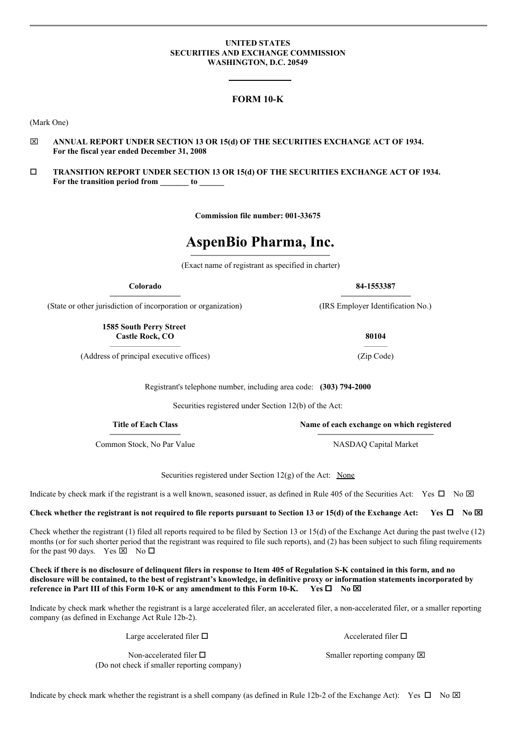**UNITED STATES**
**SECURITIES AND EXCHANGE COMMISSION**
**WASHINGTON, D.C. 20549**

# FORM 10-K

(Mark One)

☒ **ANNUAL REPORT UNDER SECTION 13 OR 15(d) OF THE SECURITIES EXCHANGE ACT OF 1934.**
**For the fiscal year ended December 31, 2008**

☐ **TRANSITION REPORT UNDER SECTION 13 OR 15(d) OF THE SECURITIES EXCHANGE ACT OF 1934.**
**For the transition period from _______ to ______**

**Commission file number: 001-33675**

# AspenBio Pharma, Inc.

(Exact name of registrant as specified in charter)

| **Colorado** | **84-1553387** |
|---|---|
| (State or other jurisdiction of incorporation or organization) | (IRS Employer Identification No.) |
| **1585 South Perry Street**<br>**Castle Rock, CO** | **80104** |
| (Address of principal executive offices) | (Zip Code) |

Registrant's telephone number, including area code: **(303) 794-2000**

Securities registered under Section 12(b) of the Act:

| **Title of Each Class** | **Name of each exchange on which registered** |
|---|---|
| Common Stock, No Par Value | NASDAQ Capital Market |

Securities registered under Section 12(g) of the Act: None

Indicate by check mark if the registrant is a well known, seasoned issuer, as defined in Rule 405 of the Securities Act: Yes ☐ No ☒

**Check whether the registrant is not required to file reports pursuant to Section 13 or 15(d) of the Exchange Act: Yes ☐ No ☒**

Check whether the registrant (1) filed all reports required to be filed by Section 13 or 15(d) of the Exchange Act during the past twelve (12) months (or for such shorter period that the registrant was required to file such reports), and (2) has been subject to such filing requirements for the past 90 days. Yes ☒ No ☐

**Check if there is no disclosure of delinquent filers in response to Item 405 of Regulation S-K contained in this form, and no disclosure will be contained, to the best of registrant's knowledge, in definitive proxy or information statements incorporated by reference in Part III of this Form 10-K or any amendment to this Form 10-K. Yes ☐ No ☒**

Indicate by check mark whether the registrant is a large accelerated filer, an accelerated filer, a non-accelerated filer, or a smaller reporting company (as defined in Exchange Act Rule 12b-2).

| | |
|---|---|
| Large accelerated filer ☐ | Accelerated filer ☐ |
| Non-accelerated filer ☐<br>(Do not check if smaller reporting company) | Smaller reporting company ☒ |

Indicate by check mark whether the registrant is a shell company (as defined in Rule 12b-2 of the Exchange Act): Yes ☐ No ☒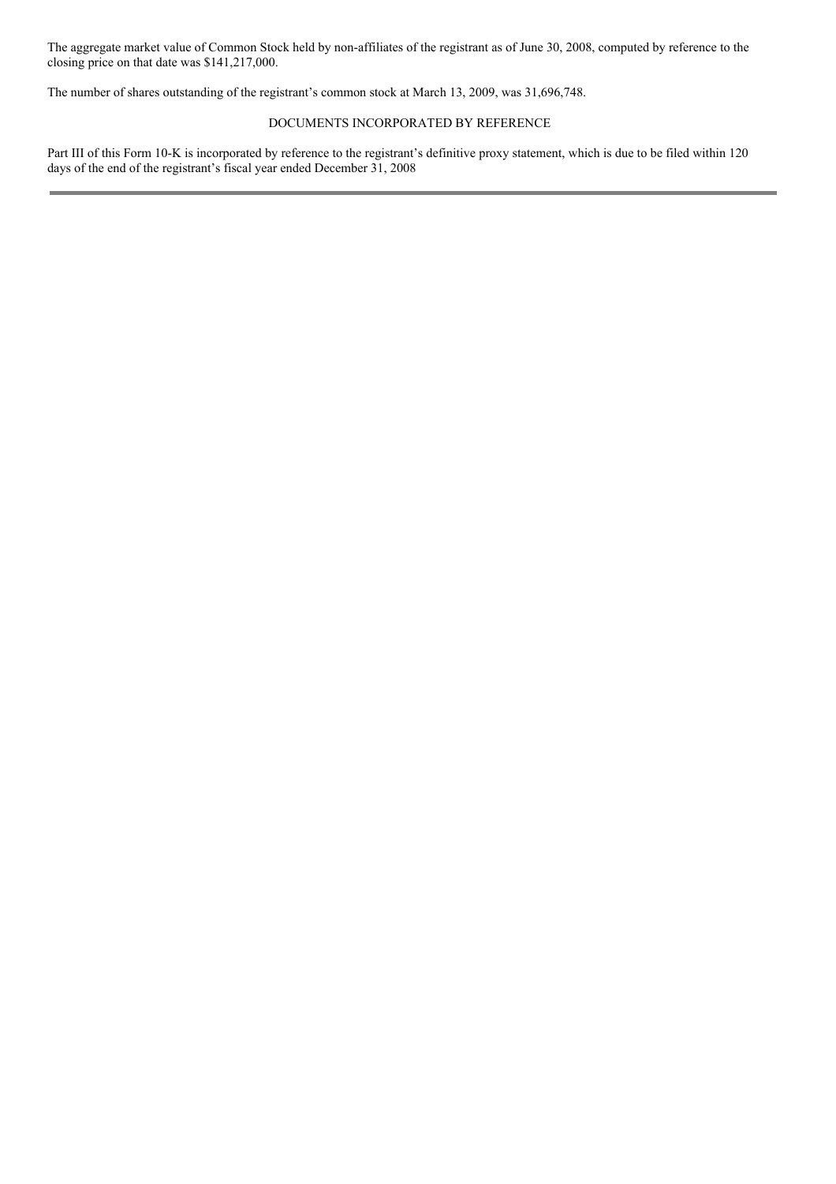The aggregate market value of Common Stock held by non-affiliates of the registrant as of June 30, 2008, computed by reference to the closing price on that date was $141,217,000.

The number of shares outstanding of the registrant's common stock at March 13, 2009, was 31,696,748.

DOCUMENTS INCORPORATED BY REFERENCE

Part III of this Form 10-K is incorporated by reference to the registrant's definitive proxy statement, which is due to be filed within 120 days of the end of the registrant's fiscal year ended December 31, 2008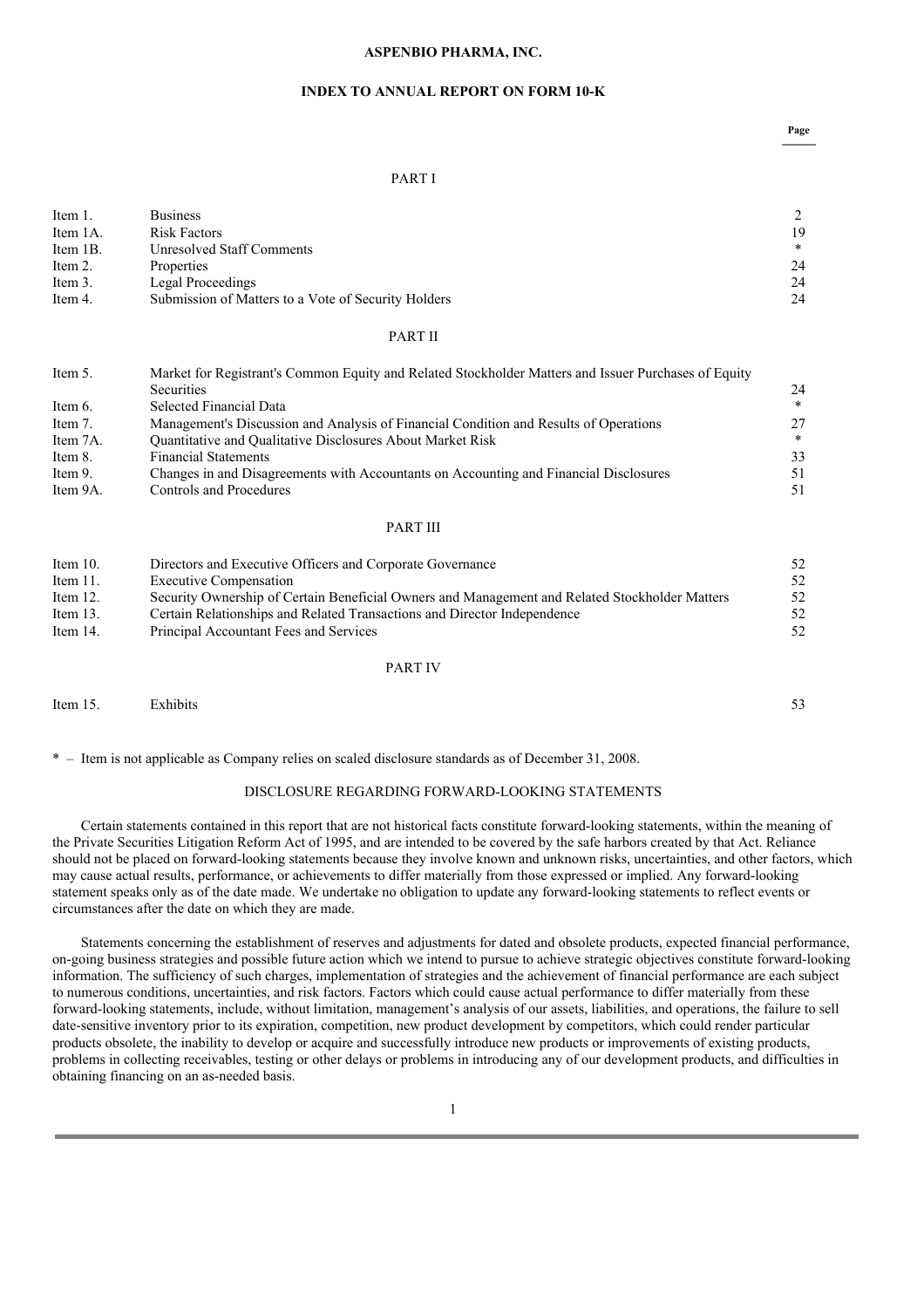**ASPENBIO PHARMA, INC.**

**INDEX TO ANNUAL REPORT ON FORM 10-K**

| | | Page |
|---|---|---|
| | PART I | |
| Item 1. | Business | 2 |
| Item 1A. | Risk Factors | 19 |
| Item 1B. | Unresolved Staff Comments | * |
| Item 2. | Properties | 24 |
| Item 3. | Legal Proceedings | 24 |
| Item 4. | Submission of Matters to a Vote of Security Holders | 24 |
| | PART II | |
| Item 5. | Market for Registrant's Common Equity and Related Stockholder Matters and Issuer Purchases of Equity Securities | 24 |
| Item 6. | Selected Financial Data | * |
| Item 7. | Management's Discussion and Analysis of Financial Condition and Results of Operations | 27 |
| Item 7A. | Quantitative and Qualitative Disclosures About Market Risk | * |
| Item 8. | Financial Statements | 33 |
| Item 9. | Changes in and Disagreements with Accountants on Accounting and Financial Disclosures | 51 |
| Item 9A. | Controls and Procedures | 51 |
| | PART III | |
| Item 10. | Directors and Executive Officers and Corporate Governance | 52 |
| Item 11. | Executive Compensation | 52 |
| Item 12. | Security Ownership of Certain Beneficial Owners and Management and Related Stockholder Matters | 52 |
| Item 13. | Certain Relationships and Related Transactions and Director Independence | 52 |
| Item 14. | Principal Accountant Fees and Services | 52 |
| | PART IV | |
| Item 15. | Exhibits | 53 |

* – Item is not applicable as Company relies on scaled disclosure standards as of December 31, 2008.

DISCLOSURE REGARDING FORWARD-LOOKING STATEMENTS

Certain statements contained in this report that are not historical facts constitute forward-looking statements, within the meaning of the Private Securities Litigation Reform Act of 1995, and are intended to be covered by the safe harbors created by that Act. Reliance should not be placed on forward-looking statements because they involve known and unknown risks, uncertainties, and other factors, which may cause actual results, performance, or achievements to differ materially from those expressed or implied. Any forward-looking statement speaks only as of the date made. We undertake no obligation to update any forward-looking statements to reflect events or circumstances after the date on which they are made.

Statements concerning the establishment of reserves and adjustments for dated and obsolete products, expected financial performance, on-going business strategies and possible future action which we intend to pursue to achieve strategic objectives constitute forward-looking information. The sufficiency of such charges, implementation of strategies and the achievement of financial performance are each subject to numerous conditions, uncertainties, and risk factors. Factors which could cause actual performance to differ materially from these forward-looking statements, include, without limitation, management's analysis of our assets, liabilities, and operations, the failure to sell date-sensitive inventory prior to its expiration, competition, new product development by competitors, which could render particular products obsolete, the inability to develop or acquire and successfully introduce new products or improvements of existing products, problems in collecting receivables, testing or other delays or problems in introducing any of our development products, and difficulties in obtaining financing on an as-needed basis.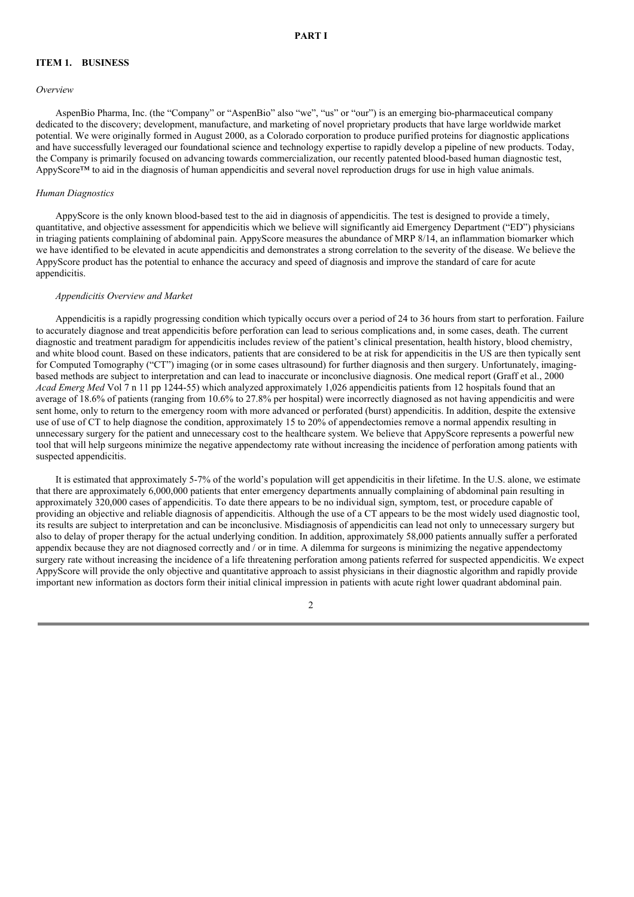# PART I

## ITEM 1. BUSINESS

*Overview*

AspenBio Pharma, Inc. (the "Company" or "AspenBio" also "we", "us" or "our") is an emerging bio-pharmaceutical company dedicated to the discovery; development, manufacture, and marketing of novel proprietary products that have large worldwide market potential. We were originally formed in August 2000, as a Colorado corporation to produce purified proteins for diagnostic applications and have successfully leveraged our foundational science and technology expertise to rapidly develop a pipeline of new products. Today, the Company is primarily focused on advancing towards commercialization, our recently patented blood-based human diagnostic test, AppyScore™ to aid in the diagnosis of human appendicitis and several novel reproduction drugs for use in high value animals.

*Human Diagnostics*

AppyScore is the only known blood-based test to the aid in diagnosis of appendicitis. The test is designed to provide a timely, quantitative, and objective assessment for appendicitis which we believe will significantly aid Emergency Department ("ED") physicians in triaging patients complaining of abdominal pain. AppyScore measures the abundance of MRP 8/14, an inflammation biomarker which we have identified to be elevated in acute appendicitis and demonstrates a strong correlation to the severity of the disease. We believe the AppyScore product has the potential to enhance the accuracy and speed of diagnosis and improve the standard of care for acute appendicitis.

*Appendicitis Overview and Market*

Appendicitis is a rapidly progressing condition which typically occurs over a period of 24 to 36 hours from start to perforation. Failure to accurately diagnose and treat appendicitis before perforation can lead to serious complications and, in some cases, death. The current diagnostic and treatment paradigm for appendicitis includes review of the patient's clinical presentation, health history, blood chemistry, and white blood count. Based on these indicators, patients that are considered to be at risk for appendicitis in the US are then typically sent for Computed Tomography ("CT") imaging (or in some cases ultrasound) for further diagnosis and then surgery. Unfortunately, imaging-based methods are subject to interpretation and can lead to inaccurate or inconclusive diagnosis. One medical report (Graff et al., 2000 *Acad Emerg Med* Vol 7 n 11 pp 1244-55) which analyzed approximately 1,026 appendicitis patients from 12 hospitals found that an average of 18.6% of patients (ranging from 10.6% to 27.8% per hospital) were incorrectly diagnosed as not having appendicitis and were sent home, only to return to the emergency room with more advanced or perforated (burst) appendicitis. In addition, despite the extensive use of use of CT to help diagnose the condition, approximately 15 to 20% of appendectomies remove a normal appendix resulting in unnecessary surgery for the patient and unnecessary cost to the healthcare system. We believe that AppyScore represents a powerful new tool that will help surgeons minimize the negative appendectomy rate without increasing the incidence of perforation among patients with suspected appendicitis.

It is estimated that approximately 5-7% of the world's population will get appendicitis in their lifetime. In the U.S. alone, we estimate that there are approximately 6,000,000 patients that enter emergency departments annually complaining of abdominal pain resulting in approximately 320,000 cases of appendicitis. To date there appears to be no individual sign, symptom, test, or procedure capable of providing an objective and reliable diagnosis of appendicitis. Although the use of a CT appears to be the most widely used diagnostic tool, its results are subject to interpretation and can be inconclusive. Misdiagnosis of appendicitis can lead not only to unnecessary surgery but also to delay of proper therapy for the actual underlying condition. In addition, approximately 58,000 patients annually suffer a perforated appendix because they are not diagnosed correctly and / or in time. A dilemma for surgeons is minimizing the negative appendectomy surgery rate without increasing the incidence of a life threatening perforation among patients referred for suspected appendicitis. We expect AppyScore will provide the only objective and quantitative approach to assist physicians in their diagnostic algorithm and rapidly provide important new information as doctors form their initial clinical impression in patients with acute right lower quadrant abdominal pain.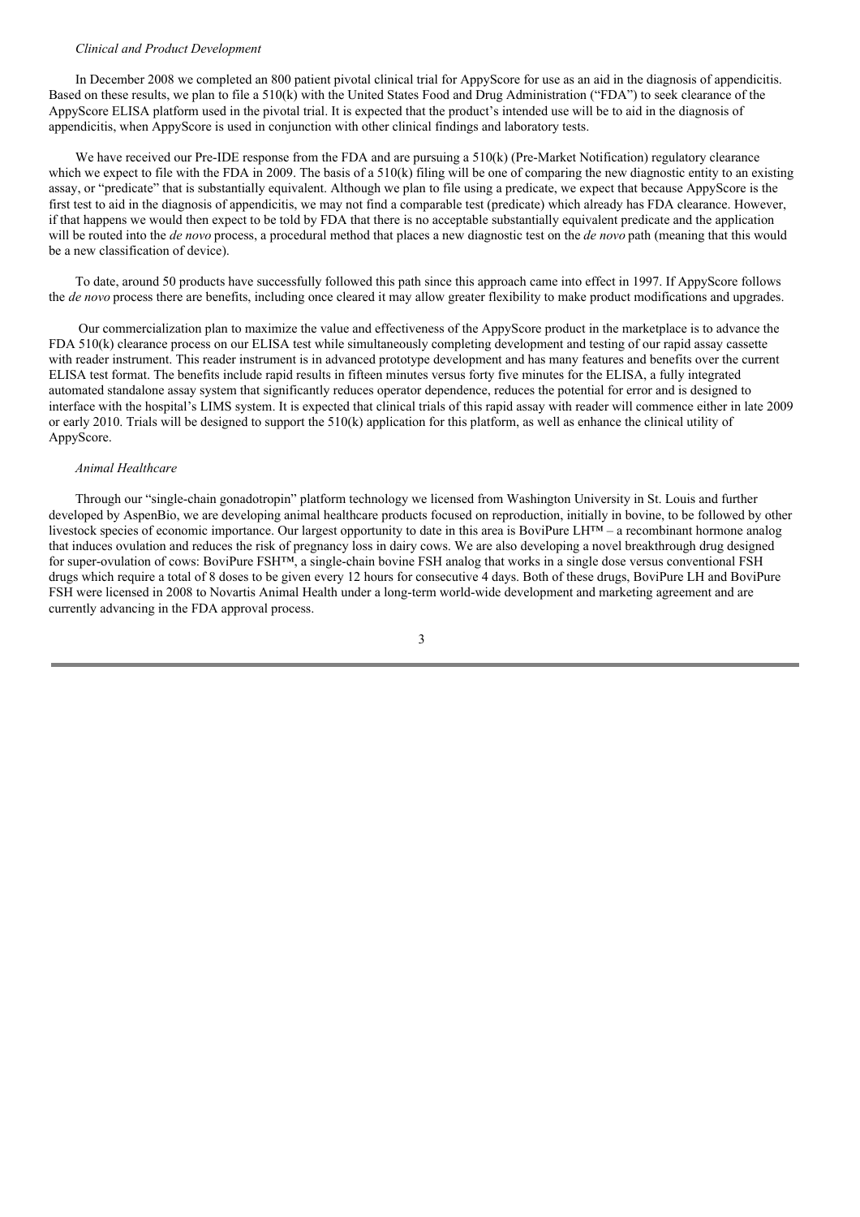*Clinical and Product Development*

In December 2008 we completed an 800 patient pivotal clinical trial for AppyScore for use as an aid in the diagnosis of appendicitis. Based on these results, we plan to file a 510(k) with the United States Food and Drug Administration ("FDA") to seek clearance of the AppyScore ELISA platform used in the pivotal trial. It is expected that the product's intended use will be to aid in the diagnosis of appendicitis, when AppyScore is used in conjunction with other clinical findings and laboratory tests.

We have received our Pre-IDE response from the FDA and are pursuing a 510(k) (Pre-Market Notification) regulatory clearance which we expect to file with the FDA in 2009. The basis of a 510(k) filing will be one of comparing the new diagnostic entity to an existing assay, or "predicate" that is substantially equivalent. Although we plan to file using a predicate, we expect that because AppyScore is the first test to aid in the diagnosis of appendicitis, we may not find a comparable test (predicate) which already has FDA clearance. However, if that happens we would then expect to be told by FDA that there is no acceptable substantially equivalent predicate and the application will be routed into the *de novo* process, a procedural method that places a new diagnostic test on the *de novo* path (meaning that this would be a new classification of device).

To date, around 50 products have successfully followed this path since this approach came into effect in 1997. If AppyScore follows the *de novo* process there are benefits, including once cleared it may allow greater flexibility to make product modifications and upgrades.

Our commercialization plan to maximize the value and effectiveness of the AppyScore product in the marketplace is to advance the FDA 510(k) clearance process on our ELISA test while simultaneously completing development and testing of our rapid assay cassette with reader instrument. This reader instrument is in advanced prototype development and has many features and benefits over the current ELISA test format. The benefits include rapid results in fifteen minutes versus forty five minutes for the ELISA, a fully integrated automated standalone assay system that significantly reduces operator dependence, reduces the potential for error and is designed to interface with the hospital's LIMS system. It is expected that clinical trials of this rapid assay with reader will commence either in late 2009 or early 2010. Trials will be designed to support the 510(k) application for this platform, as well as enhance the clinical utility of AppyScore.

*Animal Healthcare*

Through our "single-chain gonadotropin" platform technology we licensed from Washington University in St. Louis and further developed by AspenBio, we are developing animal healthcare products focused on reproduction, initially in bovine, to be followed by other livestock species of economic importance. Our largest opportunity to date in this area is BoviPure LH™ – a recombinant hormone analog that induces ovulation and reduces the risk of pregnancy loss in dairy cows. We are also developing a novel breakthrough drug designed for super-ovulation of cows: BoviPure FSH™, a single-chain bovine FSH analog that works in a single dose versus conventional FSH drugs which require a total of 8 doses to be given every 12 hours for consecutive 4 days. Both of these drugs, BoviPure LH and BoviPure FSH were licensed in 2008 to Novartis Animal Health under a long-term world-wide development and marketing agreement and are currently advancing in the FDA approval process.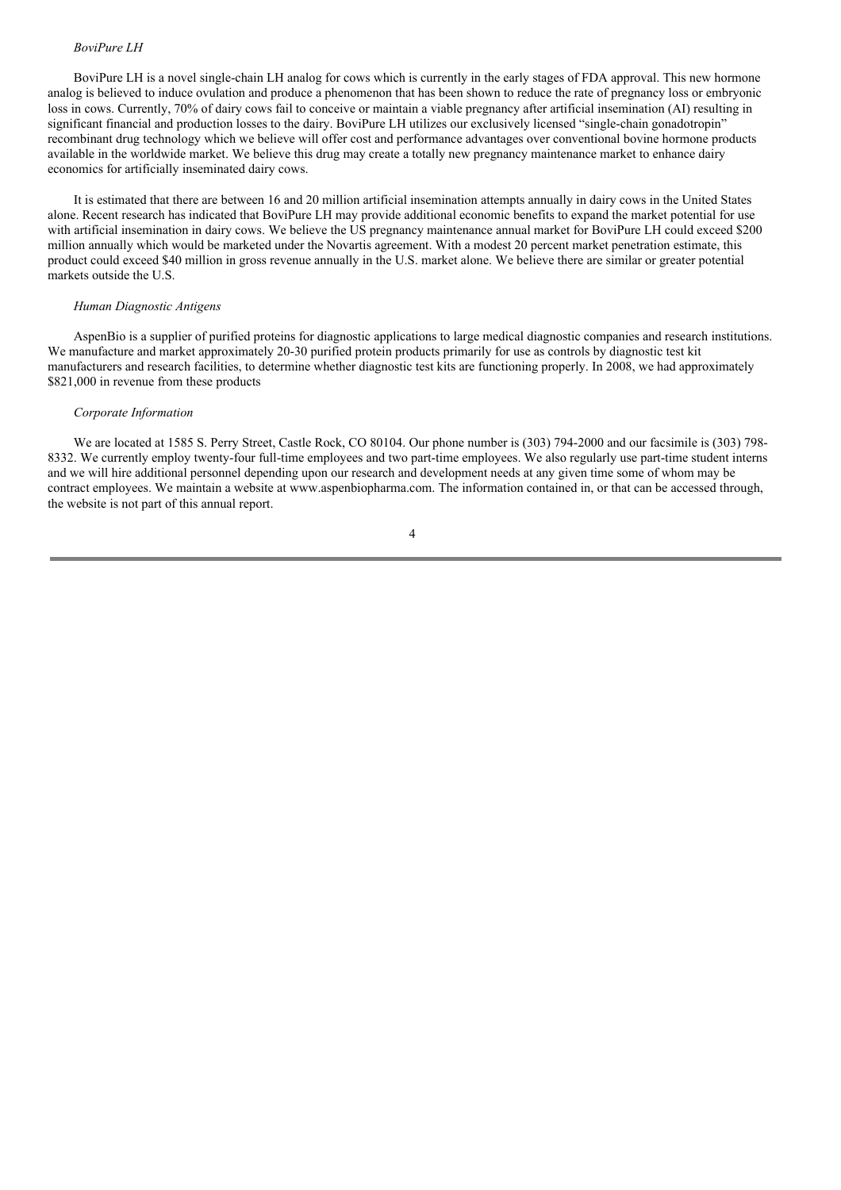*BoviPure LH*

BoviPure LH is a novel single-chain LH analog for cows which is currently in the early stages of FDA approval. This new hormone analog is believed to induce ovulation and produce a phenomenon that has been shown to reduce the rate of pregnancy loss or embryonic loss in cows. Currently, 70% of dairy cows fail to conceive or maintain a viable pregnancy after artificial insemination (AI) resulting in significant financial and production losses to the dairy. BoviPure LH utilizes our exclusively licensed "single-chain gonadotropin" recombinant drug technology which we believe will offer cost and performance advantages over conventional bovine hormone products available in the worldwide market. We believe this drug may create a totally new pregnancy maintenance market to enhance dairy economics for artificially inseminated dairy cows.

It is estimated that there are between 16 and 20 million artificial insemination attempts annually in dairy cows in the United States alone. Recent research has indicated that BoviPure LH may provide additional economic benefits to expand the market potential for use with artificial insemination in dairy cows. We believe the US pregnancy maintenance annual market for BoviPure LH could exceed $200 million annually which would be marketed under the Novartis agreement. With a modest 20 percent market penetration estimate, this product could exceed $40 million in gross revenue annually in the U.S. market alone. We believe there are similar or greater potential markets outside the U.S.

*Human Diagnostic Antigens*

AspenBio is a supplier of purified proteins for diagnostic applications to large medical diagnostic companies and research institutions. We manufacture and market approximately 20-30 purified protein products primarily for use as controls by diagnostic test kit manufacturers and research facilities, to determine whether diagnostic test kits are functioning properly. In 2008, we had approximately $821,000 in revenue from these products

*Corporate Information*

We are located at 1585 S. Perry Street, Castle Rock, CO 80104. Our phone number is (303) 794-2000 and our facsimile is (303) 798-8332. We currently employ twenty-four full-time employees and two part-time employees. We also regularly use part-time student interns and we will hire additional personnel depending upon our research and development needs at any given time some of whom may be contract employees. We maintain a website at www.aspenbiopharma.com. The information contained in, or that can be accessed through, the website is not part of this annual report.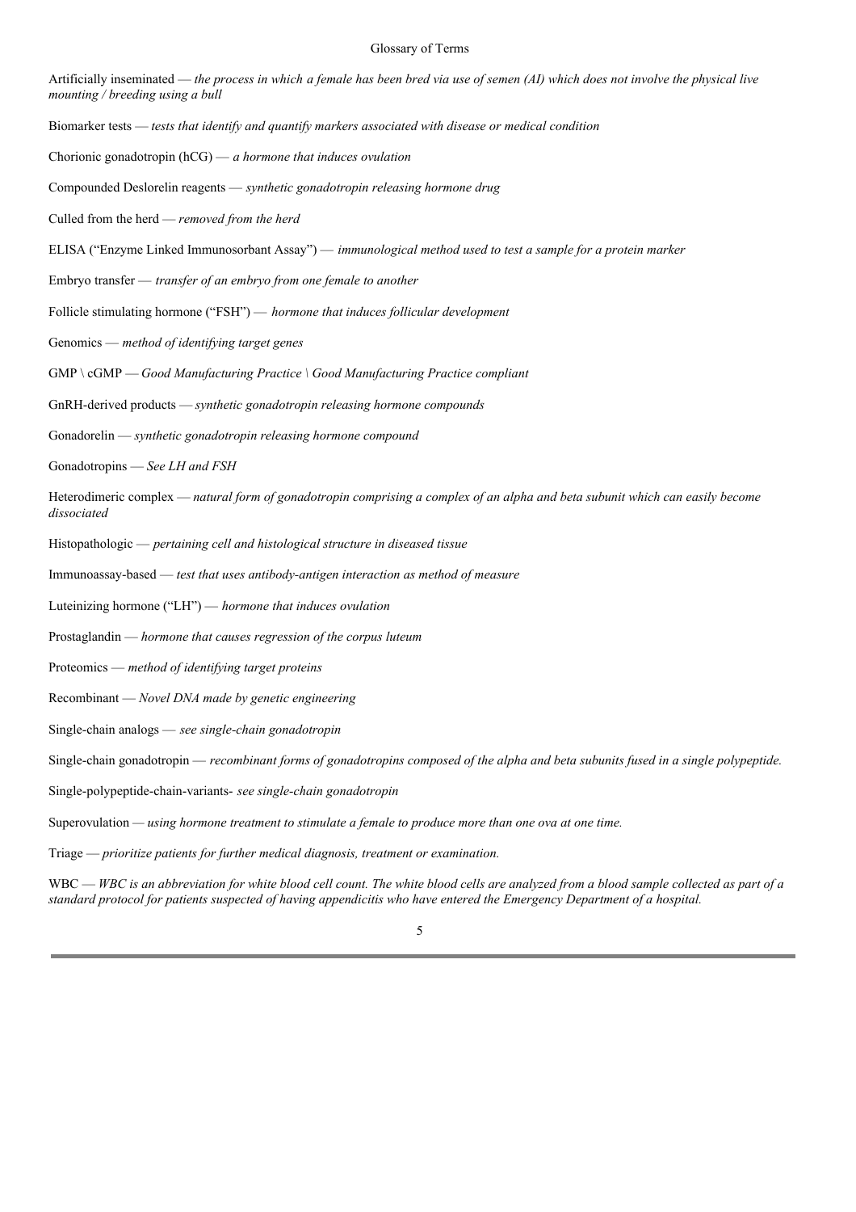## Glossary of Terms

Artificially inseminated — *the process in which a female has been bred via use of semen (AI) which does not involve the physical live mounting / breeding using a bull*

Biomarker tests — *tests that identify and quantify markers associated with disease or medical condition*

Chorionic gonadotropin (hCG) — *a hormone that induces ovulation*

Compounded Deslorelin reagents — *synthetic gonadotropin releasing hormone drug*

Culled from the herd — *removed from the herd*

ELISA ("Enzyme Linked Immunosorbant Assay") — *immunological method used to test a sample for a protein marker*

Embryo transfer — *transfer of an embryo from one female to another*

Follicle stimulating hormone ("FSH") — *hormone that induces follicular development*

Genomics — *method of identifying target genes*

GMP \ cGMP — *Good Manufacturing Practice \ Good Manufacturing Practice compliant*

GnRH-derived products — *synthetic gonadotropin releasing hormone compounds*

Gonadorelin — *synthetic gonadotropin releasing hormone compound*

Gonadotropins — *See LH and FSH*

Heterodimeric complex — *natural form of gonadotropin comprising a complex of an alpha and beta subunit which can easily become dissociated*

Histopathologic — *pertaining cell and histological structure in diseased tissue*

Immunoassay-based — *test that uses antibody-antigen interaction as method of measure*

Luteinizing hormone ("LH") — *hormone that induces ovulation*

Prostaglandin — *hormone that causes regression of the corpus luteum*

Proteomics — *method of identifying target proteins*

Recombinant — *Novel DNA made by genetic engineering*

Single-chain analogs — *see single-chain gonadotropin*

Single-chain gonadotropin — *recombinant forms of gonadotropins composed of the alpha and beta subunits fused in a single polypeptide.*

Single-polypeptide-chain-variants- *see single-chain gonadotropin*

Superovulation — *using hormone treatment to stimulate a female to produce more than one ova at one time.*

Triage — *prioritize patients for further medical diagnosis, treatment or examination.*

WBC — *WBC is an abbreviation for white blood cell count. The white blood cells are analyzed from a blood sample collected as part of a standard protocol for patients suspected of having appendicitis who have entered the Emergency Department of a hospital.*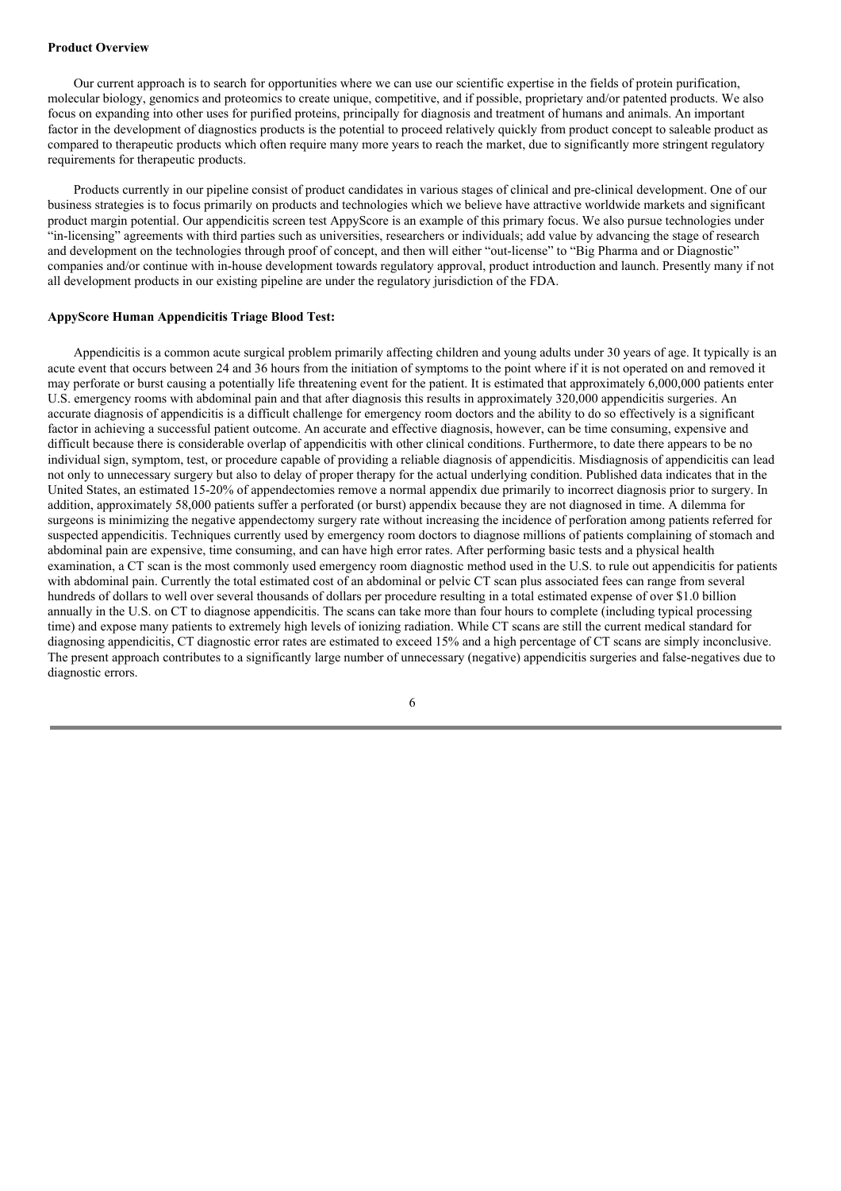**Product Overview**

Our current approach is to search for opportunities where we can use our scientific expertise in the fields of protein purification, molecular biology, genomics and proteomics to create unique, competitive, and if possible, proprietary and/or patented products. We also focus on expanding into other uses for purified proteins, principally for diagnosis and treatment of humans and animals. An important factor in the development of diagnostics products is the potential to proceed relatively quickly from product concept to saleable product as compared to therapeutic products which often require many more years to reach the market, due to significantly more stringent regulatory requirements for therapeutic products.

Products currently in our pipeline consist of product candidates in various stages of clinical and pre-clinical development. One of our business strategies is to focus primarily on products and technologies which we believe have attractive worldwide markets and significant product margin potential. Our appendicitis screen test AppyScore is an example of this primary focus. We also pursue technologies under "in-licensing" agreements with third parties such as universities, researchers or individuals; add value by advancing the stage of research and development on the technologies through proof of concept, and then will either "out-license" to "Big Pharma and or Diagnostic" companies and/or continue with in-house development towards regulatory approval, product introduction and launch. Presently many if not all development products in our existing pipeline are under the regulatory jurisdiction of the FDA.

**AppyScore Human Appendicitis Triage Blood Test:**

Appendicitis is a common acute surgical problem primarily affecting children and young adults under 30 years of age. It typically is an acute event that occurs between 24 and 36 hours from the initiation of symptoms to the point where if it is not operated on and removed it may perforate or burst causing a potentially life threatening event for the patient. It is estimated that approximately 6,000,000 patients enter U.S. emergency rooms with abdominal pain and that after diagnosis this results in approximately 320,000 appendicitis surgeries. An accurate diagnosis of appendicitis is a difficult challenge for emergency room doctors and the ability to do so effectively is a significant factor in achieving a successful patient outcome. An accurate and effective diagnosis, however, can be time consuming, expensive and difficult because there is considerable overlap of appendicitis with other clinical conditions. Furthermore, to date there appears to be no individual sign, symptom, test, or procedure capable of providing a reliable diagnosis of appendicitis. Misdiagnosis of appendicitis can lead not only to unnecessary surgery but also to delay of proper therapy for the actual underlying condition. Published data indicates that in the United States, an estimated 15-20% of appendectomies remove a normal appendix due primarily to incorrect diagnosis prior to surgery. In addition, approximately 58,000 patients suffer a perforated (or burst) appendix because they are not diagnosed in time. A dilemma for surgeons is minimizing the negative appendectomy surgery rate without increasing the incidence of perforation among patients referred for suspected appendicitis. Techniques currently used by emergency room doctors to diagnose millions of patients complaining of stomach and abdominal pain are expensive, time consuming, and can have high error rates. After performing basic tests and a physical health examination, a CT scan is the most commonly used emergency room diagnostic method used in the U.S. to rule out appendicitis for patients with abdominal pain. Currently the total estimated cost of an abdominal or pelvic CT scan plus associated fees can range from several hundreds of dollars to well over several thousands of dollars per procedure resulting in a total estimated expense of over $1.0 billion annually in the U.S. on CT to diagnose appendicitis. The scans can take more than four hours to complete (including typical processing time) and expose many patients to extremely high levels of ionizing radiation. While CT scans are still the current medical standard for diagnosing appendicitis, CT diagnostic error rates are estimated to exceed 15% and a high percentage of CT scans are simply inconclusive. The present approach contributes to a significantly large number of unnecessary (negative) appendicitis surgeries and false-negatives due to diagnostic errors.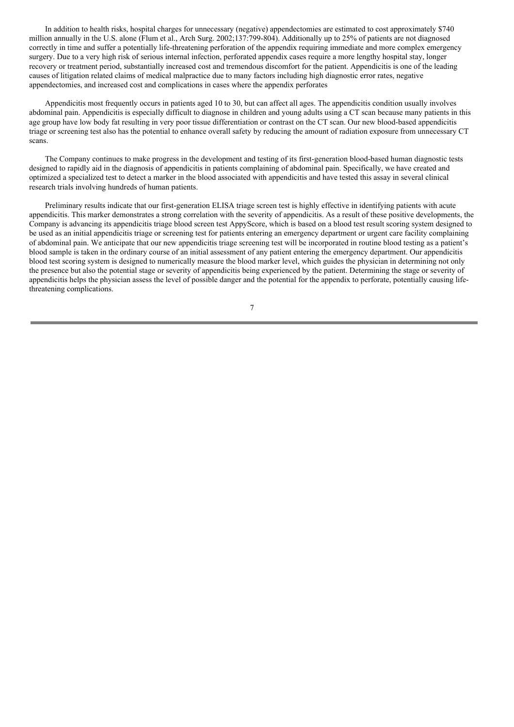In addition to health risks, hospital charges for unnecessary (negative) appendectomies are estimated to cost approximately $740 million annually in the U.S. alone (Flum et al., Arch Surg. 2002;137:799-804). Additionally up to 25% of patients are not diagnosed correctly in time and suffer a potentially life-threatening perforation of the appendix requiring immediate and more complex emergency surgery. Due to a very high risk of serious internal infection, perforated appendix cases require a more lengthy hospital stay, longer recovery or treatment period, substantially increased cost and tremendous discomfort for the patient. Appendicitis is one of the leading causes of litigation related claims of medical malpractice due to many factors including high diagnostic error rates, negative appendectomies, and increased cost and complications in cases where the appendix perforates

Appendicitis most frequently occurs in patients aged 10 to 30, but can affect all ages. The appendicitis condition usually involves abdominal pain. Appendicitis is especially difficult to diagnose in children and young adults using a CT scan because many patients in this age group have low body fat resulting in very poor tissue differentiation or contrast on the CT scan. Our new blood-based appendicitis triage or screening test also has the potential to enhance overall safety by reducing the amount of radiation exposure from unnecessary CT scans.

The Company continues to make progress in the development and testing of its first-generation blood-based human diagnostic tests designed to rapidly aid in the diagnosis of appendicitis in patients complaining of abdominal pain. Specifically, we have created and optimized a specialized test to detect a marker in the blood associated with appendicitis and have tested this assay in several clinical research trials involving hundreds of human patients.

Preliminary results indicate that our first-generation ELISA triage screen test is highly effective in identifying patients with acute appendicitis. This marker demonstrates a strong correlation with the severity of appendicitis. As a result of these positive developments, the Company is advancing its appendicitis triage blood screen test AppyScore, which is based on a blood test result scoring system designed to be used as an initial appendicitis triage or screening test for patients entering an emergency department or urgent care facility complaining of abdominal pain. We anticipate that our new appendicitis triage screening test will be incorporated in routine blood testing as a patient's blood sample is taken in the ordinary course of an initial assessment of any patient entering the emergency department. Our appendicitis blood test scoring system is designed to numerically measure the blood marker level, which guides the physician in determining not only the presence but also the potential stage or severity of appendicitis being experienced by the patient. Determining the stage or severity of appendicitis helps the physician assess the level of possible danger and the potential for the appendix to perforate, potentially causing life-threatening complications.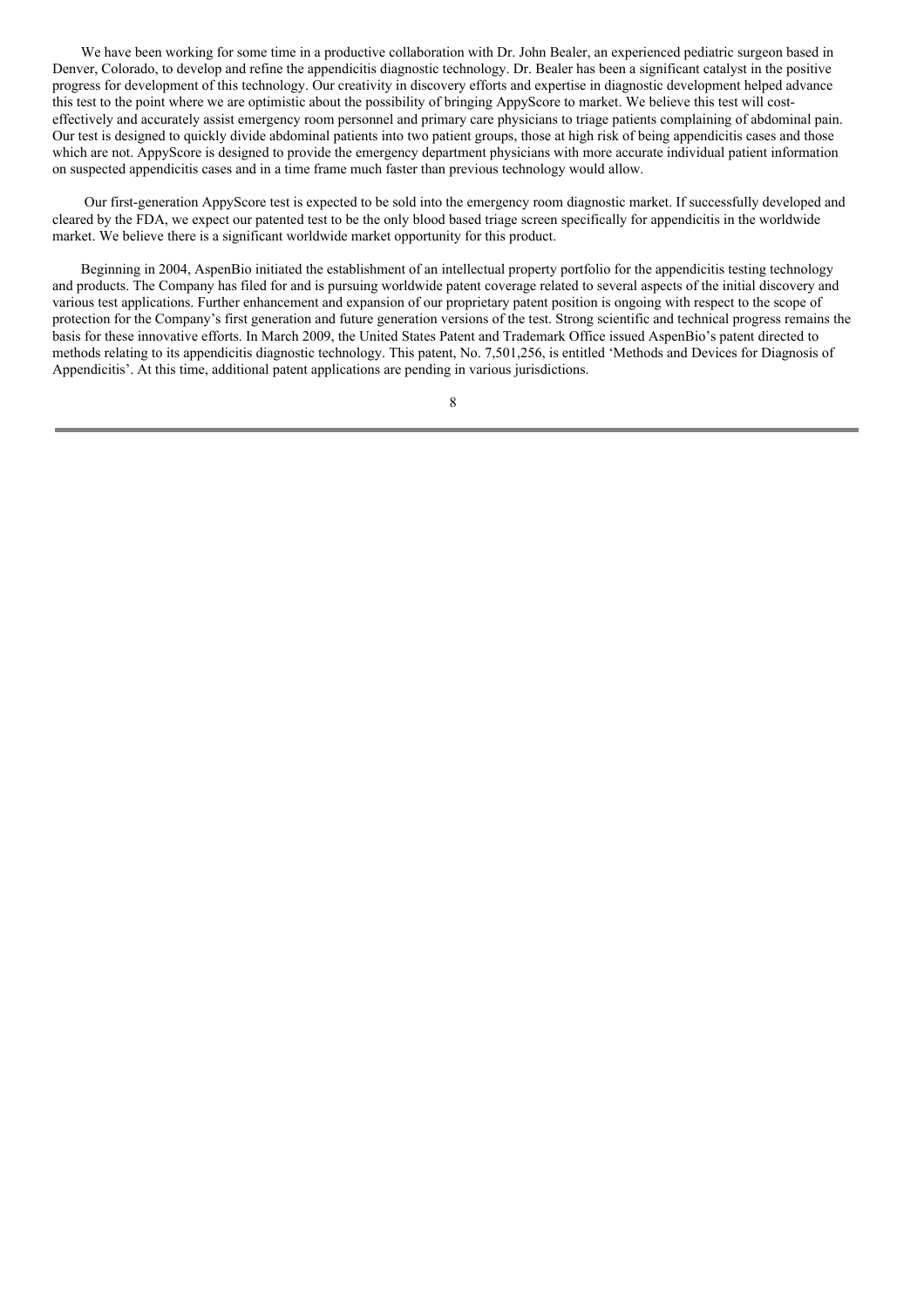We have been working for some time in a productive collaboration with Dr. John Bealer, an experienced pediatric surgeon based in Denver, Colorado, to develop and refine the appendicitis diagnostic technology. Dr. Bealer has been a significant catalyst in the positive progress for development of this technology. Our creativity in discovery efforts and expertise in diagnostic development helped advance this test to the point where we are optimistic about the possibility of bringing AppyScore to market. We believe this test will cost-effectively and accurately assist emergency room personnel and primary care physicians to triage patients complaining of abdominal pain. Our test is designed to quickly divide abdominal patients into two patient groups, those at high risk of being appendicitis cases and those which are not. AppyScore is designed to provide the emergency department physicians with more accurate individual patient information on suspected appendicitis cases and in a time frame much faster than previous technology would allow.

Our first-generation AppyScore test is expected to be sold into the emergency room diagnostic market. If successfully developed and cleared by the FDA, we expect our patented test to be the only blood based triage screen specifically for appendicitis in the worldwide market. We believe there is a significant worldwide market opportunity for this product.

Beginning in 2004, AspenBio initiated the establishment of an intellectual property portfolio for the appendicitis testing technology and products. The Company has filed for and is pursuing worldwide patent coverage related to several aspects of the initial discovery and various test applications. Further enhancement and expansion of our proprietary patent position is ongoing with respect to the scope of protection for the Company's first generation and future generation versions of the test. Strong scientific and technical progress remains the basis for these innovative efforts. In March 2009, the United States Patent and Trademark Office issued AspenBio's patent directed to methods relating to its appendicitis diagnostic technology. This patent, No. 7,501,256, is entitled 'Methods and Devices for Diagnosis of Appendicitis'. At this time, additional patent applications are pending in various jurisdictions.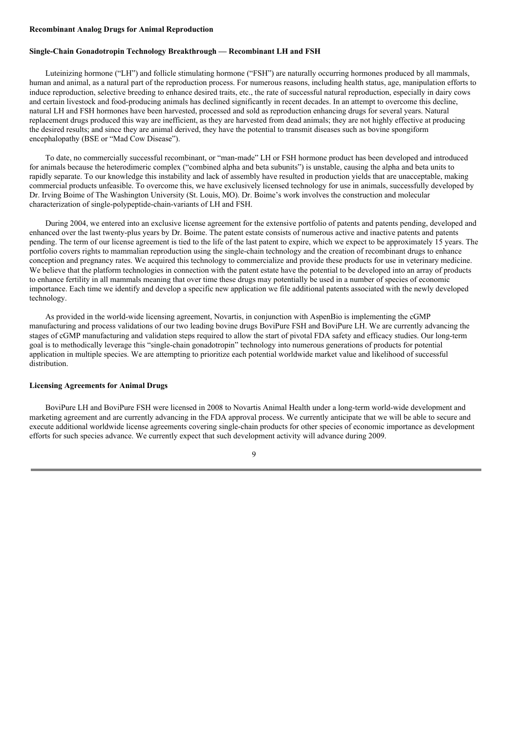**Recombinant Analog Drugs for Animal Reproduction**

**Single-Chain Gonadotropin Technology Breakthrough — Recombinant LH and FSH**

Luteinizing hormone ("LH") and follicle stimulating hormone ("FSH") are naturally occurring hormones produced by all mammals, human and animal, as a natural part of the reproduction process. For numerous reasons, including health status, age, manipulation efforts to induce reproduction, selective breeding to enhance desired traits, etc., the rate of successful natural reproduction, especially in dairy cows and certain livestock and food-producing animals has declined significantly in recent decades. In an attempt to overcome this decline, natural LH and FSH hormones have been harvested, processed and sold as reproduction enhancing drugs for several years. Natural replacement drugs produced this way are inefficient, as they are harvested from dead animals; they are not highly effective at producing the desired results; and since they are animal derived, they have the potential to transmit diseases such as bovine spongiform encephalopathy (BSE or "Mad Cow Disease").

To date, no commercially successful recombinant, or "man-made" LH or FSH hormone product has been developed and introduced for animals because the heterodimeric complex ("combined alpha and beta subunits") is unstable, causing the alpha and beta units to rapidly separate. To our knowledge this instability and lack of assembly have resulted in production yields that are unacceptable, making commercial products unfeasible. To overcome this, we have exclusively licensed technology for use in animals, successfully developed by Dr. Irving Boime of The Washington University (St. Louis, MO). Dr. Boime's work involves the construction and molecular characterization of single-polypeptide-chain-variants of LH and FSH.

During 2004, we entered into an exclusive license agreement for the extensive portfolio of patents and patents pending, developed and enhanced over the last twenty-plus years by Dr. Boime. The patent estate consists of numerous active and inactive patents and patents pending. The term of our license agreement is tied to the life of the last patent to expire, which we expect to be approximately 15 years. The portfolio covers rights to mammalian reproduction using the single-chain technology and the creation of recombinant drugs to enhance conception and pregnancy rates. We acquired this technology to commercialize and provide these products for use in veterinary medicine. We believe that the platform technologies in connection with the patent estate have the potential to be developed into an array of products to enhance fertility in all mammals meaning that over time these drugs may potentially be used in a number of species of economic importance. Each time we identify and develop a specific new application we file additional patents associated with the newly developed technology.

As provided in the world-wide licensing agreement, Novartis, in conjunction with AspenBio is implementing the cGMP manufacturing and process validations of our two leading bovine drugs BoviPure FSH and BoviPure LH. We are currently advancing the stages of cGMP manufacturing and validation steps required to allow the start of pivotal FDA safety and efficacy studies. Our long-term goal is to methodically leverage this "single-chain gonadotropin" technology into numerous generations of products for potential application in multiple species. We are attempting to prioritize each potential worldwide market value and likelihood of successful distribution.

**Licensing Agreements for Animal Drugs**

BoviPure LH and BoviPure FSH were licensed in 2008 to Novartis Animal Health under a long-term world-wide development and marketing agreement and are currently advancing in the FDA approval process. We currently anticipate that we will be able to secure and execute additional worldwide license agreements covering single-chain products for other species of economic importance as development efforts for such species advance. We currently expect that such development activity will advance during 2009.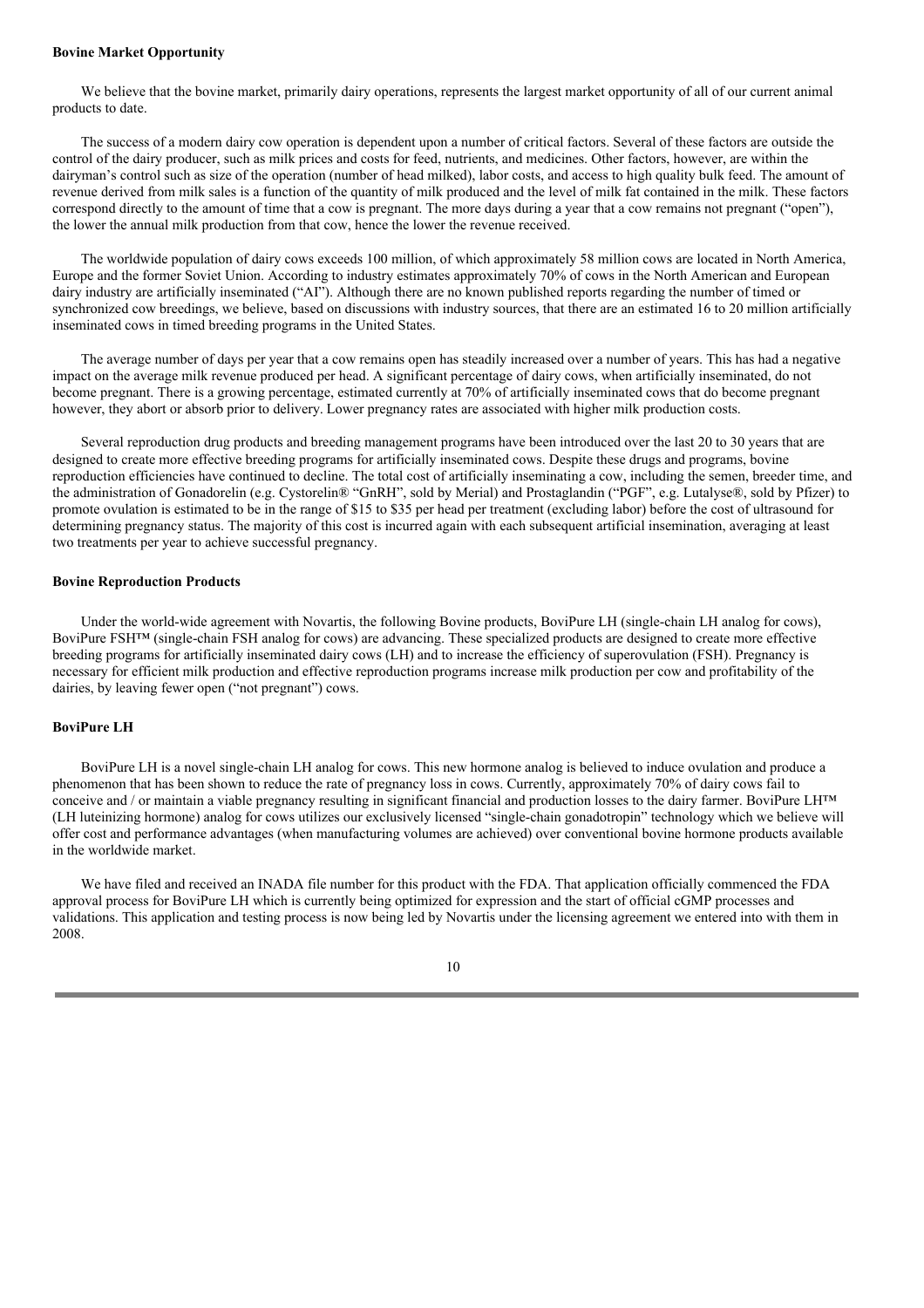**Bovine Market Opportunity**

We believe that the bovine market, primarily dairy operations, represents the largest market opportunity of all of our current animal products to date.

The success of a modern dairy cow operation is dependent upon a number of critical factors. Several of these factors are outside the control of the dairy producer, such as milk prices and costs for feed, nutrients, and medicines. Other factors, however, are within the dairyman's control such as size of the operation (number of head milked), labor costs, and access to high quality bulk feed. The amount of revenue derived from milk sales is a function of the quantity of milk produced and the level of milk fat contained in the milk. These factors correspond directly to the amount of time that a cow is pregnant. The more days during a year that a cow remains not pregnant ("open"), the lower the annual milk production from that cow, hence the lower the revenue received.

The worldwide population of dairy cows exceeds 100 million, of which approximately 58 million cows are located in North America, Europe and the former Soviet Union. According to industry estimates approximately 70% of cows in the North American and European dairy industry are artificially inseminated ("AI"). Although there are no known published reports regarding the number of timed or synchronized cow breedings, we believe, based on discussions with industry sources, that there are an estimated 16 to 20 million artificially inseminated cows in timed breeding programs in the United States.

The average number of days per year that a cow remains open has steadily increased over a number of years. This has had a negative impact on the average milk revenue produced per head. A significant percentage of dairy cows, when artificially inseminated, do not become pregnant. There is a growing percentage, estimated currently at 70% of artificially inseminated cows that do become pregnant however, they abort or absorb prior to delivery. Lower pregnancy rates are associated with higher milk production costs.

Several reproduction drug products and breeding management programs have been introduced over the last 20 to 30 years that are designed to create more effective breeding programs for artificially inseminated cows. Despite these drugs and programs, bovine reproduction efficiencies have continued to decline. The total cost of artificially inseminating a cow, including the semen, breeder time, and the administration of Gonadorelin (e.g. Cystorelin® "GnRH", sold by Merial) and Prostaglandin ("PGF", e.g. Lutalyse®, sold by Pfizer) to promote ovulation is estimated to be in the range of $15 to $35 per head per treatment (excluding labor) before the cost of ultrasound for determining pregnancy status. The majority of this cost is incurred again with each subsequent artificial insemination, averaging at least two treatments per year to achieve successful pregnancy.

**Bovine Reproduction Products**

Under the world-wide agreement with Novartis, the following Bovine products, BoviPure LH (single-chain LH analog for cows), BoviPure FSH™ (single-chain FSH analog for cows) are advancing. These specialized products are designed to create more effective breeding programs for artificially inseminated dairy cows (LH) and to increase the efficiency of superovulation (FSH). Pregnancy is necessary for efficient milk production and effective reproduction programs increase milk production per cow and profitability of the dairies, by leaving fewer open ("not pregnant") cows.

**BoviPure LH**

BoviPure LH is a novel single-chain LH analog for cows. This new hormone analog is believed to induce ovulation and produce a phenomenon that has been shown to reduce the rate of pregnancy loss in cows. Currently, approximately 70% of dairy cows fail to conceive and / or maintain a viable pregnancy resulting in significant financial and production losses to the dairy farmer. BoviPure LH™ (LH luteinizing hormone) analog for cows utilizes our exclusively licensed "single-chain gonadotropin" technology which we believe will offer cost and performance advantages (when manufacturing volumes are achieved) over conventional bovine hormone products available in the worldwide market.

We have filed and received an INADA file number for this product with the FDA. That application officially commenced the FDA approval process for BoviPure LH which is currently being optimized for expression and the start of official cGMP processes and validations. This application and testing process is now being led by Novartis under the licensing agreement we entered into with them in 2008.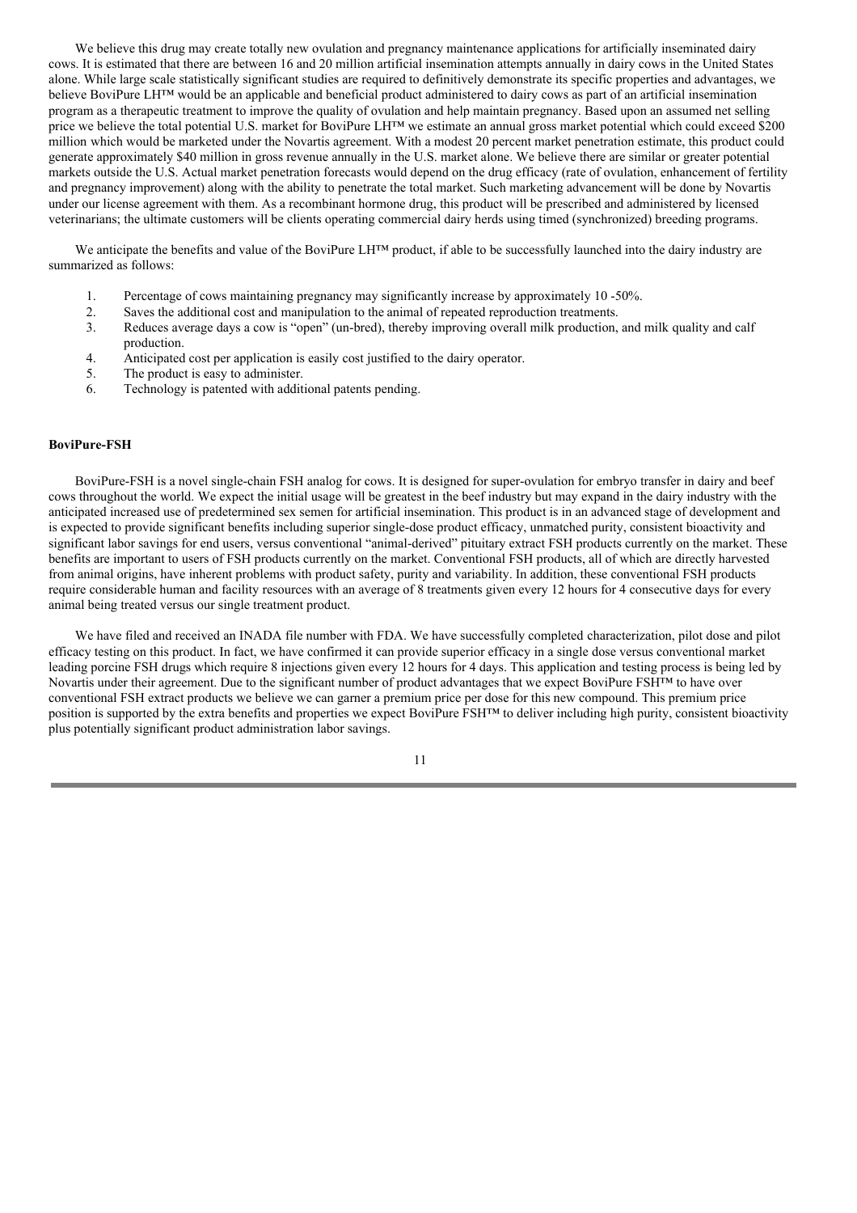We believe this drug may create totally new ovulation and pregnancy maintenance applications for artificially inseminated dairy cows. It is estimated that there are between 16 and 20 million artificial insemination attempts annually in dairy cows in the United States alone. While large scale statistically significant studies are required to definitively demonstrate its specific properties and advantages, we believe BoviPure LH™ would be an applicable and beneficial product administered to dairy cows as part of an artificial insemination program as a therapeutic treatment to improve the quality of ovulation and help maintain pregnancy. Based upon an assumed net selling price we believe the total potential U.S. market for BoviPure LH™ we estimate an annual gross market potential which could exceed $200 million which would be marketed under the Novartis agreement. With a modest 20 percent market penetration estimate, this product could generate approximately $40 million in gross revenue annually in the U.S. market alone. We believe there are similar or greater potential markets outside the U.S. Actual market penetration forecasts would depend on the drug efficacy (rate of ovulation, enhancement of fertility and pregnancy improvement) along with the ability to penetrate the total market. Such marketing advancement will be done by Novartis under our license agreement with them. As a recombinant hormone drug, this product will be prescribed and administered by licensed veterinarians; the ultimate customers will be clients operating commercial dairy herds using timed (synchronized) breeding programs.

We anticipate the benefits and value of the BoviPure LH™ product, if able to be successfully launched into the dairy industry are summarized as follows:

1. Percentage of cows maintaining pregnancy may significantly increase by approximately 10 -50%.
2. Saves the additional cost and manipulation to the animal of repeated reproduction treatments.
3. Reduces average days a cow is "open" (un-bred), thereby improving overall milk production, and milk quality and calf production.
4. Anticipated cost per application is easily cost justified to the dairy operator.
5. The product is easy to administer.
6. Technology is patented with additional patents pending.

**BoviPure-FSH**

BoviPure-FSH is a novel single-chain FSH analog for cows. It is designed for super-ovulation for embryo transfer in dairy and beef cows throughout the world. We expect the initial usage will be greatest in the beef industry but may expand in the dairy industry with the anticipated increased use of predetermined sex semen for artificial insemination. This product is in an advanced stage of development and is expected to provide significant benefits including superior single-dose product efficacy, unmatched purity, consistent bioactivity and significant labor savings for end users, versus conventional "animal-derived" pituitary extract FSH products currently on the market. These benefits are important to users of FSH products currently on the market. Conventional FSH products, all of which are directly harvested from animal origins, have inherent problems with product safety, purity and variability. In addition, these conventional FSH products require considerable human and facility resources with an average of 8 treatments given every 12 hours for 4 consecutive days for every animal being treated versus our single treatment product.

We have filed and received an INADA file number with FDA. We have successfully completed characterization, pilot dose and pilot efficacy testing on this product. In fact, we have confirmed it can provide superior efficacy in a single dose versus conventional market leading porcine FSH drugs which require 8 injections given every 12 hours for 4 days. This application and testing process is being led by Novartis under their agreement. Due to the significant number of product advantages that we expect BoviPure FSH™ to have over conventional FSH extract products we believe we can garner a premium price per dose for this new compound. This premium price position is supported by the extra benefits and properties we expect BoviPure FSH™ to deliver including high purity, consistent bioactivity plus potentially significant product administration labor savings.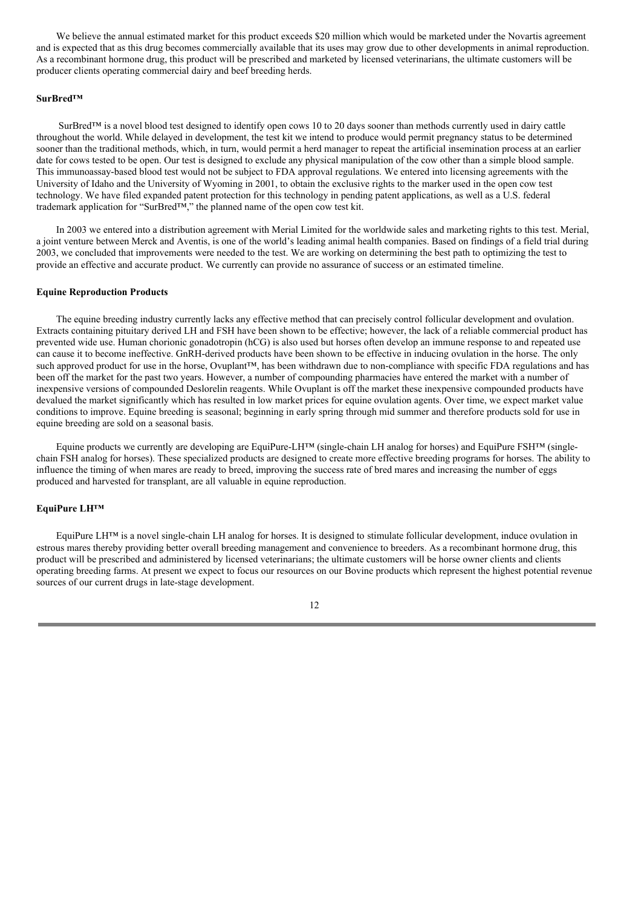We believe the annual estimated market for this product exceeds $20 million which would be marketed under the Novartis agreement and is expected that as this drug becomes commercially available that its uses may grow due to other developments in animal reproduction. As a recombinant hormone drug, this product will be prescribed and marketed by licensed veterinarians, the ultimate customers will be producer clients operating commercial dairy and beef breeding herds.

**SurBred™**

SurBred™ is a novel blood test designed to identify open cows 10 to 20 days sooner than methods currently used in dairy cattle throughout the world. While delayed in development, the test kit we intend to produce would permit pregnancy status to be determined sooner than the traditional methods, which, in turn, would permit a herd manager to repeat the artificial insemination process at an earlier date for cows tested to be open. Our test is designed to exclude any physical manipulation of the cow other than a simple blood sample. This immunoassay-based blood test would not be subject to FDA approval regulations. We entered into licensing agreements with the University of Idaho and the University of Wyoming in 2001, to obtain the exclusive rights to the marker used in the open cow test technology. We have filed expanded patent protection for this technology in pending patent applications, as well as a U.S. federal trademark application for "SurBred™," the planned name of the open cow test kit.

In 2003 we entered into a distribution agreement with Merial Limited for the worldwide sales and marketing rights to this test. Merial, a joint venture between Merck and Aventis, is one of the world's leading animal health companies. Based on findings of a field trial during 2003, we concluded that improvements were needed to the test. We are working on determining the best path to optimizing the test to provide an effective and accurate product. We currently can provide no assurance of success or an estimated timeline.

**Equine Reproduction Products**

The equine breeding industry currently lacks any effective method that can precisely control follicular development and ovulation. Extracts containing pituitary derived LH and FSH have been shown to be effective; however, the lack of a reliable commercial product has prevented wide use. Human chorionic gonadotropin (hCG) is also used but horses often develop an immune response to and repeated use can cause it to become ineffective. GnRH-derived products have been shown to be effective in inducing ovulation in the horse. The only such approved product for use in the horse, Ovuplant™, has been withdrawn due to non-compliance with specific FDA regulations and has been off the market for the past two years. However, a number of compounding pharmacies have entered the market with a number of inexpensive versions of compounded Deslorelin reagents. While Ovuplant is off the market these inexpensive compounded products have devalued the market significantly which has resulted in low market prices for equine ovulation agents. Over time, we expect market value conditions to improve. Equine breeding is seasonal; beginning in early spring through mid summer and therefore products sold for use in equine breeding are sold on a seasonal basis.

Equine products we currently are developing are EquiPure-LH™ (single-chain LH analog for horses) and EquiPure FSH™ (single-chain FSH analog for horses). These specialized products are designed to create more effective breeding programs for horses. The ability to influence the timing of when mares are ready to breed, improving the success rate of bred mares and increasing the number of eggs produced and harvested for transplant, are all valuable in equine reproduction.

**EquiPure LH™**

EquiPure LH™ is a novel single-chain LH analog for horses. It is designed to stimulate follicular development, induce ovulation in estrous mares thereby providing better overall breeding management and convenience to breeders. As a recombinant hormone drug, this product will be prescribed and administered by licensed veterinarians; the ultimate customers will be horse owner clients and clients operating breeding farms. At present we expect to focus our resources on our Bovine products which represent the highest potential revenue sources of our current drugs in late-stage development.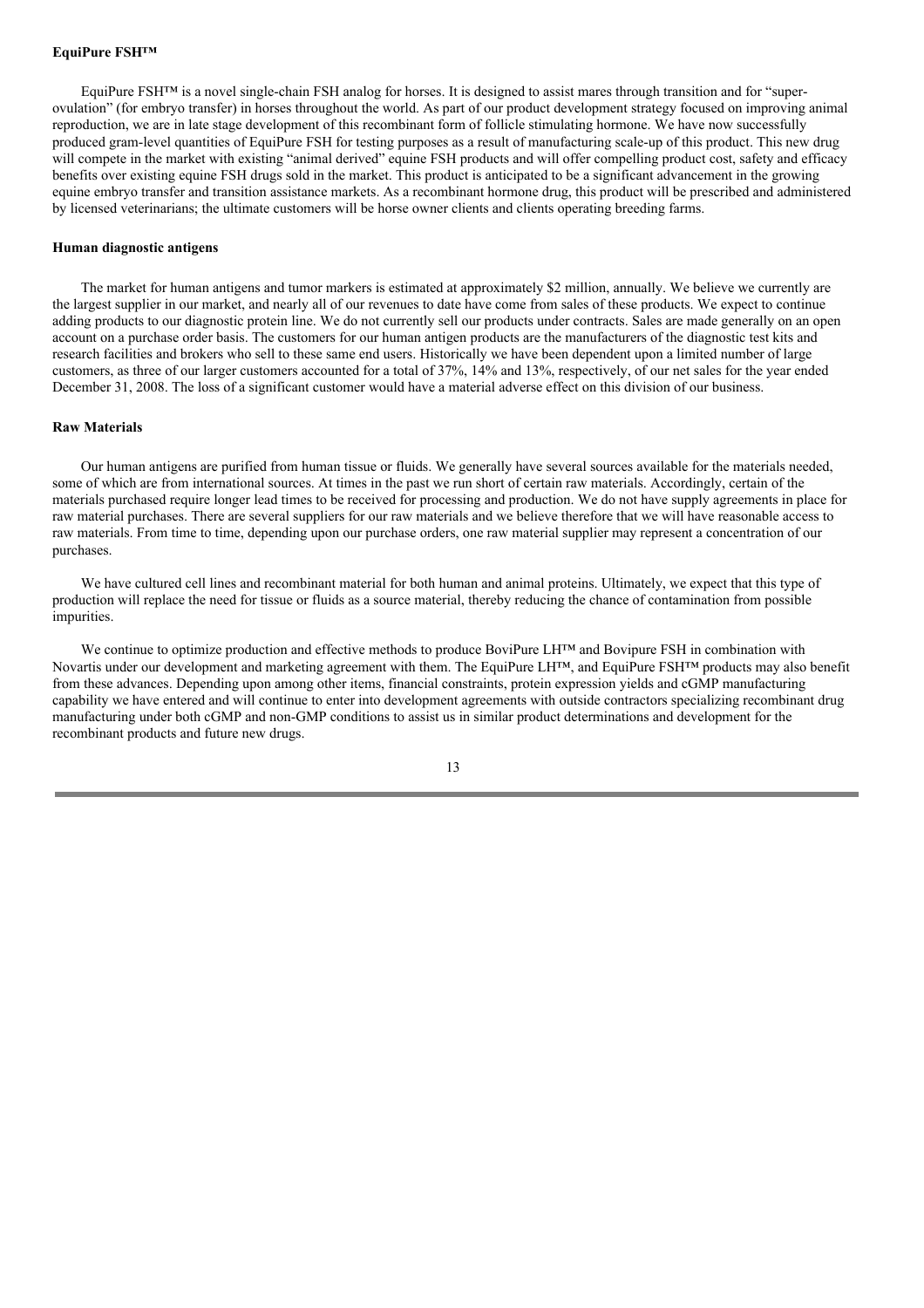**EquiPure FSH™**

EquiPure FSH™ is a novel single-chain FSH analog for horses. It is designed to assist mares through transition and for "super-ovulation" (for embryo transfer) in horses throughout the world. As part of our product development strategy focused on improving animal reproduction, we are in late stage development of this recombinant form of follicle stimulating hormone. We have now successfully produced gram-level quantities of EquiPure FSH for testing purposes as a result of manufacturing scale-up of this product. This new drug will compete in the market with existing "animal derived" equine FSH products and will offer compelling product cost, safety and efficacy benefits over existing equine FSH drugs sold in the market. This product is anticipated to be a significant advancement in the growing equine embryo transfer and transition assistance markets. As a recombinant hormone drug, this product will be prescribed and administered by licensed veterinarians; the ultimate customers will be horse owner clients and clients operating breeding farms.

**Human diagnostic antigens**

The market for human antigens and tumor markers is estimated at approximately $2 million, annually. We believe we currently are the largest supplier in our market, and nearly all of our revenues to date have come from sales of these products. We expect to continue adding products to our diagnostic protein line. We do not currently sell our products under contracts. Sales are made generally on an open account on a purchase order basis. The customers for our human antigen products are the manufacturers of the diagnostic test kits and research facilities and brokers who sell to these same end users. Historically we have been dependent upon a limited number of large customers, as three of our larger customers accounted for a total of 37%, 14% and 13%, respectively, of our net sales for the year ended December 31, 2008. The loss of a significant customer would have a material adverse effect on this division of our business.

**Raw Materials**

Our human antigens are purified from human tissue or fluids. We generally have several sources available for the materials needed, some of which are from international sources. At times in the past we run short of certain raw materials. Accordingly, certain of the materials purchased require longer lead times to be received for processing and production. We do not have supply agreements in place for raw material purchases. There are several suppliers for our raw materials and we believe therefore that we will have reasonable access to raw materials. From time to time, depending upon our purchase orders, one raw material supplier may represent a concentration of our purchases.

We have cultured cell lines and recombinant material for both human and animal proteins. Ultimately, we expect that this type of production will replace the need for tissue or fluids as a source material, thereby reducing the chance of contamination from possible impurities.

We continue to optimize production and effective methods to produce BoviPure LH™ and Bovipure FSH in combination with Novartis under our development and marketing agreement with them. The EquiPure LH™, and EquiPure FSH™ products may also benefit from these advances. Depending upon among other items, financial constraints, protein expression yields and cGMP manufacturing capability we have entered and will continue to enter into development agreements with outside contractors specializing recombinant drug manufacturing under both cGMP and non-GMP conditions to assist us in similar product determinations and development for the recombinant products and future new drugs.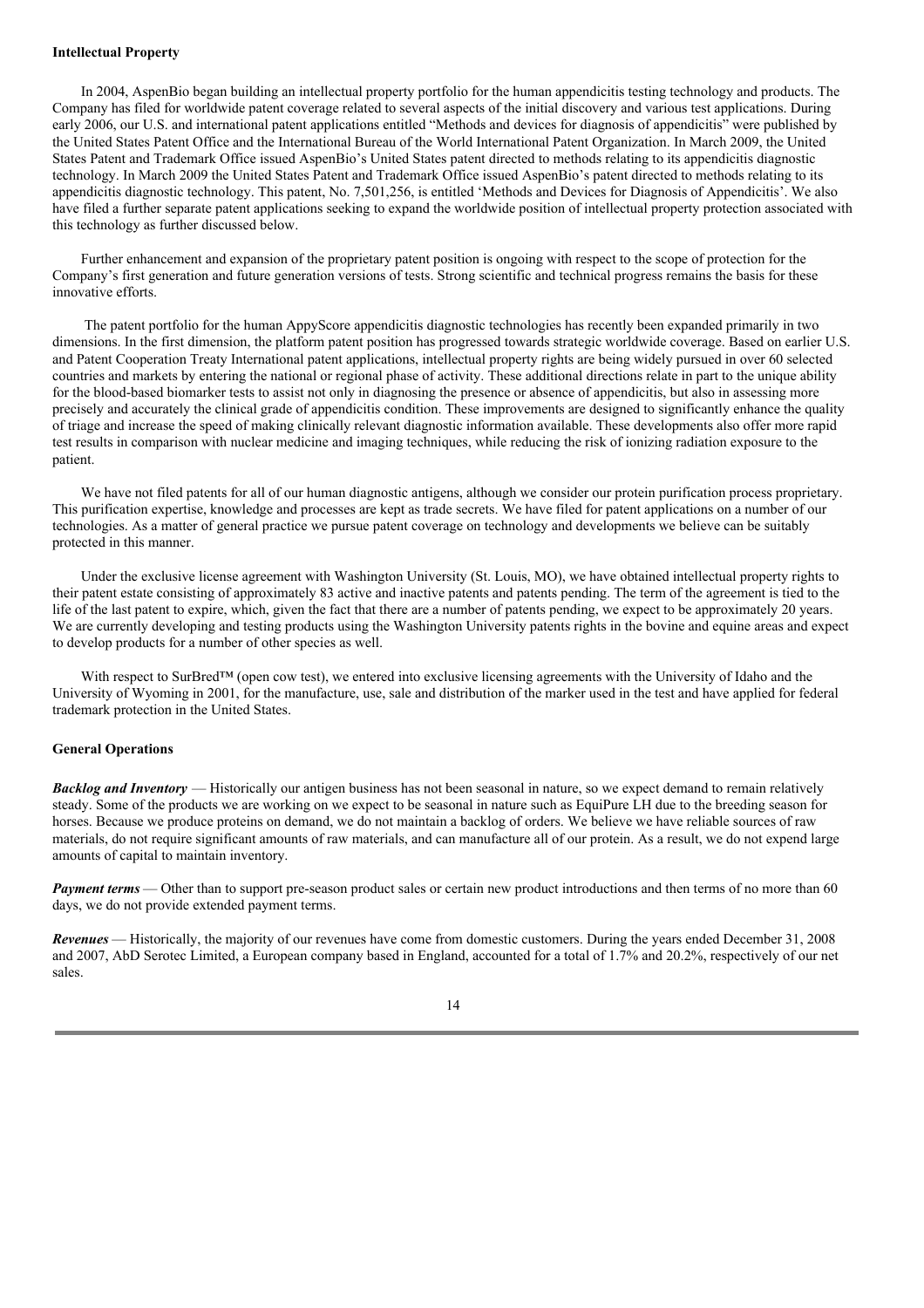**Intellectual Property**

In 2004, AspenBio began building an intellectual property portfolio for the human appendicitis testing technology and products. The Company has filed for worldwide patent coverage related to several aspects of the initial discovery and various test applications. During early 2006, our U.S. and international patent applications entitled "Methods and devices for diagnosis of appendicitis" were published by the United States Patent Office and the International Bureau of the World International Patent Organization. In March 2009, the United States Patent and Trademark Office issued AspenBio's United States patent directed to methods relating to its appendicitis diagnostic technology. In March 2009 the United States Patent and Trademark Office issued AspenBio's patent directed to methods relating to its appendicitis diagnostic technology. This patent, No. 7,501,256, is entitled 'Methods and Devices for Diagnosis of Appendicitis'. We also have filed a further separate patent applications seeking to expand the worldwide position of intellectual property protection associated with this technology as further discussed below.

Further enhancement and expansion of the proprietary patent position is ongoing with respect to the scope of protection for the Company's first generation and future generation versions of tests. Strong scientific and technical progress remains the basis for these innovative efforts.

The patent portfolio for the human AppyScore appendicitis diagnostic technologies has recently been expanded primarily in two dimensions. In the first dimension, the platform patent position has progressed towards strategic worldwide coverage. Based on earlier U.S. and Patent Cooperation Treaty International patent applications, intellectual property rights are being widely pursued in over 60 selected countries and markets by entering the national or regional phase of activity. These additional directions relate in part to the unique ability for the blood-based biomarker tests to assist not only in diagnosing the presence or absence of appendicitis, but also in assessing more precisely and accurately the clinical grade of appendicitis condition. These improvements are designed to significantly enhance the quality of triage and increase the speed of making clinically relevant diagnostic information available. These developments also offer more rapid test results in comparison with nuclear medicine and imaging techniques, while reducing the risk of ionizing radiation exposure to the patient.

We have not filed patents for all of our human diagnostic antigens, although we consider our protein purification process proprietary. This purification expertise, knowledge and processes are kept as trade secrets. We have filed for patent applications on a number of our technologies. As a matter of general practice we pursue patent coverage on technology and developments we believe can be suitably protected in this manner.

Under the exclusive license agreement with Washington University (St. Louis, MO), we have obtained intellectual property rights to their patent estate consisting of approximately 83 active and inactive patents and patents pending. The term of the agreement is tied to the life of the last patent to expire, which, given the fact that there are a number of patents pending, we expect to be approximately 20 years. We are currently developing and testing products using the Washington University patents rights in the bovine and equine areas and expect to develop products for a number of other species as well.

With respect to SurBred™ (open cow test), we entered into exclusive licensing agreements with the University of Idaho and the University of Wyoming in 2001, for the manufacture, use, sale and distribution of the marker used in the test and have applied for federal trademark protection in the United States.

**General Operations**

***Backlog and Inventory*** — Historically our antigen business has not been seasonal in nature, so we expect demand to remain relatively steady. Some of the products we are working on we expect to be seasonal in nature such as EquiPure LH due to the breeding season for horses. Because we produce proteins on demand, we do not maintain a backlog of orders. We believe we have reliable sources of raw materials, do not require significant amounts of raw materials, and can manufacture all of our protein. As a result, we do not expend large amounts of capital to maintain inventory.

***Payment terms*** — Other than to support pre-season product sales or certain new product introductions and then terms of no more than 60 days, we do not provide extended payment terms.

***Revenues*** — Historically, the majority of our revenues have come from domestic customers. During the years ended December 31, 2008 and 2007, AbD Serotec Limited, a European company based in England, accounted for a total of 1.7% and 20.2%, respectively of our net sales.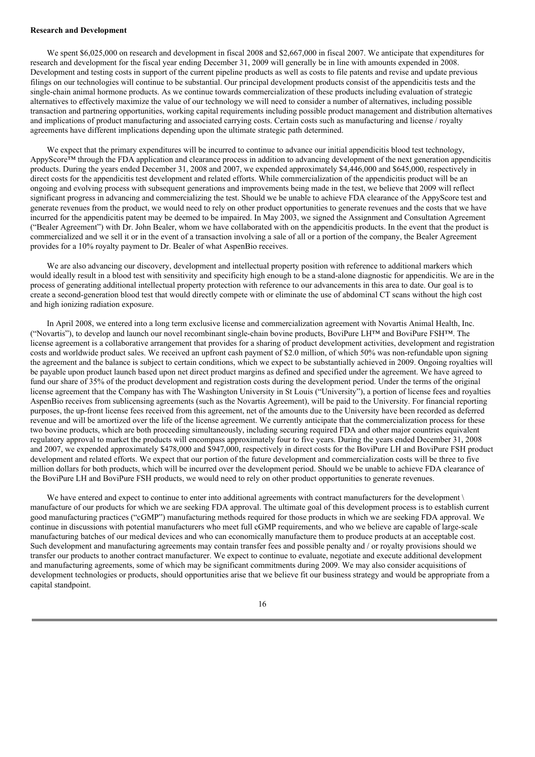**Research and Development**

We spent $6,025,000 on research and development in fiscal 2008 and $2,667,000 in fiscal 2007. We anticipate that expenditures for research and development for the fiscal year ending December 31, 2009 will generally be in line with amounts expended in 2008. Development and testing costs in support of the current pipeline products as well as costs to file patents and revise and update previous filings on our technologies will continue to be substantial. Our principal development products consist of the appendicitis tests and the single-chain animal hormone products. As we continue towards commercialization of these products including evaluation of strategic alternatives to effectively maximize the value of our technology we will need to consider a number of alternatives, including possible transaction and partnering opportunities, working capital requirements including possible product management and distribution alternatives and implications of product manufacturing and associated carrying costs. Certain costs such as manufacturing and license / royalty agreements have different implications depending upon the ultimate strategic path determined.

We expect that the primary expenditures will be incurred to continue to advance our initial appendicitis blood test technology, AppyScore™ through the FDA application and clearance process in addition to advancing development of the next generation appendicitis products. During the years ended December 31, 2008 and 2007, we expended approximately $4,446,000 and $645,000, respectively in direct costs for the appendicitis test development and related efforts. While commercialization of the appendicitis product will be an ongoing and evolving process with subsequent generations and improvements being made in the test, we believe that 2009 will reflect significant progress in advancing and commercializing the test. Should we be unable to achieve FDA clearance of the AppyScore test and generate revenues from the product, we would need to rely on other product opportunities to generate revenues and the costs that we have incurred for the appendicitis patent may be deemed to be impaired. In May 2003, we signed the Assignment and Consultation Agreement ("Bealer Agreement") with Dr. John Bealer, whom we have collaborated with on the appendicitis products. In the event that the product is commercialized and we sell it or in the event of a transaction involving a sale of all or a portion of the company, the Bealer Agreement provides for a 10% royalty payment to Dr. Bealer of what AspenBio receives.

We are also advancing our discovery, development and intellectual property position with reference to additional markers which would ideally result in a blood test with sensitivity and specificity high enough to be a stand-alone diagnostic for appendicitis. We are in the process of generating additional intellectual property protection with reference to our advancements in this area to date. Our goal is to create a second-generation blood test that would directly compete with or eliminate the use of abdominal CT scans without the high cost and high ionizing radiation exposure.

In April 2008, we entered into a long term exclusive license and commercialization agreement with Novartis Animal Health, Inc. ("Novartis"), to develop and launch our novel recombinant single-chain bovine products, BoviPure LH™ and BoviPure FSH™. The license agreement is a collaborative arrangement that provides for a sharing of product development activities, development and registration costs and worldwide product sales. We received an upfront cash payment of $2.0 million, of which 50% was non-refundable upon signing the agreement and the balance is subject to certain conditions, which we expect to be substantially achieved in 2009. Ongoing royalties will be payable upon product launch based upon net direct product margins as defined and specified under the agreement. We have agreed to fund our share of 35% of the product development and registration costs during the development period. Under the terms of the original license agreement that the Company has with The Washington University in St Louis ("University"), a portion of license fees and royalties AspenBio receives from sublicensing agreements (such as the Novartis Agreement), will be paid to the University. For financial reporting purposes, the up-front license fees received from this agreement, net of the amounts due to the University have been recorded as deferred revenue and will be amortized over the life of the license agreement. We currently anticipate that the commercialization process for these two bovine products, which are both proceeding simultaneously, including securing required FDA and other major countries equivalent regulatory approval to market the products will encompass approximately four to five years. During the years ended December 31, 2008 and 2007, we expended approximately $478,000 and $947,000, respectively in direct costs for the BoviPure LH and BoviPure FSH product development and related efforts. We expect that our portion of the future development and commercialization costs will be three to five million dollars for both products, which will be incurred over the development period. Should we be unable to achieve FDA clearance of the BoviPure LH and BoviPure FSH products, we would need to rely on other product opportunities to generate revenues.

We have entered and expect to continue to enter into additional agreements with contract manufacturers for the development \ manufacture of our products for which we are seeking FDA approval. The ultimate goal of this development process is to establish current good manufacturing practices ("cGMP") manufacturing methods required for those products in which we are seeking FDA approval. We continue in discussions with potential manufacturers who meet full cGMP requirements, and who we believe are capable of large-scale manufacturing batches of our medical devices and who can economically manufacture them to produce products at an acceptable cost. Such development and manufacturing agreements may contain transfer fees and possible penalty and / or royalty provisions should we transfer our products to another contract manufacturer. We expect to continue to evaluate, negotiate and execute additional development and manufacturing agreements, some of which may be significant commitments during 2009. We may also consider acquisitions of development technologies or products, should opportunities arise that we believe fit our business strategy and would be appropriate from a capital standpoint.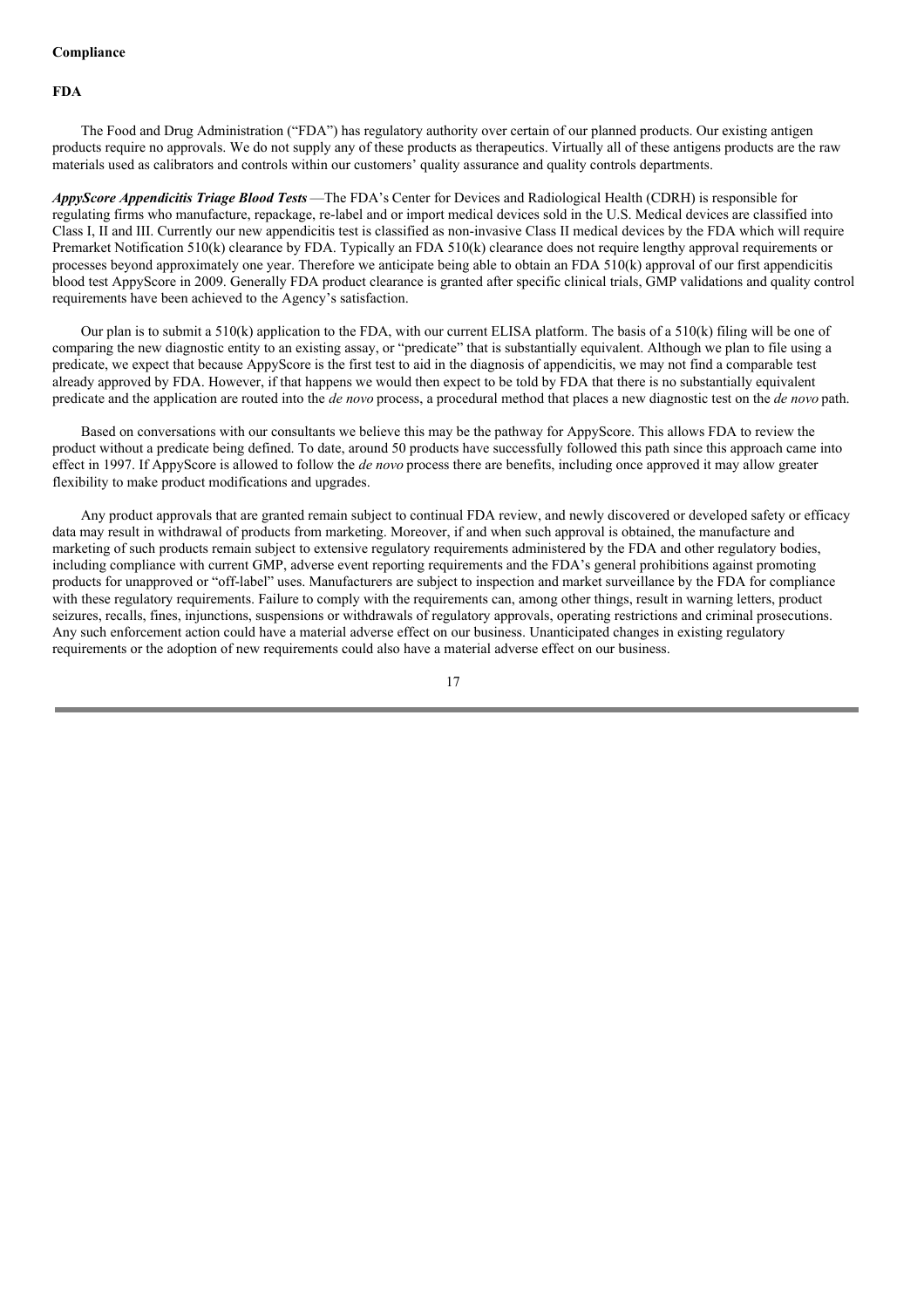**Compliance**

**FDA**

The Food and Drug Administration ("FDA") has regulatory authority over certain of our planned products. Our existing antigen products require no approvals. We do not supply any of these products as therapeutics. Virtually all of these antigens products are the raw materials used as calibrators and controls within our customers' quality assurance and quality controls departments.

***AppyScore Appendicitis Triage Blood Tests*** —The FDA's Center for Devices and Radiological Health (CDRH) is responsible for regulating firms who manufacture, repackage, re-label and or import medical devices sold in the U.S. Medical devices are classified into Class I, II and III. Currently our new appendicitis test is classified as non-invasive Class II medical devices by the FDA which will require Premarket Notification 510(k) clearance by FDA. Typically an FDA 510(k) clearance does not require lengthy approval requirements or processes beyond approximately one year. Therefore we anticipate being able to obtain an FDA 510(k) approval of our first appendicitis blood test AppyScore in 2009. Generally FDA product clearance is granted after specific clinical trials, GMP validations and quality control requirements have been achieved to the Agency's satisfaction.

Our plan is to submit a 510(k) application to the FDA, with our current ELISA platform. The basis of a 510(k) filing will be one of comparing the new diagnostic entity to an existing assay, or "predicate" that is substantially equivalent. Although we plan to file using a predicate, we expect that because AppyScore is the first test to aid in the diagnosis of appendicitis, we may not find a comparable test already approved by FDA. However, if that happens we would then expect to be told by FDA that there is no substantially equivalent predicate and the application are routed into the *de novo* process, a procedural method that places a new diagnostic test on the *de novo* path.

Based on conversations with our consultants we believe this may be the pathway for AppyScore. This allows FDA to review the product without a predicate being defined. To date, around 50 products have successfully followed this path since this approach came into effect in 1997. If AppyScore is allowed to follow the *de novo* process there are benefits, including once approved it may allow greater flexibility to make product modifications and upgrades.

Any product approvals that are granted remain subject to continual FDA review, and newly discovered or developed safety or efficacy data may result in withdrawal of products from marketing. Moreover, if and when such approval is obtained, the manufacture and marketing of such products remain subject to extensive regulatory requirements administered by the FDA and other regulatory bodies, including compliance with current GMP, adverse event reporting requirements and the FDA's general prohibitions against promoting products for unapproved or "off-label" uses. Manufacturers are subject to inspection and market surveillance by the FDA for compliance with these regulatory requirements. Failure to comply with the requirements can, among other things, result in warning letters, product seizures, recalls, fines, injunctions, suspensions or withdrawals of regulatory approvals, operating restrictions and criminal prosecutions. Any such enforcement action could have a material adverse effect on our business. Unanticipated changes in existing regulatory requirements or the adoption of new requirements could also have a material adverse effect on our business.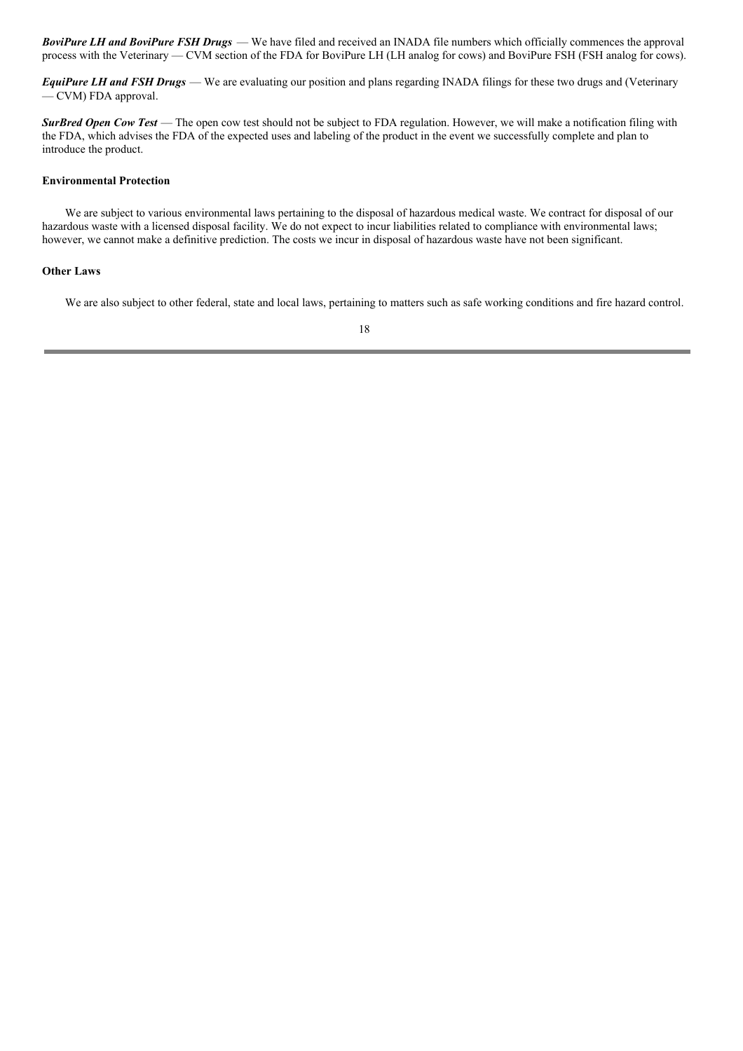***BoviPure LH and BoviPure FSH Drugs*** — We have filed and received an INADA file numbers which officially commences the approval process with the Veterinary — CVM section of the FDA for BoviPure LH (LH analog for cows) and BoviPure FSH (FSH analog for cows).

***EquiPure LH and FSH Drugs*** — We are evaluating our position and plans regarding INADA filings for these two drugs and (Veterinary — CVM) FDA approval.

***SurBred Open Cow Test*** — The open cow test should not be subject to FDA regulation. However, we will make a notification filing with the FDA, which advises the FDA of the expected uses and labeling of the product in the event we successfully complete and plan to introduce the product.

**Environmental Protection**

We are subject to various environmental laws pertaining to the disposal of hazardous medical waste. We contract for disposal of our hazardous waste with a licensed disposal facility. We do not expect to incur liabilities related to compliance with environmental laws; however, we cannot make a definitive prediction. The costs we incur in disposal of hazardous waste have not been significant.

**Other Laws**

We are also subject to other federal, state and local laws, pertaining to matters such as safe working conditions and fire hazard control.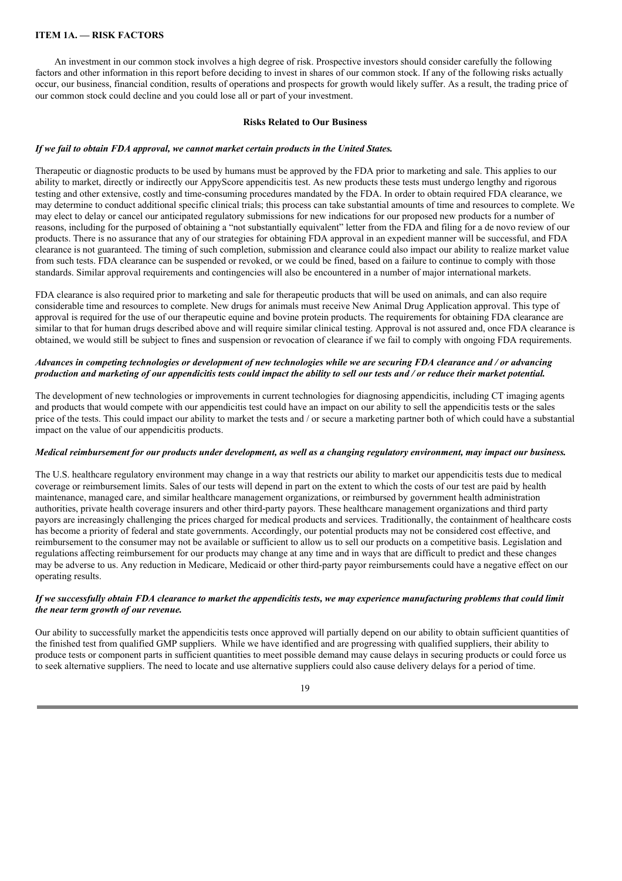## ITEM 1A. — RISK FACTORS

An investment in our common stock involves a high degree of risk. Prospective investors should consider carefully the following factors and other information in this report before deciding to invest in shares of our common stock. If any of the following risks actually occur, our business, financial condition, results of operations and prospects for growth would likely suffer. As a result, the trading price of our common stock could decline and you could lose all or part of your investment.

### Risks Related to Our Business

***If we fail to obtain FDA approval, we cannot market certain products in the United States.***

Therapeutic or diagnostic products to be used by humans must be approved by the FDA prior to marketing and sale. This applies to our ability to market, directly or indirectly our AppyScore appendicitis test. As new products these tests must undergo lengthy and rigorous testing and other extensive, costly and time-consuming procedures mandated by the FDA. In order to obtain required FDA clearance, we may determine to conduct additional specific clinical trials; this process can take substantial amounts of time and resources to complete. We may elect to delay or cancel our anticipated regulatory submissions for new indications for our proposed new products for a number of reasons, including for the purposed of obtaining a "not substantially equivalent" letter from the FDA and filing for a de novo review of our products. There is no assurance that any of our strategies for obtaining FDA approval in an expedient manner will be successful, and FDA clearance is not guaranteed. The timing of such completion, submission and clearance could also impact our ability to realize market value from such tests. FDA clearance can be suspended or revoked, or we could be fined, based on a failure to continue to comply with those standards. Similar approval requirements and contingencies will also be encountered in a number of major international markets.

FDA clearance is also required prior to marketing and sale for therapeutic products that will be used on animals, and can also require considerable time and resources to complete. New drugs for animals must receive New Animal Drug Application approval. This type of approval is required for the use of our therapeutic equine and bovine protein products. The requirements for obtaining FDA clearance are similar to that for human drugs described above and will require similar clinical testing. Approval is not assured and, once FDA clearance is obtained, we would still be subject to fines and suspension or revocation of clearance if we fail to comply with ongoing FDA requirements.

***Advances in competing technologies or development of new technologies while we are securing FDA clearance and / or advancing production and marketing of our appendicitis tests could impact the ability to sell our tests and / or reduce their market potential.***

The development of new technologies or improvements in current technologies for diagnosing appendicitis, including CT imaging agents and products that would compete with our appendicitis test could have an impact on our ability to sell the appendicitis tests or the sales price of the tests. This could impact our ability to market the tests and / or secure a marketing partner both of which could have a substantial impact on the value of our appendicitis products.

***Medical reimbursement for our products under development, as well as a changing regulatory environment, may impact our business.***

The U.S. healthcare regulatory environment may change in a way that restricts our ability to market our appendicitis tests due to medical coverage or reimbursement limits. Sales of our tests will depend in part on the extent to which the costs of our test are paid by health maintenance, managed care, and similar healthcare management organizations, or reimbursed by government health administration authorities, private health coverage insurers and other third-party payors. These healthcare management organizations and third party payors are increasingly challenging the prices charged for medical products and services. Traditionally, the containment of healthcare costs has become a priority of federal and state governments. Accordingly, our potential products may not be considered cost effective, and reimbursement to the consumer may not be available or sufficient to allow us to sell our products on a competitive basis. Legislation and regulations affecting reimbursement for our products may change at any time and in ways that are difficult to predict and these changes may be adverse to us. Any reduction in Medicare, Medicaid or other third-party payor reimbursements could have a negative effect on our operating results.

***If we successfully obtain FDA clearance to market the appendicitis tests, we may experience manufacturing problems that could limit the near term growth of our revenue.***

Our ability to successfully market the appendicitis tests once approved will partially depend on our ability to obtain sufficient quantities of the finished test from qualified GMP suppliers. While we have identified and are progressing with qualified suppliers, their ability to produce tests or component parts in sufficient quantities to meet possible demand may cause delays in securing products or could force us to seek alternative suppliers. The need to locate and use alternative suppliers could also cause delivery delays for a period of time.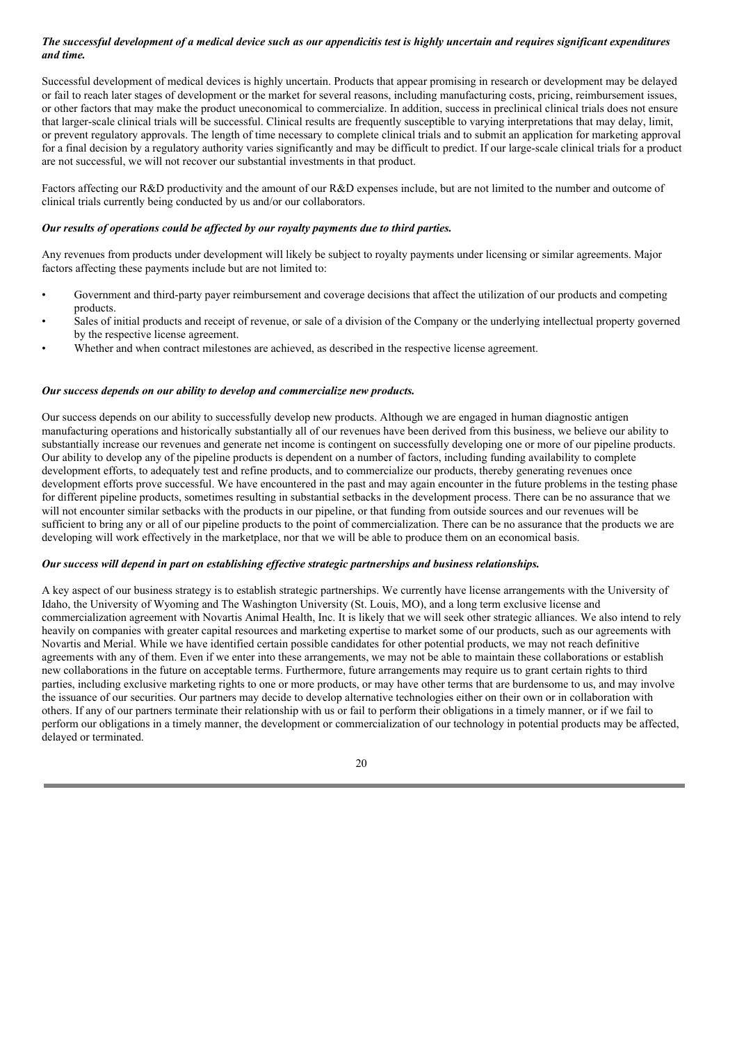***The successful development of a medical device such as our appendicitis test is highly uncertain and requires significant expenditures and time.***

Successful development of medical devices is highly uncertain. Products that appear promising in research or development may be delayed or fail to reach later stages of development or the market for several reasons, including manufacturing costs, pricing, reimbursement issues, or other factors that may make the product uneconomical to commercialize. In addition, success in preclinical clinical trials does not ensure that larger-scale clinical trials will be successful. Clinical results are frequently susceptible to varying interpretations that may delay, limit, or prevent regulatory approvals. The length of time necessary to complete clinical trials and to submit an application for marketing approval for a final decision by a regulatory authority varies significantly and may be difficult to predict. If our large-scale clinical trials for a product are not successful, we will not recover our substantial investments in that product.

Factors affecting our R&D productivity and the amount of our R&D expenses include, but are not limited to the number and outcome of clinical trials currently being conducted by us and/or our collaborators.

***Our results of operations could be affected by our royalty payments due to third parties.***

Any revenues from products under development will likely be subject to royalty payments under licensing or similar agreements. Major factors affecting these payments include but are not limited to:

- Government and third-party payer reimbursement and coverage decisions that affect the utilization of our products and competing products.
- Sales of initial products and receipt of revenue, or sale of a division of the Company or the underlying intellectual property governed by the respective license agreement.
- Whether and when contract milestones are achieved, as described in the respective license agreement.

***Our success depends on our ability to develop and commercialize new products.***

Our success depends on our ability to successfully develop new products. Although we are engaged in human diagnostic antigen manufacturing operations and historically substantially all of our revenues have been derived from this business, we believe our ability to substantially increase our revenues and generate net income is contingent on successfully developing one or more of our pipeline products. Our ability to develop any of the pipeline products is dependent on a number of factors, including funding availability to complete development efforts, to adequately test and refine products, and to commercialize our products, thereby generating revenues once development efforts prove successful. We have encountered in the past and may again encounter in the future problems in the testing phase for different pipeline products, sometimes resulting in substantial setbacks in the development process. There can be no assurance that we will not encounter similar setbacks with the products in our pipeline, or that funding from outside sources and our revenues will be sufficient to bring any or all of our pipeline products to the point of commercialization. There can be no assurance that the products we are developing will work effectively in the marketplace, nor that we will be able to produce them on an economical basis.

***Our success will depend in part on establishing effective strategic partnerships and business relationships.***

A key aspect of our business strategy is to establish strategic partnerships. We currently have license arrangements with the University of Idaho, the University of Wyoming and The Washington University (St. Louis, MO), and a long term exclusive license and commercialization agreement with Novartis Animal Health, Inc. It is likely that we will seek other strategic alliances. We also intend to rely heavily on companies with greater capital resources and marketing expertise to market some of our products, such as our agreements with Novartis and Merial. While we have identified certain possible candidates for other potential products, we may not reach definitive agreements with any of them. Even if we enter into these arrangements, we may not be able to maintain these collaborations or establish new collaborations in the future on acceptable terms. Furthermore, future arrangements may require us to grant certain rights to third parties, including exclusive marketing rights to one or more products, or may have other terms that are burdensome to us, and may involve the issuance of our securities. Our partners may decide to develop alternative technologies either on their own or in collaboration with others. If any of our partners terminate their relationship with us or fail to perform their obligations in a timely manner, or if we fail to perform our obligations in a timely manner, the development or commercialization of our technology in potential products may be affected, delayed or terminated.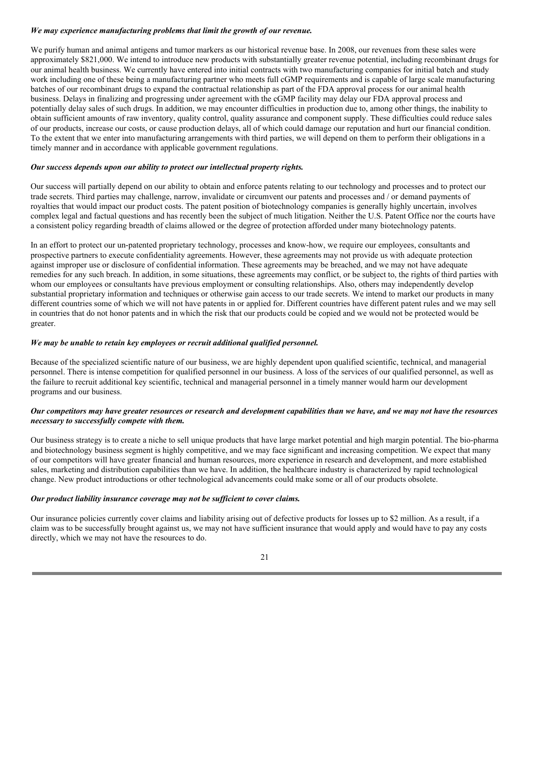***We may experience manufacturing problems that limit the growth of our revenue.***

We purify human and animal antigens and tumor markers as our historical revenue base. In 2008, our revenues from these sales were approximately $821,000. We intend to introduce new products with substantially greater revenue potential, including recombinant drugs for our animal health business. We currently have entered into initial contracts with two manufacturing companies for initial batch and study work including one of these being a manufacturing partner who meets full cGMP requirements and is capable of large scale manufacturing batches of our recombinant drugs to expand the contractual relationship as part of the FDA approval process for our animal health business. Delays in finalizing and progressing under agreement with the cGMP facility may delay our FDA approval process and potentially delay sales of such drugs. In addition, we may encounter difficulties in production due to, among other things, the inability to obtain sufficient amounts of raw inventory, quality control, quality assurance and component supply. These difficulties could reduce sales of our products, increase our costs, or cause production delays, all of which could damage our reputation and hurt our financial condition. To the extent that we enter into manufacturing arrangements with third parties, we will depend on them to perform their obligations in a timely manner and in accordance with applicable government regulations.

***Our success depends upon our ability to protect our intellectual property rights.***

Our success will partially depend on our ability to obtain and enforce patents relating to our technology and processes and to protect our trade secrets. Third parties may challenge, narrow, invalidate or circumvent our patents and processes and / or demand payments of royalties that would impact our product costs. The patent position of biotechnology companies is generally highly uncertain, involves complex legal and factual questions and has recently been the subject of much litigation. Neither the U.S. Patent Office nor the courts have a consistent policy regarding breadth of claims allowed or the degree of protection afforded under many biotechnology patents.

In an effort to protect our un-patented proprietary technology, processes and know-how, we require our employees, consultants and prospective partners to execute confidentiality agreements. However, these agreements may not provide us with adequate protection against improper use or disclosure of confidential information. These agreements may be breached, and we may not have adequate remedies for any such breach. In addition, in some situations, these agreements may conflict, or be subject to, the rights of third parties with whom our employees or consultants have previous employment or consulting relationships. Also, others may independently develop substantial proprietary information and techniques or otherwise gain access to our trade secrets. We intend to market our products in many different countries some of which we will not have patents in or applied for. Different countries have different patent rules and we may sell in countries that do not honor patents and in which the risk that our products could be copied and we would not be protected would be greater.

***We may be unable to retain key employees or recruit additional qualified personnel.***

Because of the specialized scientific nature of our business, we are highly dependent upon qualified scientific, technical, and managerial personnel. There is intense competition for qualified personnel in our business. A loss of the services of our qualified personnel, as well as the failure to recruit additional key scientific, technical and managerial personnel in a timely manner would harm our development programs and our business.

***Our competitors may have greater resources or research and development capabilities than we have, and we may not have the resources necessary to successfully compete with them.***

Our business strategy is to create a niche to sell unique products that have large market potential and high margin potential. The bio-pharma and biotechnology business segment is highly competitive, and we may face significant and increasing competition. We expect that many of our competitors will have greater financial and human resources, more experience in research and development, and more established sales, marketing and distribution capabilities than we have. In addition, the healthcare industry is characterized by rapid technological change. New product introductions or other technological advancements could make some or all of our products obsolete.

***Our product liability insurance coverage may not be sufficient to cover claims.***

Our insurance policies currently cover claims and liability arising out of defective products for losses up to $2 million. As a result, if a claim was to be successfully brought against us, we may not have sufficient insurance that would apply and would have to pay any costs directly, which we may not have the resources to do.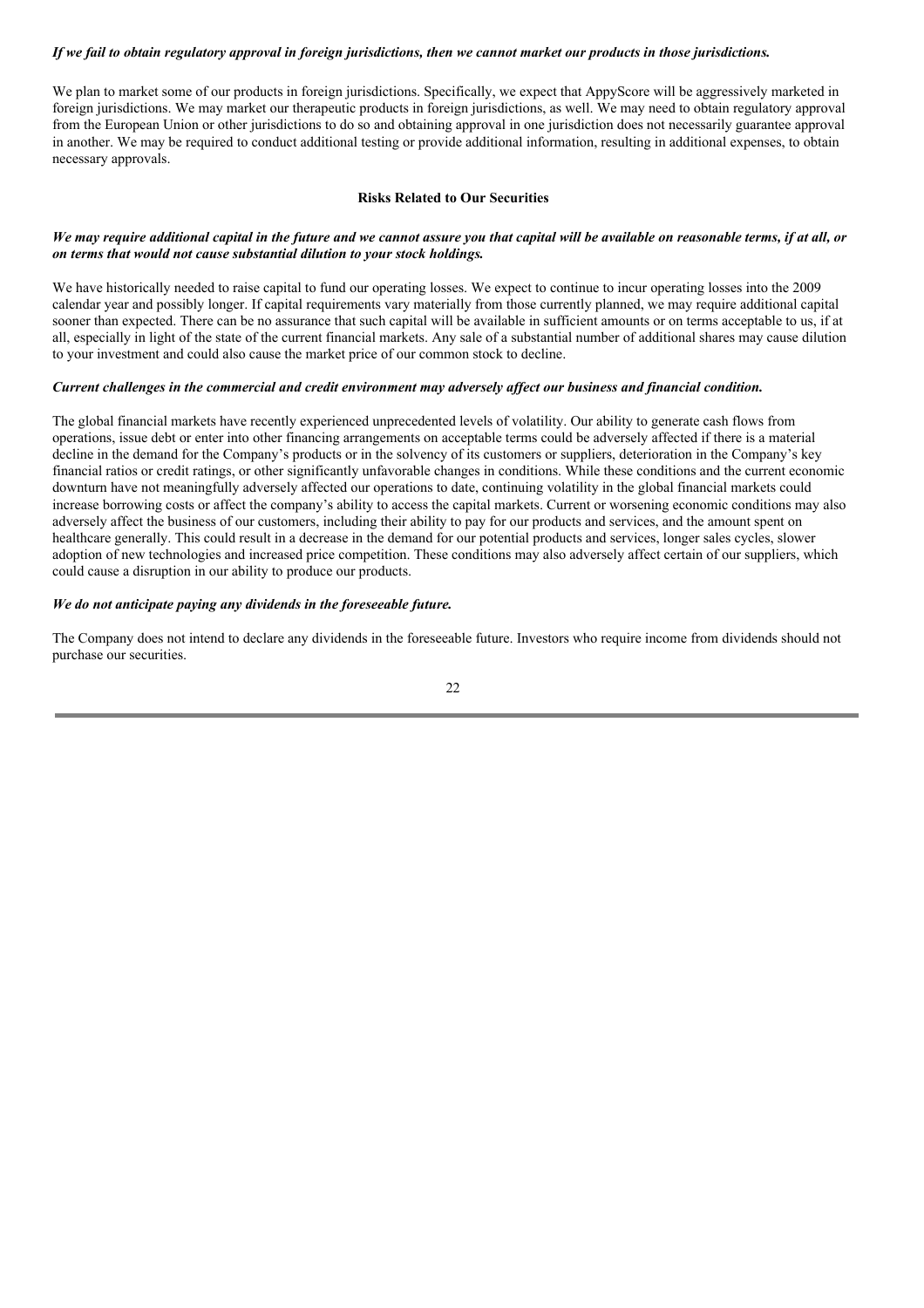***If we fail to obtain regulatory approval in foreign jurisdictions, then we cannot market our products in those jurisdictions.***

We plan to market some of our products in foreign jurisdictions. Specifically, we expect that AppyScore will be aggressively marketed in foreign jurisdictions. We may market our therapeutic products in foreign jurisdictions, as well. We may need to obtain regulatory approval from the European Union or other jurisdictions to do so and obtaining approval in one jurisdiction does not necessarily guarantee approval in another. We may be required to conduct additional testing or provide additional information, resulting in additional expenses, to obtain necessary approvals.

**Risks Related to Our Securities**

***We may require additional capital in the future and we cannot assure you that capital will be available on reasonable terms, if at all, or on terms that would not cause substantial dilution to your stock holdings.***

We have historically needed to raise capital to fund our operating losses. We expect to continue to incur operating losses into the 2009 calendar year and possibly longer. If capital requirements vary materially from those currently planned, we may require additional capital sooner than expected. There can be no assurance that such capital will be available in sufficient amounts or on terms acceptable to us, if at all, especially in light of the state of the current financial markets. Any sale of a substantial number of additional shares may cause dilution to your investment and could also cause the market price of our common stock to decline.

***Current challenges in the commercial and credit environment may adversely affect our business and financial condition.***

The global financial markets have recently experienced unprecedented levels of volatility. Our ability to generate cash flows from operations, issue debt or enter into other financing arrangements on acceptable terms could be adversely affected if there is a material decline in the demand for the Company's products or in the solvency of its customers or suppliers, deterioration in the Company's key financial ratios or credit ratings, or other significantly unfavorable changes in conditions. While these conditions and the current economic downturn have not meaningfully adversely affected our operations to date, continuing volatility in the global financial markets could increase borrowing costs or affect the company's ability to access the capital markets. Current or worsening economic conditions may also adversely affect the business of our customers, including their ability to pay for our products and services, and the amount spent on healthcare generally. This could result in a decrease in the demand for our potential products and services, longer sales cycles, slower adoption of new technologies and increased price competition. These conditions may also adversely affect certain of our suppliers, which could cause a disruption in our ability to produce our products.

***We do not anticipate paying any dividends in the foreseeable future.***

The Company does not intend to declare any dividends in the foreseeable future. Investors who require income from dividends should not purchase our securities.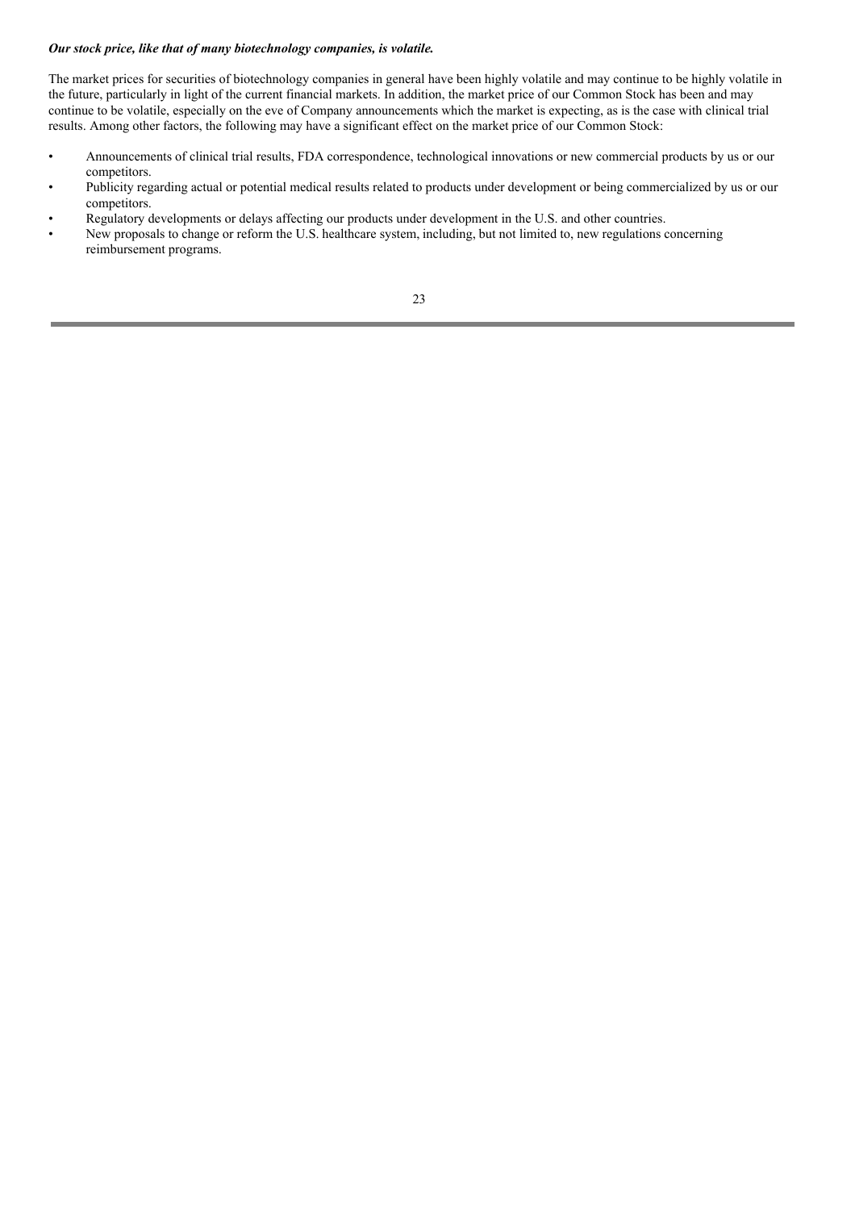***Our stock price, like that of many biotechnology companies, is volatile.***

The market prices for securities of biotechnology companies in general have been highly volatile and may continue to be highly volatile in the future, particularly in light of the current financial markets. In addition, the market price of our Common Stock has been and may continue to be volatile, especially on the eve of Company announcements which the market is expecting, as is the case with clinical trial results. Among other factors, the following may have a significant effect on the market price of our Common Stock:

- Announcements of clinical trial results, FDA correspondence, technological innovations or new commercial products by us or our competitors.
- Publicity regarding actual or potential medical results related to products under development or being commercialized by us or our competitors.
- Regulatory developments or delays affecting our products under development in the U.S. and other countries.
- New proposals to change or reform the U.S. healthcare system, including, but not limited to, new regulations concerning reimbursement programs.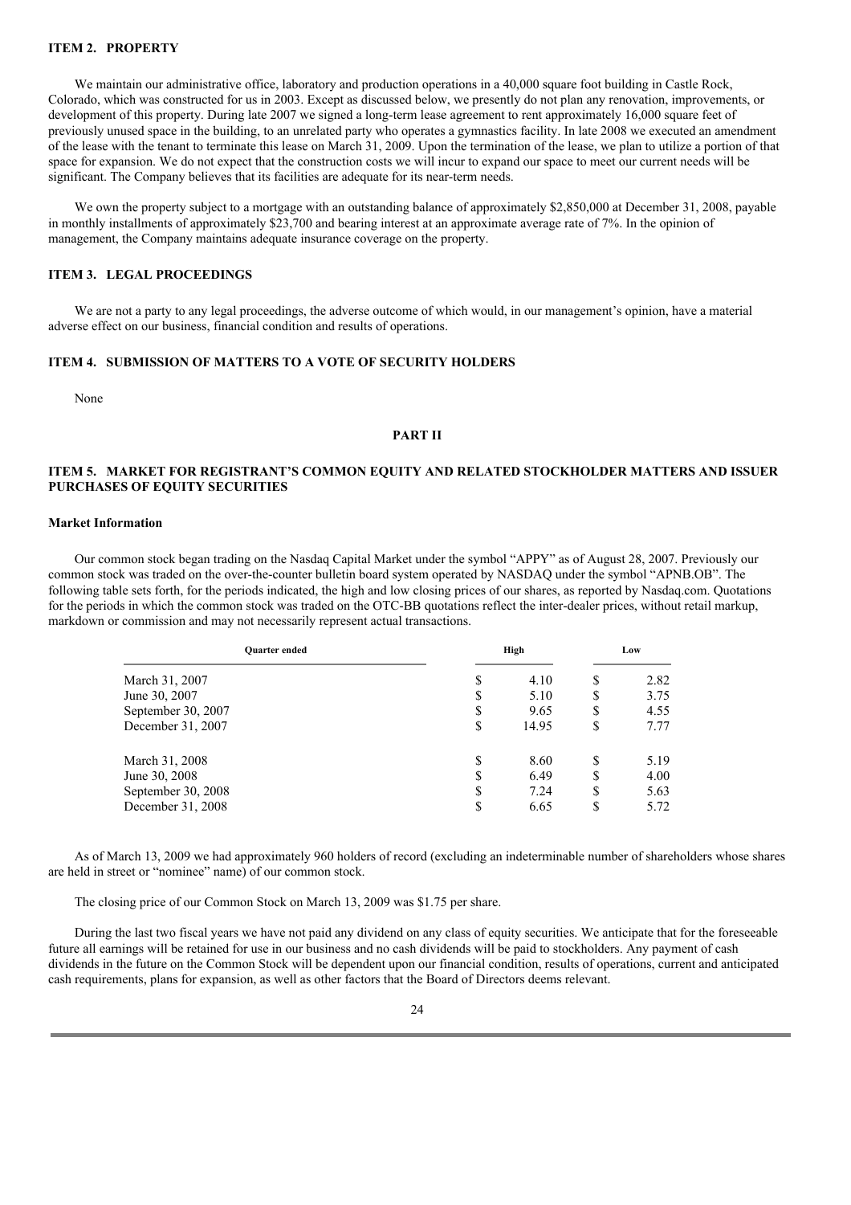## ITEM 2. PROPERTY

We maintain our administrative office, laboratory and production operations in a 40,000 square foot building in Castle Rock, Colorado, which was constructed for us in 2003. Except as discussed below, we presently do not plan any renovation, improvements, or development of this property. During late 2007 we signed a long-term lease agreement to rent approximately 16,000 square feet of previously unused space in the building, to an unrelated party who operates a gymnastics facility. In late 2008 we executed an amendment of the lease with the tenant to terminate this lease on March 31, 2009. Upon the termination of the lease, we plan to utilize a portion of that space for expansion. We do not expect that the construction costs we will incur to expand our space to meet our current needs will be significant. The Company believes that its facilities are adequate for its near-term needs.

We own the property subject to a mortgage with an outstanding balance of approximately $2,850,000 at December 31, 2008, payable in monthly installments of approximately $23,700 and bearing interest at an approximate average rate of 7%. In the opinion of management, the Company maintains adequate insurance coverage on the property.

## ITEM 3. LEGAL PROCEEDINGS

We are not a party to any legal proceedings, the adverse outcome of which would, in our management's opinion, have a material adverse effect on our business, financial condition and results of operations.

## ITEM 4. SUBMISSION OF MATTERS TO A VOTE OF SECURITY HOLDERS

None

# PART II

## ITEM 5. MARKET FOR REGISTRANT'S COMMON EQUITY AND RELATED STOCKHOLDER MATTERS AND ISSUER PURCHASES OF EQUITY SECURITIES

### Market Information

Our common stock began trading on the Nasdaq Capital Market under the symbol "APPY" as of August 28, 2007. Previously our common stock was traded on the over-the-counter bulletin board system operated by NASDAQ under the symbol "APNB.OB". The following table sets forth, for the periods indicated, the high and low closing prices of our shares, as reported by Nasdaq.com. Quotations for the periods in which the common stock was traded on the OTC-BB quotations reflect the inter-dealer prices, without retail markup, markdown or commission and may not necessarily represent actual transactions.

| Quarter ended | High | Low |
|---|---|---|
| March 31, 2007 | $ 4.10 | $ 2.82 |
| June 30, 2007 | $ 5.10 | $ 3.75 |
| September 30, 2007 | $ 9.65 | $ 4.55 |
| December 31, 2007 | $ 14.95 | $ 7.77 |
| March 31, 2008 | $ 8.60 | $ 5.19 |
| June 30, 2008 | $ 6.49 | $ 4.00 |
| September 30, 2008 | $ 7.24 | $ 5.63 |
| December 31, 2008 | $ 6.65 | $ 5.72 |

As of March 13, 2009 we had approximately 960 holders of record (excluding an indeterminable number of shareholders whose shares are held in street or "nominee" name) of our common stock.

The closing price of our Common Stock on March 13, 2009 was $1.75 per share.

During the last two fiscal years we have not paid any dividend on any class of equity securities. We anticipate that for the foreseeable future all earnings will be retained for use in our business and no cash dividends will be paid to stockholders. Any payment of cash dividends in the future on the Common Stock will be dependent upon our financial condition, results of operations, current and anticipated cash requirements, plans for expansion, as well as other factors that the Board of Directors deems relevant.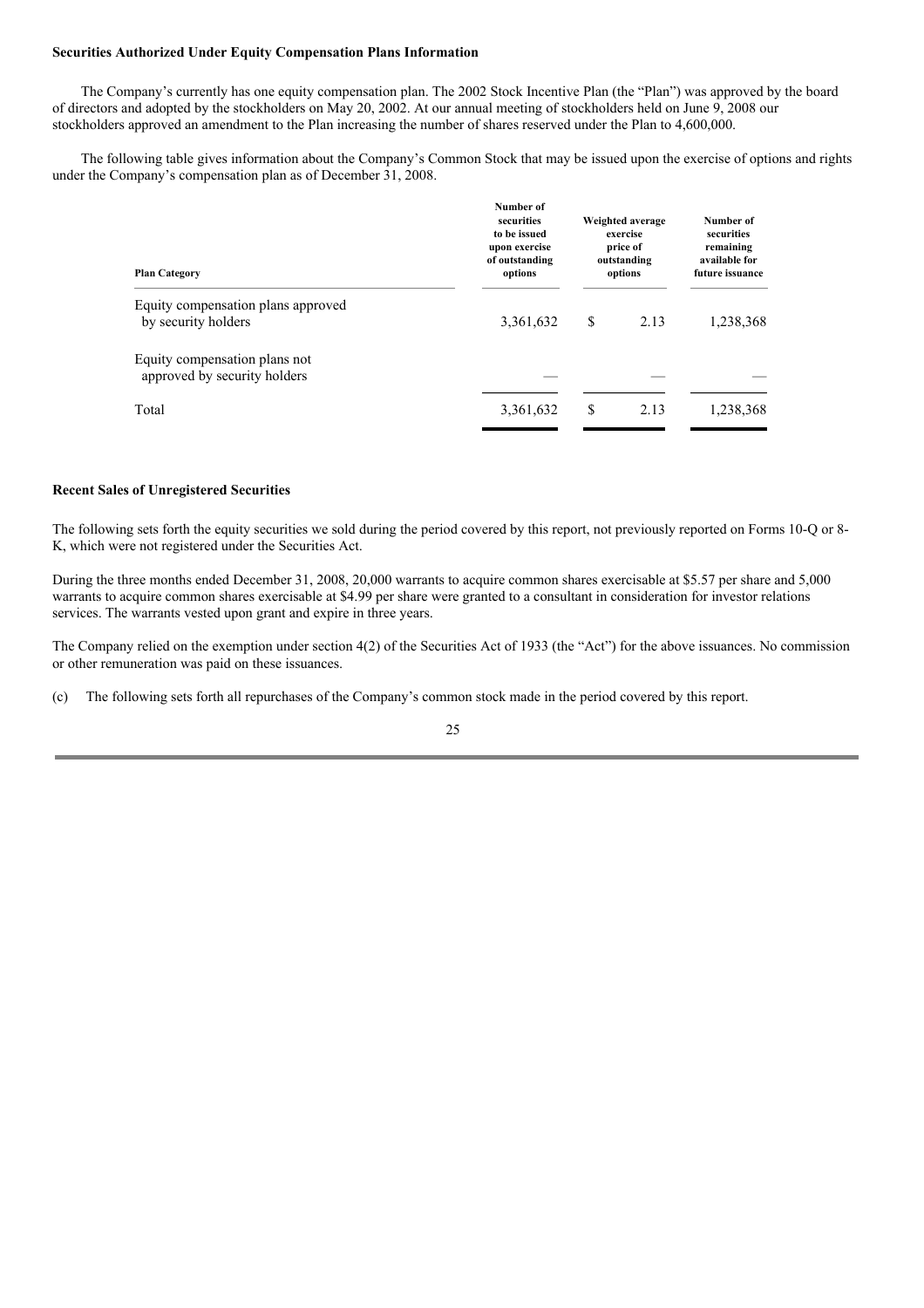**Securities Authorized Under Equity Compensation Plans Information**

The Company's currently has one equity compensation plan. The 2002 Stock Incentive Plan (the "Plan") was approved by the board of directors and adopted by the stockholders on May 20, 2002. At our annual meeting of stockholders held on June 9, 2008 our stockholders approved an amendment to the Plan increasing the number of shares reserved under the Plan to 4,600,000.

The following table gives information about the Company's Common Stock that may be issued upon the exercise of options and rights under the Company's compensation plan as of December 31, 2008.

| Plan Category | Number of securities to be issued upon exercise of outstanding options | Weighted average exercise price of outstanding options | Number of securities remaining available for future issuance |
|---|---|---|---|
| Equity compensation plans approved by security holders | 3,361,632 | $ 2.13 | 1,238,368 |
| Equity compensation plans not approved by security holders | — | — | — |
| Total | 3,361,632 | $ 2.13 | 1,238,368 |

**Recent Sales of Unregistered Securities**

The following sets forth the equity securities we sold during the period covered by this report, not previously reported on Forms 10-Q or 8-K, which were not registered under the Securities Act.

During the three months ended December 31, 2008, 20,000 warrants to acquire common shares exercisable at $5.57 per share and 5,000 warrants to acquire common shares exercisable at $4.99 per share were granted to a consultant in consideration for investor relations services. The warrants vested upon grant and expire in three years.

The Company relied on the exemption under section 4(2) of the Securities Act of 1933 (the "Act") for the above issuances. No commission or other remuneration was paid on these issuances.

(c) The following sets forth all repurchases of the Company's common stock made in the period covered by this report.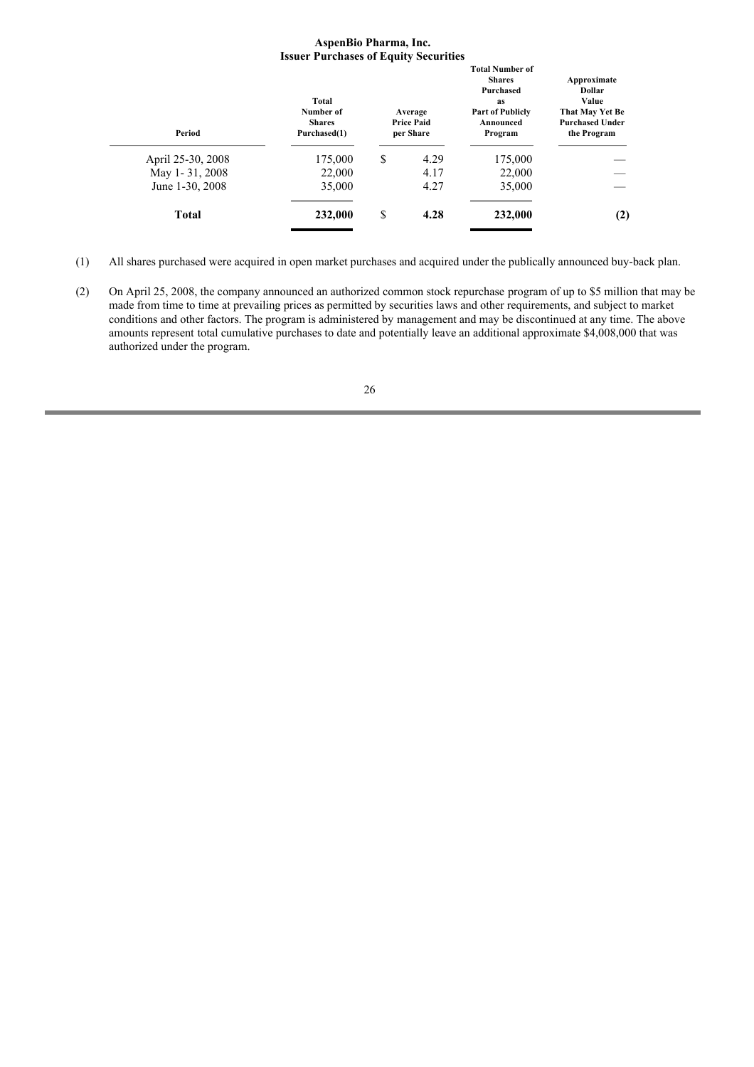**AspenBio Pharma, Inc.**
**Issuer Purchases of Equity Securities**

| Period | Total Number of Shares Purchased(1) | Average Price Paid per Share | Total Number of Shares Purchased as Part of Publicly Announced Program | Approximate Dollar Value That May Yet Be Purchased Under the Program |
|---|---|---|---|---|
| April 25-30, 2008 | 175,000 | $ 4.29 | 175,000 | — |
| May 1- 31, 2008 | 22,000 | 4.17 | 22,000 | — |
| June 1-30, 2008 | 35,000 | 4.27 | 35,000 | — |
| **Total** | **232,000** | **$ 4.28** | **232,000** | **(2)** |

(1) All shares purchased were acquired in open market purchases and acquired under the publically announced buy-back plan.

(2) On April 25, 2008, the company announced an authorized common stock repurchase program of up to $5 million that may be made from time to time at prevailing prices as permitted by securities laws and other requirements, and subject to market conditions and other factors. The program is administered by management and may be discontinued at any time. The above amounts represent total cumulative purchases to date and potentially leave an additional approximate $4,008,000 that was authorized under the program.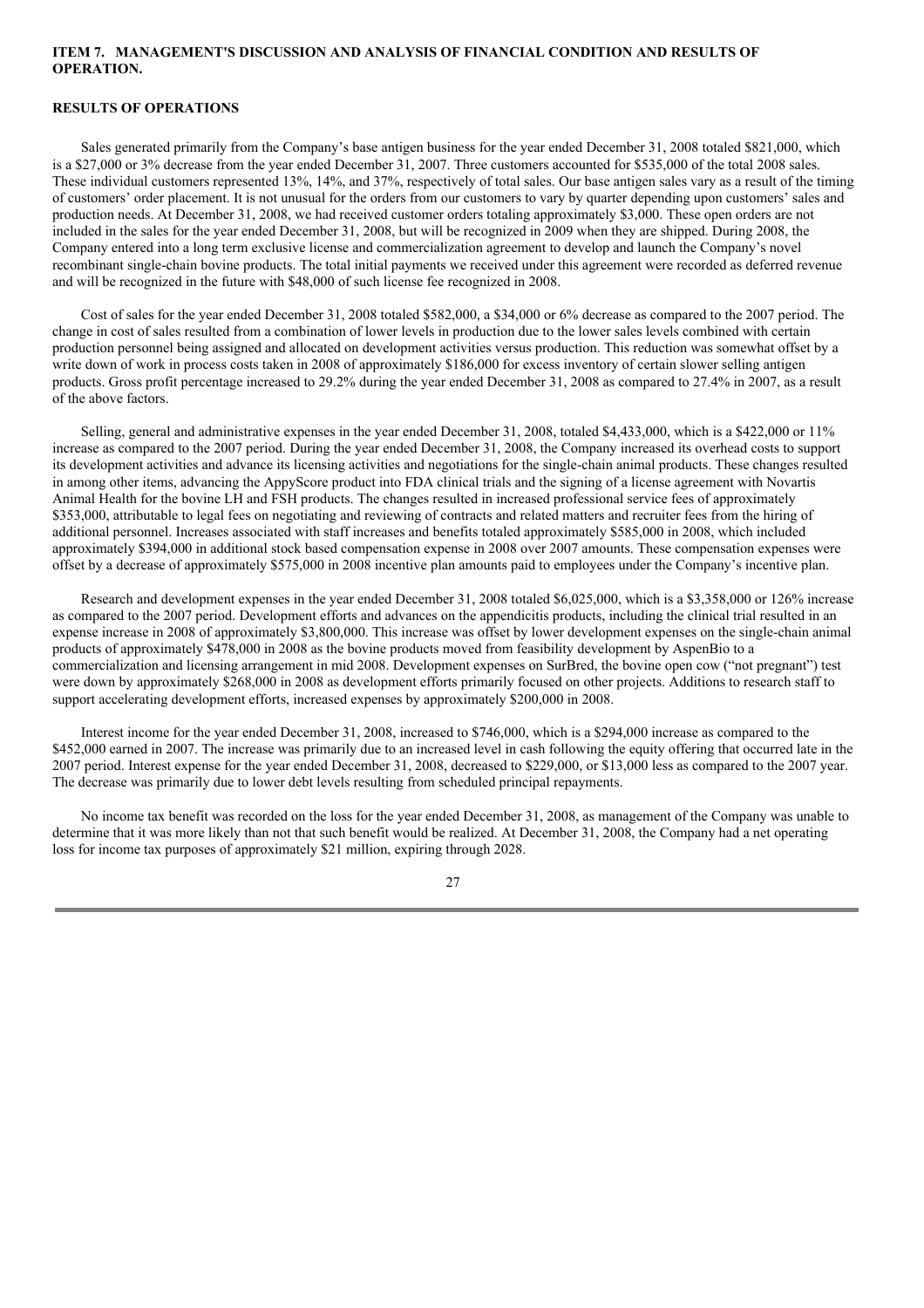## ITEM 7. MANAGEMENT'S DISCUSSION AND ANALYSIS OF FINANCIAL CONDITION AND RESULTS OF OPERATION.

### RESULTS OF OPERATIONS

Sales generated primarily from the Company's base antigen business for the year ended December 31, 2008 totaled $821,000, which is a $27,000 or 3% decrease from the year ended December 31, 2007. Three customers accounted for $535,000 of the total 2008 sales. These individual customers represented 13%, 14%, and 37%, respectively of total sales. Our base antigen sales vary as a result of the timing of customers' order placement. It is not unusual for the orders from our customers to vary by quarter depending upon customers' sales and production needs. At December 31, 2008, we had received customer orders totaling approximately $3,000. These open orders are not included in the sales for the year ended December 31, 2008, but will be recognized in 2009 when they are shipped. During 2008, the Company entered into a long term exclusive license and commercialization agreement to develop and launch the Company's novel recombinant single-chain bovine products. The total initial payments we received under this agreement were recorded as deferred revenue and will be recognized in the future with $48,000 of such license fee recognized in 2008.

Cost of sales for the year ended December 31, 2008 totaled $582,000, a $34,000 or 6% decrease as compared to the 2007 period. The change in cost of sales resulted from a combination of lower levels in production due to the lower sales levels combined with certain production personnel being assigned and allocated on development activities versus production. This reduction was somewhat offset by a write down of work in process costs taken in 2008 of approximately $186,000 for excess inventory of certain slower selling antigen products. Gross profit percentage increased to 29.2% during the year ended December 31, 2008 as compared to 27.4% in 2007, as a result of the above factors.

Selling, general and administrative expenses in the year ended December 31, 2008, totaled $4,433,000, which is a $422,000 or 11% increase as compared to the 2007 period. During the year ended December 31, 2008, the Company increased its overhead costs to support its development activities and advance its licensing activities and negotiations for the single-chain animal products. These changes resulted in among other items, advancing the AppyScore product into FDA clinical trials and the signing of a license agreement with Novartis Animal Health for the bovine LH and FSH products. The changes resulted in increased professional service fees of approximately $353,000, attributable to legal fees on negotiating and reviewing of contracts and related matters and recruiter fees from the hiring of additional personnel. Increases associated with staff increases and benefits totaled approximately $585,000 in 2008, which included approximately $394,000 in additional stock based compensation expense in 2008 over 2007 amounts. These compensation expenses were offset by a decrease of approximately $575,000 in 2008 incentive plan amounts paid to employees under the Company's incentive plan.

Research and development expenses in the year ended December 31, 2008 totaled $6,025,000, which is a $3,358,000 or 126% increase as compared to the 2007 period. Development efforts and advances on the appendicitis products, including the clinical trial resulted in an expense increase in 2008 of approximately $3,800,000. This increase was offset by lower development expenses on the single-chain animal products of approximately $478,000 in 2008 as the bovine products moved from feasibility development by AspenBio to a commercialization and licensing arrangement in mid 2008. Development expenses on SurBred, the bovine open cow ("not pregnant") test were down by approximately $268,000 in 2008 as development efforts primarily focused on other projects. Additions to research staff to support accelerating development efforts, increased expenses by approximately $200,000 in 2008.

Interest income for the year ended December 31, 2008, increased to $746,000, which is a $294,000 increase as compared to the $452,000 earned in 2007. The increase was primarily due to an increased level in cash following the equity offering that occurred late in the 2007 period. Interest expense for the year ended December 31, 2008, decreased to $229,000, or $13,000 less as compared to the 2007 year. The decrease was primarily due to lower debt levels resulting from scheduled principal repayments.

No income tax benefit was recorded on the loss for the year ended December 31, 2008, as management of the Company was unable to determine that it was more likely than not that such benefit would be realized. At December 31, 2008, the Company had a net operating loss for income tax purposes of approximately $21 million, expiring through 2028.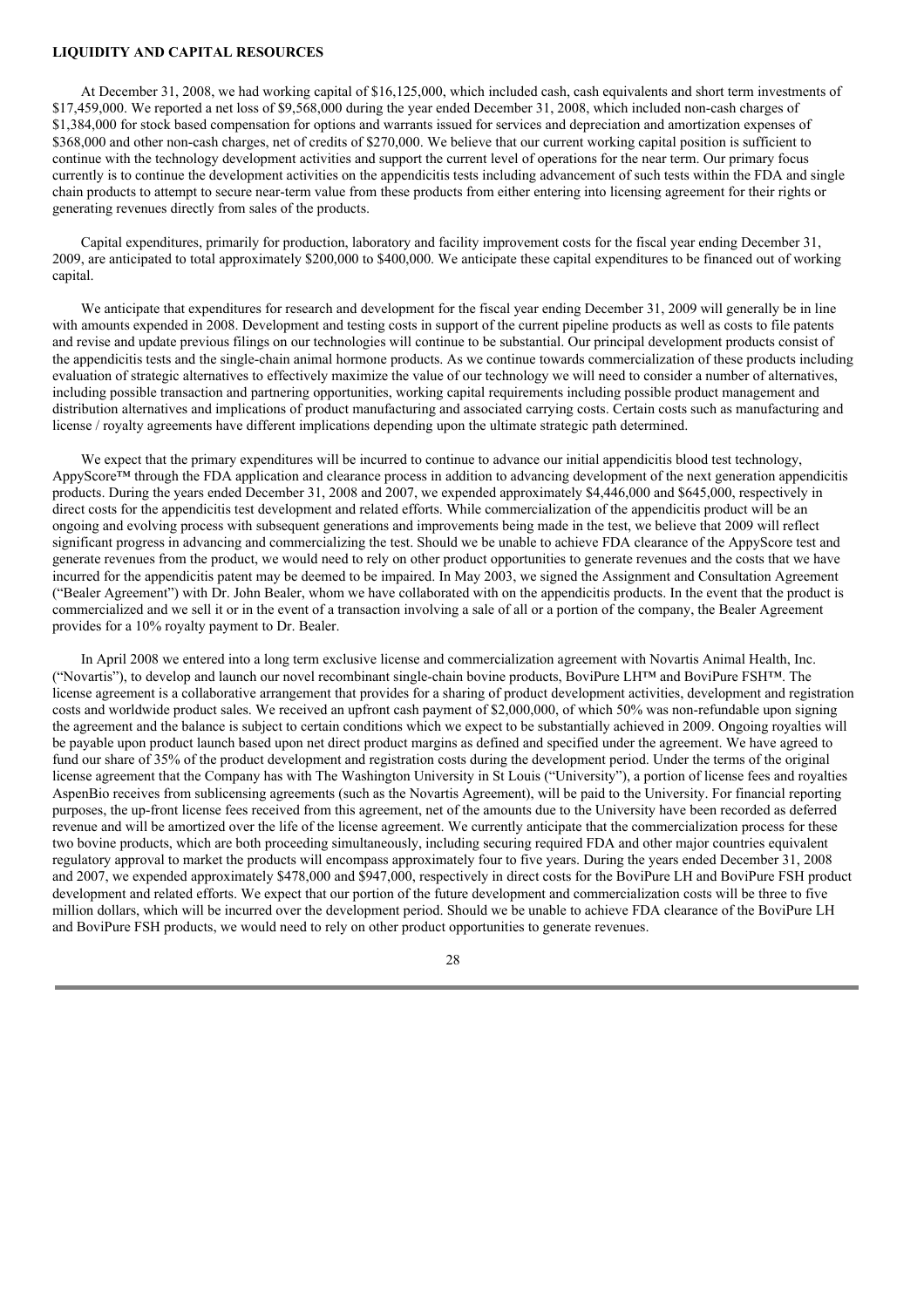**LIQUIDITY AND CAPITAL RESOURCES**

At December 31, 2008, we had working capital of $16,125,000, which included cash, cash equivalents and short term investments of $17,459,000. We reported a net loss of $9,568,000 during the year ended December 31, 2008, which included non-cash charges of $1,384,000 for stock based compensation for options and warrants issued for services and depreciation and amortization expenses of $368,000 and other non-cash charges, net of credits of $270,000. We believe that our current working capital position is sufficient to continue with the technology development activities and support the current level of operations for the near term. Our primary focus currently is to continue the development activities on the appendicitis tests including advancement of such tests within the FDA and single chain products to attempt to secure near-term value from these products from either entering into licensing agreement for their rights or generating revenues directly from sales of the products.

Capital expenditures, primarily for production, laboratory and facility improvement costs for the fiscal year ending December 31, 2009, are anticipated to total approximately $200,000 to $400,000. We anticipate these capital expenditures to be financed out of working capital.

We anticipate that expenditures for research and development for the fiscal year ending December 31, 2009 will generally be in line with amounts expended in 2008. Development and testing costs in support of the current pipeline products as well as costs to file patents and revise and update previous filings on our technologies will continue to be substantial. Our principal development products consist of the appendicitis tests and the single-chain animal hormone products. As we continue towards commercialization of these products including evaluation of strategic alternatives to effectively maximize the value of our technology we will need to consider a number of alternatives, including possible transaction and partnering opportunities, working capital requirements including possible product management and distribution alternatives and implications of product manufacturing and associated carrying costs. Certain costs such as manufacturing and license / royalty agreements have different implications depending upon the ultimate strategic path determined.

We expect that the primary expenditures will be incurred to continue to advance our initial appendicitis blood test technology, AppyScore™ through the FDA application and clearance process in addition to advancing development of the next generation appendicitis products. During the years ended December 31, 2008 and 2007, we expended approximately $4,446,000 and $645,000, respectively in direct costs for the appendicitis test development and related efforts. While commercialization of the appendicitis product will be an ongoing and evolving process with subsequent generations and improvements being made in the test, we believe that 2009 will reflect significant progress in advancing and commercializing the test. Should we be unable to achieve FDA clearance of the AppyScore test and generate revenues from the product, we would need to rely on other product opportunities to generate revenues and the costs that we have incurred for the appendicitis patent may be deemed to be impaired. In May 2003, we signed the Assignment and Consultation Agreement ("Bealer Agreement") with Dr. John Bealer, whom we have collaborated with on the appendicitis products. In the event that the product is commercialized and we sell it or in the event of a transaction involving a sale of all or a portion of the company, the Bealer Agreement provides for a 10% royalty payment to Dr. Bealer.

In April 2008 we entered into a long term exclusive license and commercialization agreement with Novartis Animal Health, Inc. ("Novartis"), to develop and launch our novel recombinant single-chain bovine products, BoviPure LH™ and BoviPure FSH™. The license agreement is a collaborative arrangement that provides for a sharing of product development activities, development and registration costs and worldwide product sales. We received an upfront cash payment of $2,000,000, of which 50% was non-refundable upon signing the agreement and the balance is subject to certain conditions which we expect to be substantially achieved in 2009. Ongoing royalties will be payable upon product launch based upon net direct product margins as defined and specified under the agreement. We have agreed to fund our share of 35% of the product development and registration costs during the development period. Under the terms of the original license agreement that the Company has with The Washington University in St Louis ("University"), a portion of license fees and royalties AspenBio receives from sublicensing agreements (such as the Novartis Agreement), will be paid to the University. For financial reporting purposes, the up-front license fees received from this agreement, net of the amounts due to the University have been recorded as deferred revenue and will be amortized over the life of the license agreement. We currently anticipate that the commercialization process for these two bovine products, which are both proceeding simultaneously, including securing required FDA and other major countries equivalent regulatory approval to market the products will encompass approximately four to five years. During the years ended December 31, 2008 and 2007, we expended approximately $478,000 and $947,000, respectively in direct costs for the BoviPure LH and BoviPure FSH product development and related efforts. We expect that our portion of the future development and commercialization costs will be three to five million dollars, which will be incurred over the development period. Should we be unable to achieve FDA clearance of the BoviPure LH and BoviPure FSH products, we would need to rely on other product opportunities to generate revenues.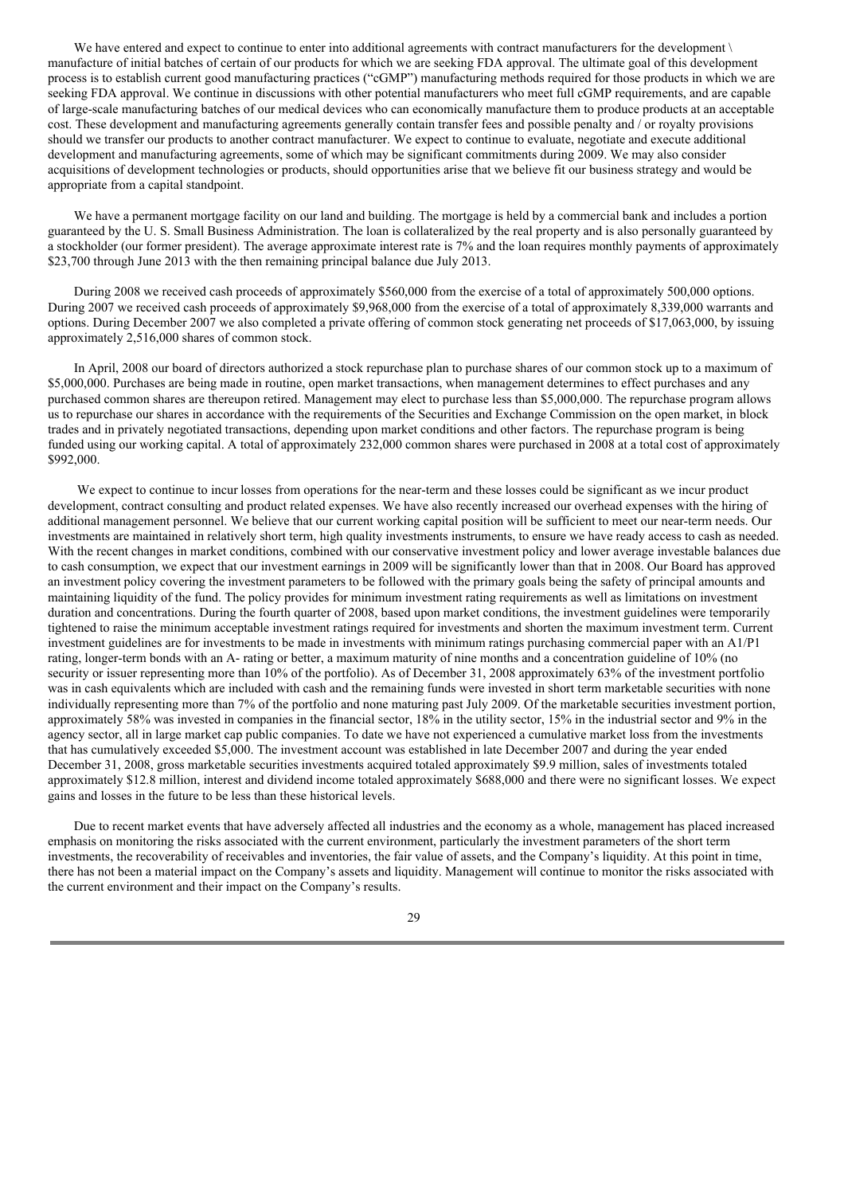We have entered and expect to continue to enter into additional agreements with contract manufacturers for the development \ manufacture of initial batches of certain of our products for which we are seeking FDA approval. The ultimate goal of this development process is to establish current good manufacturing practices ("cGMP") manufacturing methods required for those products in which we are seeking FDA approval. We continue in discussions with other potential manufacturers who meet full cGMP requirements, and are capable of large-scale manufacturing batches of our medical devices who can economically manufacture them to produce products at an acceptable cost. These development and manufacturing agreements generally contain transfer fees and possible penalty and / or royalty provisions should we transfer our products to another contract manufacturer. We expect to continue to evaluate, negotiate and execute additional development and manufacturing agreements, some of which may be significant commitments during 2009. We may also consider acquisitions of development technologies or products, should opportunities arise that we believe fit our business strategy and would be appropriate from a capital standpoint.

We have a permanent mortgage facility on our land and building. The mortgage is held by a commercial bank and includes a portion guaranteed by the U. S. Small Business Administration. The loan is collateralized by the real property and is also personally guaranteed by a stockholder (our former president). The average approximate interest rate is 7% and the loan requires monthly payments of approximately $23,700 through June 2013 with the then remaining principal balance due July 2013.

During 2008 we received cash proceeds of approximately $560,000 from the exercise of a total of approximately 500,000 options. During 2007 we received cash proceeds of approximately $9,968,000 from the exercise of a total of approximately 8,339,000 warrants and options. During December 2007 we also completed a private offering of common stock generating net proceeds of $17,063,000, by issuing approximately 2,516,000 shares of common stock.

In April, 2008 our board of directors authorized a stock repurchase plan to purchase shares of our common stock up to a maximum of $5,000,000. Purchases are being made in routine, open market transactions, when management determines to effect purchases and any purchased common shares are thereupon retired. Management may elect to purchase less than $5,000,000. The repurchase program allows us to repurchase our shares in accordance with the requirements of the Securities and Exchange Commission on the open market, in block trades and in privately negotiated transactions, depending upon market conditions and other factors. The repurchase program is being funded using our working capital. A total of approximately 232,000 common shares were purchased in 2008 at a total cost of approximately $992,000.

We expect to continue to incur losses from operations for the near-term and these losses could be significant as we incur product development, contract consulting and product related expenses. We have also recently increased our overhead expenses with the hiring of additional management personnel. We believe that our current working capital position will be sufficient to meet our near-term needs. Our investments are maintained in relatively short term, high quality investments instruments, to ensure we have ready access to cash as needed. With the recent changes in market conditions, combined with our conservative investment policy and lower average investable balances due to cash consumption, we expect that our investment earnings in 2009 will be significantly lower than that in 2008. Our Board has approved an investment policy covering the investment parameters to be followed with the primary goals being the safety of principal amounts and maintaining liquidity of the fund. The policy provides for minimum investment rating requirements as well as limitations on investment duration and concentrations. During the fourth quarter of 2008, based upon market conditions, the investment guidelines were temporarily tightened to raise the minimum acceptable investment ratings required for investments and shorten the maximum investment term. Current investment guidelines are for investments to be made in investments with minimum ratings purchasing commercial paper with an A1/P1 rating, longer-term bonds with an A- rating or better, a maximum maturity of nine months and a concentration guideline of 10% (no security or issuer representing more than 10% of the portfolio). As of December 31, 2008 approximately 63% of the investment portfolio was in cash equivalents which are included with cash and the remaining funds were invested in short term marketable securities with none individually representing more than 7% of the portfolio and none maturing past July 2009. Of the marketable securities investment portion, approximately 58% was invested in companies in the financial sector, 18% in the utility sector, 15% in the industrial sector and 9% in the agency sector, all in large market cap public companies. To date we have not experienced a cumulative market loss from the investments that has cumulatively exceeded $5,000. The investment account was established in late December 2007 and during the year ended December 31, 2008, gross marketable securities investments acquired totaled approximately $9.9 million, sales of investments totaled approximately $12.8 million, interest and dividend income totaled approximately $688,000 and there were no significant losses. We expect gains and losses in the future to be less than these historical levels.

Due to recent market events that have adversely affected all industries and the economy as a whole, management has placed increased emphasis on monitoring the risks associated with the current environment, particularly the investment parameters of the short term investments, the recoverability of receivables and inventories, the fair value of assets, and the Company's liquidity. At this point in time, there has not been a material impact on the Company's assets and liquidity. Management will continue to monitor the risks associated with the current environment and their impact on the Company's results.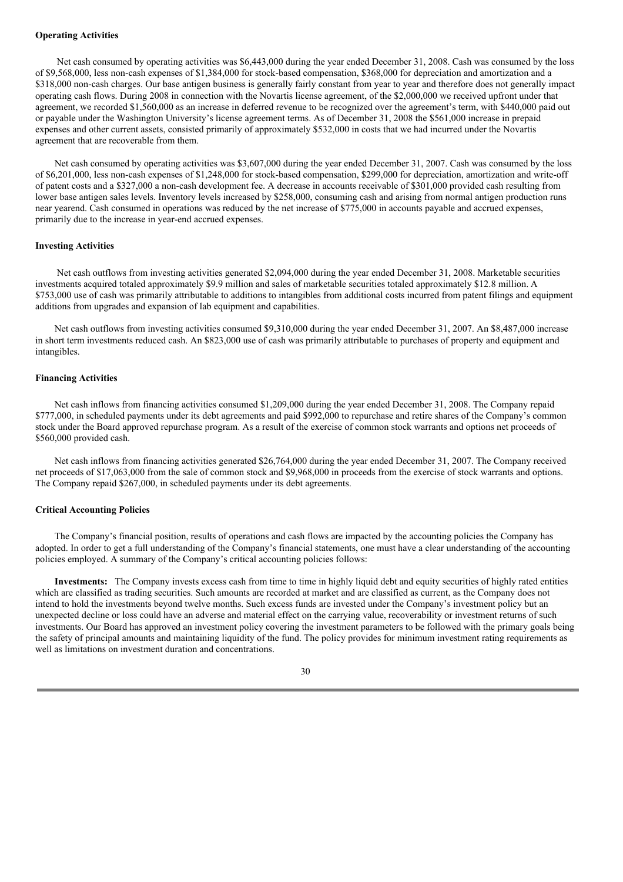**Operating Activities**

Net cash consumed by operating activities was $6,443,000 during the year ended December 31, 2008. Cash was consumed by the loss of $9,568,000, less non-cash expenses of $1,384,000 for stock-based compensation, $368,000 for depreciation and amortization and a $318,000 non-cash charges. Our base antigen business is generally fairly constant from year to year and therefore does not generally impact operating cash flows. During 2008 in connection with the Novartis license agreement, of the $2,000,000 we received upfront under that agreement, we recorded $1,560,000 as an increase in deferred revenue to be recognized over the agreement's term, with $440,000 paid out or payable under the Washington University's license agreement terms. As of December 31, 2008 the $561,000 increase in prepaid expenses and other current assets, consisted primarily of approximately $532,000 in costs that we had incurred under the Novartis agreement that are recoverable from them.

Net cash consumed by operating activities was $3,607,000 during the year ended December 31, 2007. Cash was consumed by the loss of $6,201,000, less non-cash expenses of $1,248,000 for stock-based compensation, $299,000 for depreciation, amortization and write-off of patent costs and a $327,000 a non-cash development fee. A decrease in accounts receivable of $301,000 provided cash resulting from lower base antigen sales levels. Inventory levels increased by $258,000, consuming cash and arising from normal antigen production runs near yearend. Cash consumed in operations was reduced by the net increase of $775,000 in accounts payable and accrued expenses, primarily due to the increase in year-end accrued expenses.

**Investing Activities**

Net cash outflows from investing activities generated $2,094,000 during the year ended December 31, 2008. Marketable securities investments acquired totaled approximately $9.9 million and sales of marketable securities totaled approximately $12.8 million. A $753,000 use of cash was primarily attributable to additions to intangibles from additional costs incurred from patent filings and equipment additions from upgrades and expansion of lab equipment and capabilities.

Net cash outflows from investing activities consumed $9,310,000 during the year ended December 31, 2007. An $8,487,000 increase in short term investments reduced cash. An $823,000 use of cash was primarily attributable to purchases of property and equipment and intangibles.

**Financing Activities**

Net cash inflows from financing activities consumed $1,209,000 during the year ended December 31, 2008. The Company repaid $777,000, in scheduled payments under its debt agreements and paid $992,000 to repurchase and retire shares of the Company's common stock under the Board approved repurchase program. As a result of the exercise of common stock warrants and options net proceeds of $560,000 provided cash.

Net cash inflows from financing activities generated $26,764,000 during the year ended December 31, 2007. The Company received net proceeds of $17,063,000 from the sale of common stock and $9,968,000 in proceeds from the exercise of stock warrants and options. The Company repaid $267,000, in scheduled payments under its debt agreements.

**Critical Accounting Policies**

The Company's financial position, results of operations and cash flows are impacted by the accounting policies the Company has adopted. In order to get a full understanding of the Company's financial statements, one must have a clear understanding of the accounting policies employed. A summary of the Company's critical accounting policies follows:

**Investments:** The Company invests excess cash from time to time in highly liquid debt and equity securities of highly rated entities which are classified as trading securities. Such amounts are recorded at market and are classified as current, as the Company does not intend to hold the investments beyond twelve months. Such excess funds are invested under the Company's investment policy but an unexpected decline or loss could have an adverse and material effect on the carrying value, recoverability or investment returns of such investments. Our Board has approved an investment policy covering the investment parameters to be followed with the primary goals being the safety of principal amounts and maintaining liquidity of the fund. The policy provides for minimum investment rating requirements as well as limitations on investment duration and concentrations.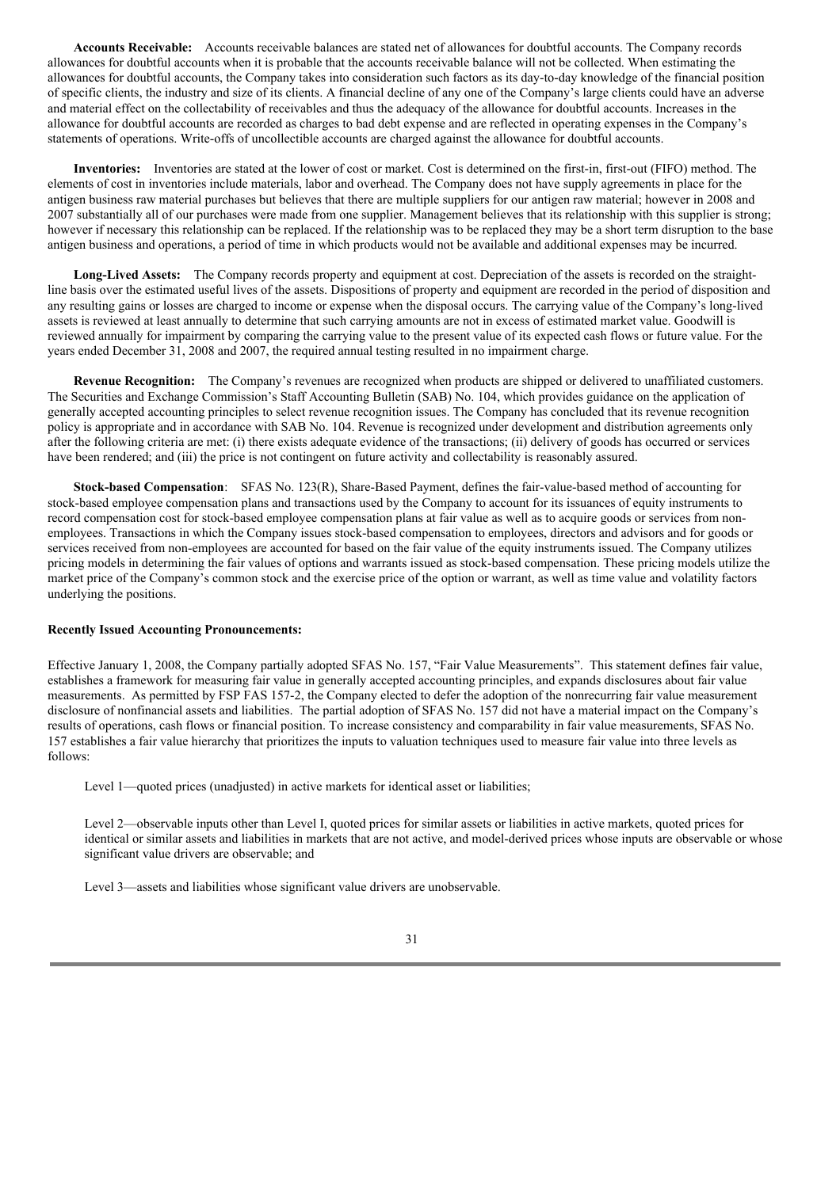**Accounts Receivable:** Accounts receivable balances are stated net of allowances for doubtful accounts. The Company records allowances for doubtful accounts when it is probable that the accounts receivable balance will not be collected. When estimating the allowances for doubtful accounts, the Company takes into consideration such factors as its day-to-day knowledge of the financial position of specific clients, the industry and size of its clients. A financial decline of any one of the Company's large clients could have an adverse and material effect on the collectability of receivables and thus the adequacy of the allowance for doubtful accounts. Increases in the allowance for doubtful accounts are recorded as charges to bad debt expense and are reflected in operating expenses in the Company's statements of operations. Write-offs of uncollectible accounts are charged against the allowance for doubtful accounts.

**Inventories:** Inventories are stated at the lower of cost or market. Cost is determined on the first-in, first-out (FIFO) method. The elements of cost in inventories include materials, labor and overhead. The Company does not have supply agreements in place for the antigen business raw material purchases but believes that there are multiple suppliers for our antigen raw material; however in 2008 and 2007 substantially all of our purchases were made from one supplier. Management believes that its relationship with this supplier is strong; however if necessary this relationship can be replaced. If the relationship was to be replaced they may be a short term disruption to the base antigen business and operations, a period of time in which products would not be available and additional expenses may be incurred.

**Long-Lived Assets:** The Company records property and equipment at cost. Depreciation of the assets is recorded on the straight-line basis over the estimated useful lives of the assets. Dispositions of property and equipment are recorded in the period of disposition and any resulting gains or losses are charged to income or expense when the disposal occurs. The carrying value of the Company's long-lived assets is reviewed at least annually to determine that such carrying amounts are not in excess of estimated market value. Goodwill is reviewed annually for impairment by comparing the carrying value to the present value of its expected cash flows or future value. For the years ended December 31, 2008 and 2007, the required annual testing resulted in no impairment charge.

**Revenue Recognition:** The Company's revenues are recognized when products are shipped or delivered to unaffiliated customers. The Securities and Exchange Commission's Staff Accounting Bulletin (SAB) No. 104, which provides guidance on the application of generally accepted accounting principles to select revenue recognition issues. The Company has concluded that its revenue recognition policy is appropriate and in accordance with SAB No. 104. Revenue is recognized under development and distribution agreements only after the following criteria are met: (i) there exists adequate evidence of the transactions; (ii) delivery of goods has occurred or services have been rendered; and (iii) the price is not contingent on future activity and collectability is reasonably assured.

**Stock-based Compensation**: SFAS No. 123(R), Share-Based Payment, defines the fair-value-based method of accounting for stock-based employee compensation plans and transactions used by the Company to account for its issuances of equity instruments to record compensation cost for stock-based employee compensation plans at fair value as well as to acquire goods or services from non-employees. Transactions in which the Company issues stock-based compensation to employees, directors and advisors and for goods or services received from non-employees are accounted for based on the fair value of the equity instruments issued. The Company utilizes pricing models in determining the fair values of options and warrants issued as stock-based compensation. These pricing models utilize the market price of the Company's common stock and the exercise price of the option or warrant, as well as time value and volatility factors underlying the positions.

**Recently Issued Accounting Pronouncements:**

Effective January 1, 2008, the Company partially adopted SFAS No. 157, "Fair Value Measurements". This statement defines fair value, establishes a framework for measuring fair value in generally accepted accounting principles, and expands disclosures about fair value measurements. As permitted by FSP FAS 157-2, the Company elected to defer the adoption of the nonrecurring fair value measurement disclosure of nonfinancial assets and liabilities. The partial adoption of SFAS No. 157 did not have a material impact on the Company's results of operations, cash flows or financial position. To increase consistency and comparability in fair value measurements, SFAS No. 157 establishes a fair value hierarchy that prioritizes the inputs to valuation techniques used to measure fair value into three levels as follows:

Level 1—quoted prices (unadjusted) in active markets for identical asset or liabilities;

Level 2—observable inputs other than Level I, quoted prices for similar assets or liabilities in active markets, quoted prices for identical or similar assets and liabilities in markets that are not active, and model-derived prices whose inputs are observable or whose significant value drivers are observable; and

Level 3—assets and liabilities whose significant value drivers are unobservable.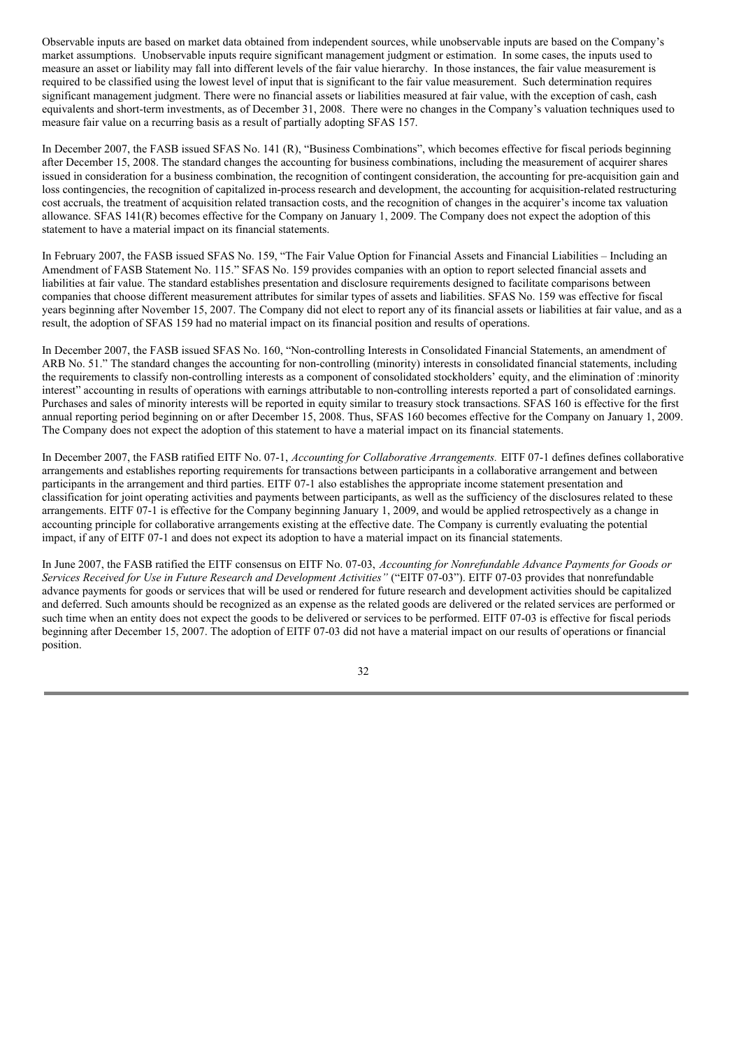Observable inputs are based on market data obtained from independent sources, while unobservable inputs are based on the Company's market assumptions. Unobservable inputs require significant management judgment or estimation. In some cases, the inputs used to measure an asset or liability may fall into different levels of the fair value hierarchy. In those instances, the fair value measurement is required to be classified using the lowest level of input that is significant to the fair value measurement. Such determination requires significant management judgment. There were no financial assets or liabilities measured at fair value, with the exception of cash, cash equivalents and short-term investments, as of December 31, 2008. There were no changes in the Company's valuation techniques used to measure fair value on a recurring basis as a result of partially adopting SFAS 157.

In December 2007, the FASB issued SFAS No. 141 (R), "Business Combinations", which becomes effective for fiscal periods beginning after December 15, 2008. The standard changes the accounting for business combinations, including the measurement of acquirer shares issued in consideration for a business combination, the recognition of contingent consideration, the accounting for pre-acquisition gain and loss contingencies, the recognition of capitalized in-process research and development, the accounting for acquisition-related restructuring cost accruals, the treatment of acquisition related transaction costs, and the recognition of changes in the acquirer's income tax valuation allowance. SFAS 141(R) becomes effective for the Company on January 1, 2009. The Company does not expect the adoption of this statement to have a material impact on its financial statements.

In February 2007, the FASB issued SFAS No. 159, "The Fair Value Option for Financial Assets and Financial Liabilities – Including an Amendment of FASB Statement No. 115." SFAS No. 159 provides companies with an option to report selected financial assets and liabilities at fair value. The standard establishes presentation and disclosure requirements designed to facilitate comparisons between companies that choose different measurement attributes for similar types of assets and liabilities. SFAS No. 159 was effective for fiscal years beginning after November 15, 2007. The Company did not elect to report any of its financial assets or liabilities at fair value, and as a result, the adoption of SFAS 159 had no material impact on its financial position and results of operations.

In December 2007, the FASB issued SFAS No. 160, "Non-controlling Interests in Consolidated Financial Statements, an amendment of ARB No. 51." The standard changes the accounting for non-controlling (minority) interests in consolidated financial statements, including the requirements to classify non-controlling interests as a component of consolidated stockholders' equity, and the elimination of :minority interest" accounting in results of operations with earnings attributable to non-controlling interests reported a part of consolidated earnings. Purchases and sales of minority interests will be reported in equity similar to treasury stock transactions. SFAS 160 is effective for the first annual reporting period beginning on or after December 15, 2008. Thus, SFAS 160 becomes effective for the Company on January 1, 2009. The Company does not expect the adoption of this statement to have a material impact on its financial statements.

In December 2007, the FASB ratified EITF No. 07-1, *Accounting for Collaborative Arrangements.* EITF 07-1 defines defines collaborative arrangements and establishes reporting requirements for transactions between participants in a collaborative arrangement and between participants in the arrangement and third parties. EITF 07-1 also establishes the appropriate income statement presentation and classification for joint operating activities and payments between participants, as well as the sufficiency of the disclosures related to these arrangements. EITF 07-1 is effective for the Company beginning January 1, 2009, and would be applied retrospectively as a change in accounting principle for collaborative arrangements existing at the effective date. The Company is currently evaluating the potential impact, if any of EITF 07-1 and does not expect its adoption to have a material impact on its financial statements.

In June 2007, the FASB ratified the EITF consensus on EITF No. 07-03, *Accounting for Nonrefundable Advance Payments for Goods or Services Received for Use in Future Research and Development Activities"* ("EITF 07-03"). EITF 07-03 provides that nonrefundable advance payments for goods or services that will be used or rendered for future research and development activities should be capitalized and deferred. Such amounts should be recognized as an expense as the related goods are delivered or the related services are performed or such time when an entity does not expect the goods to be delivered or services to be performed. EITF 07-03 is effective for fiscal periods beginning after December 15, 2007. The adoption of EITF 07-03 did not have a material impact on our results of operations or financial position.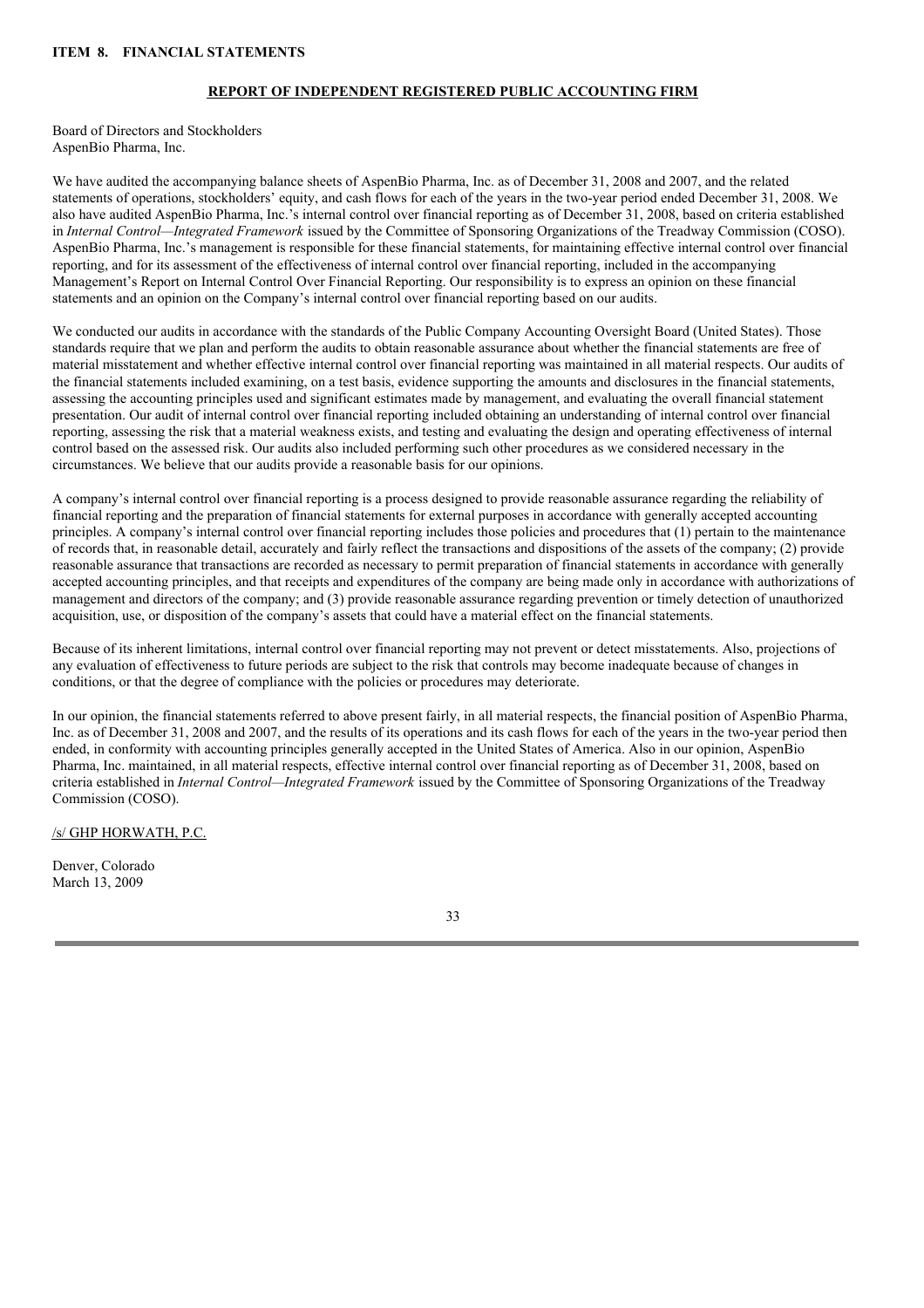## ITEM 8. FINANCIAL STATEMENTS

### REPORT OF INDEPENDENT REGISTERED PUBLIC ACCOUNTING FIRM

Board of Directors and Stockholders
AspenBio Pharma, Inc.

We have audited the accompanying balance sheets of AspenBio Pharma, Inc. as of December 31, 2008 and 2007, and the related statements of operations, stockholders' equity, and cash flows for each of the years in the two-year period ended December 31, 2008. We also have audited AspenBio Pharma, Inc.'s internal control over financial reporting as of December 31, 2008, based on criteria established in *Internal Control—Integrated Framework* issued by the Committee of Sponsoring Organizations of the Treadway Commission (COSO). AspenBio Pharma, Inc.'s management is responsible for these financial statements, for maintaining effective internal control over financial reporting, and for its assessment of the effectiveness of internal control over financial reporting, included in the accompanying Management's Report on Internal Control Over Financial Reporting. Our responsibility is to express an opinion on these financial statements and an opinion on the Company's internal control over financial reporting based on our audits.

We conducted our audits in accordance with the standards of the Public Company Accounting Oversight Board (United States). Those standards require that we plan and perform the audits to obtain reasonable assurance about whether the financial statements are free of material misstatement and whether effective internal control over financial reporting was maintained in all material respects. Our audits of the financial statements included examining, on a test basis, evidence supporting the amounts and disclosures in the financial statements, assessing the accounting principles used and significant estimates made by management, and evaluating the overall financial statement presentation. Our audit of internal control over financial reporting included obtaining an understanding of internal control over financial reporting, assessing the risk that a material weakness exists, and testing and evaluating the design and operating effectiveness of internal control based on the assessed risk. Our audits also included performing such other procedures as we considered necessary in the circumstances. We believe that our audits provide a reasonable basis for our opinions.

A company's internal control over financial reporting is a process designed to provide reasonable assurance regarding the reliability of financial reporting and the preparation of financial statements for external purposes in accordance with generally accepted accounting principles. A company's internal control over financial reporting includes those policies and procedures that (1) pertain to the maintenance of records that, in reasonable detail, accurately and fairly reflect the transactions and dispositions of the assets of the company; (2) provide reasonable assurance that transactions are recorded as necessary to permit preparation of financial statements in accordance with generally accepted accounting principles, and that receipts and expenditures of the company are being made only in accordance with authorizations of management and directors of the company; and (3) provide reasonable assurance regarding prevention or timely detection of unauthorized acquisition, use, or disposition of the company's assets that could have a material effect on the financial statements.

Because of its inherent limitations, internal control over financial reporting may not prevent or detect misstatements. Also, projections of any evaluation of effectiveness to future periods are subject to the risk that controls may become inadequate because of changes in conditions, or that the degree of compliance with the policies or procedures may deteriorate.

In our opinion, the financial statements referred to above present fairly, in all material respects, the financial position of AspenBio Pharma, Inc. as of December 31, 2008 and 2007, and the results of its operations and its cash flows for each of the years in the two-year period then ended, in conformity with accounting principles generally accepted in the United States of America. Also in our opinion, AspenBio Pharma, Inc. maintained, in all material respects, effective internal control over financial reporting as of December 31, 2008, based on criteria established in *Internal Control—Integrated Framework* issued by the Committee of Sponsoring Organizations of the Treadway Commission (COSO).

/s/ GHP HORWATH, P.C.

Denver, Colorado
March 13, 2009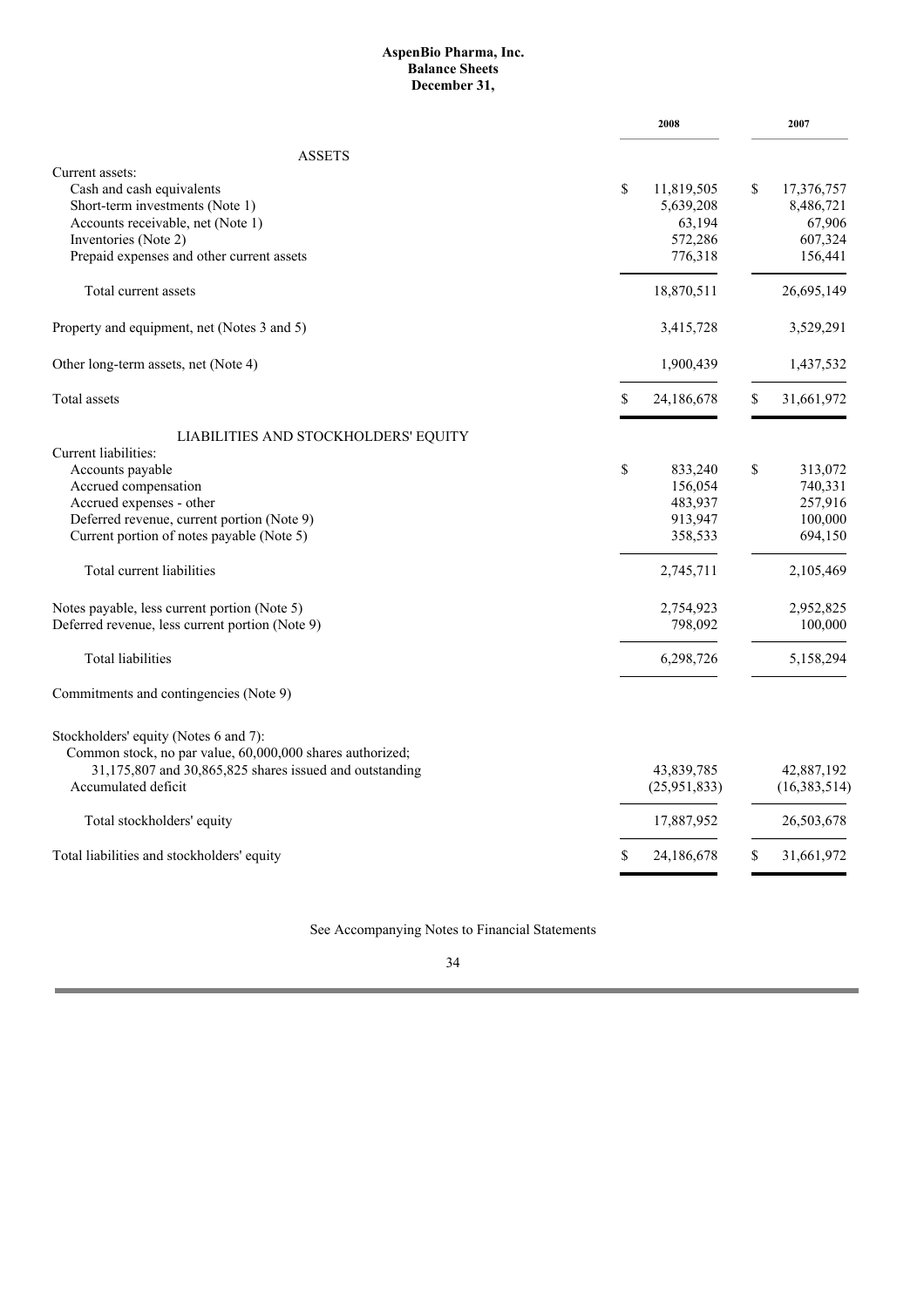**AspenBio Pharma, Inc.**
**Balance Sheets**
**December 31,**

| | 2008 | 2007 |
|---|---|---|
| ASSETS | | |
| Current assets: | | |
| Cash and cash equivalents | $ 11,819,505 | $ 17,376,757 |
| Short-term investments (Note 1) | 5,639,208 | 8,486,721 |
| Accounts receivable, net (Note 1) | 63,194 | 67,906 |
| Inventories (Note 2) | 572,286 | 607,324 |
| Prepaid expenses and other current assets | 776,318 | 156,441 |
| Total current assets | 18,870,511 | 26,695,149 |
| Property and equipment, net (Notes 3 and 5) | 3,415,728 | 3,529,291 |
| Other long-term assets, net (Note 4) | 1,900,439 | 1,437,532 |
| Total assets | $ 24,186,678 | $ 31,661,972 |
| LIABILITIES AND STOCKHOLDERS' EQUITY | | |
| Current liabilities: | | |
| Accounts payable | $ 833,240 | $ 313,072 |
| Accrued compensation | 156,054 | 740,331 |
| Accrued expenses - other | 483,937 | 257,916 |
| Deferred revenue, current portion (Note 9) | 913,947 | 100,000 |
| Current portion of notes payable (Note 5) | 358,533 | 694,150 |
| Total current liabilities | 2,745,711 | 2,105,469 |
| Notes payable, less current portion (Note 5) | 2,754,923 | 2,952,825 |
| Deferred revenue, less current portion (Note 9) | 798,092 | 100,000 |
| Total liabilities | 6,298,726 | 5,158,294 |
| Commitments and contingencies (Note 9) | | |
| Stockholders' equity (Notes 6 and 7): | | |
| Common stock, no par value, 60,000,000 shares authorized; 31,175,807 and 30,865,825 shares issued and outstanding | 43,839,785 | 42,887,192 |
| Accumulated deficit | (25,951,833) | (16,383,514) |
| Total stockholders' equity | 17,887,952 | 26,503,678 |
| Total liabilities and stockholders' equity | $ 24,186,678 | $ 31,661,972 |

See Accompanying Notes to Financial Statements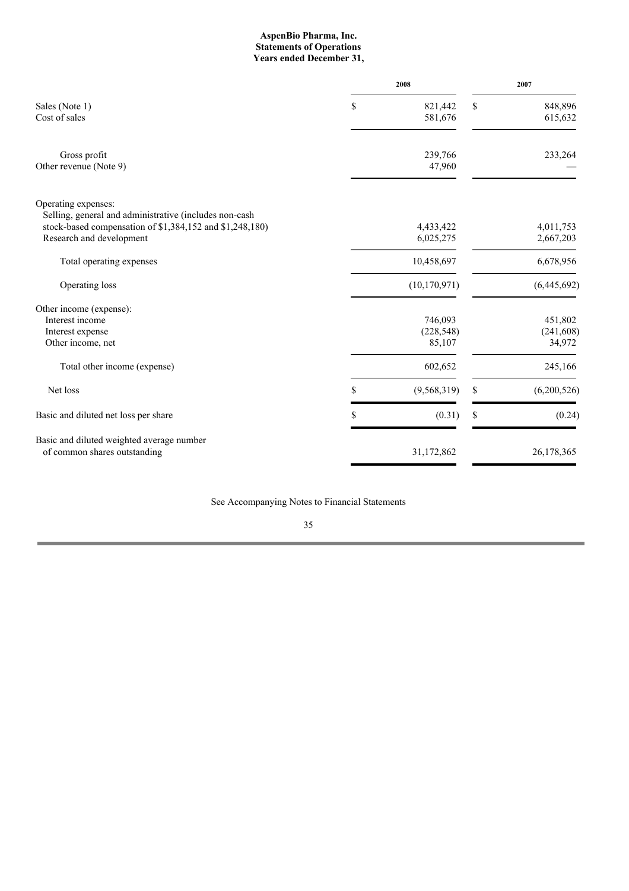**AspenBio Pharma, Inc.**
**Statements of Operations**
**Years ended December 31,**

| | 2008 | 2007 |
|---|---|---|
| Sales (Note 1) | $ 821,442 | $ 848,896 |
| Cost of sales | 581,676 | 615,632 |
| Gross profit | 239,766 | 233,264 |
| Other revenue (Note 9) | 47,960 | — |
| Operating expenses: | | |
| Selling, general and administrative (includes non-cash stock-based compensation of $1,384,152 and $1,248,180) | 4,433,422 | 4,011,753 |
| Research and development | 6,025,275 | 2,667,203 |
| Total operating expenses | 10,458,697 | 6,678,956 |
| Operating loss | (10,170,971) | (6,445,692) |
| Other income (expense): | | |
| Interest income | 746,093 | 451,802 |
| Interest expense | (228,548) | (241,608) |
| Other income, net | 85,107 | 34,972 |
| Total other income (expense) | 602,652 | 245,166 |
| Net loss | $ (9,568,319) | $ (6,200,526) |
| Basic and diluted net loss per share | $ (0.31) | $ (0.24) |
| Basic and diluted weighted average number of common shares outstanding | 31,172,862 | 26,178,365 |

See Accompanying Notes to Financial Statements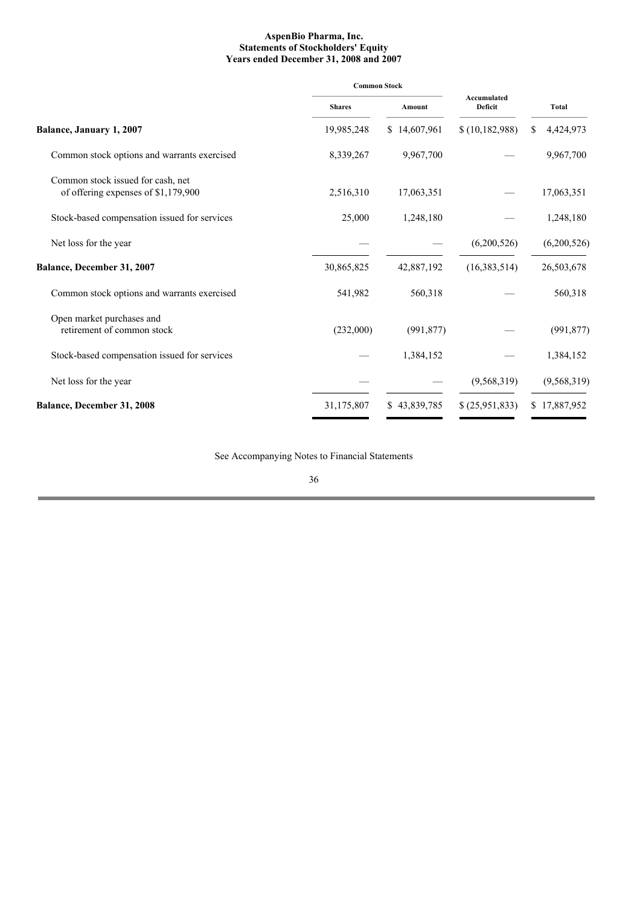**AspenBio Pharma, Inc.**
**Statements of Stockholders' Equity**
**Years ended December 31, 2008 and 2007**

| | Common Stock | | Accumulated Deficit | Total |
|---|---|---|---|---|
| | Shares | Amount | | |
| **Balance, January 1, 2007** | 19,985,248 | $ 14,607,961 | $ (10,182,988) | $ 4,424,973 |
| Common stock options and warrants exercised | 8,339,267 | 9,967,700 | — | 9,967,700 |
| Common stock issued for cash, net of offering expenses of $1,179,900 | 2,516,310 | 17,063,351 | — | 17,063,351 |
| Stock-based compensation issued for services | 25,000 | 1,248,180 | — | 1,248,180 |
| Net loss for the year | — | — | (6,200,526) | (6,200,526) |
| **Balance, December 31, 2007** | 30,865,825 | 42,887,192 | (16,383,514) | 26,503,678 |
| Common stock options and warrants exercised | 541,982 | 560,318 | — | 560,318 |
| Open market purchases and retirement of common stock | (232,000) | (991,877) | — | (991,877) |
| Stock-based compensation issued for services | — | 1,384,152 | — | 1,384,152 |
| Net loss for the year | — | — | (9,568,319) | (9,568,319) |
| **Balance, December 31, 2008** | 31,175,807 | $ 43,839,785 | $ (25,951,833) | $ 17,887,952 |

See Accompanying Notes to Financial Statements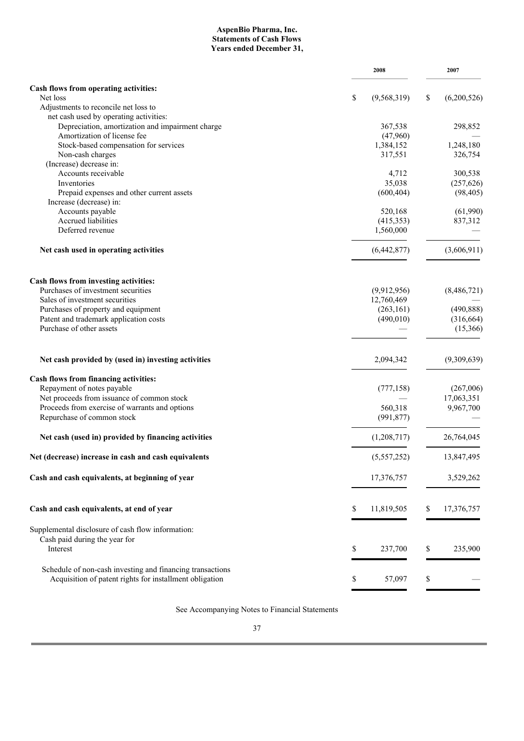**AspenBio Pharma, Inc.**
**Statements of Cash Flows**
**Years ended December 31,**

| | 2008 | 2007 |
|---|---|---|
| **Cash flows from operating activities:** | | |
| Net loss | $ (9,568,319) | $ (6,200,526) |
| Adjustments to reconcile net loss to net cash used by operating activities: | | |
| Depreciation, amortization and impairment charge | 367,538 | 298,852 |
| Amortization of license fee | (47,960) | — |
| Stock-based compensation for services | 1,384,152 | 1,248,180 |
| Non-cash charges | 317,551 | 326,754 |
| (Increase) decrease in: | | |
| Accounts receivable | 4,712 | 300,538 |
| Inventories | 35,038 | (257,626) |
| Prepaid expenses and other current assets | (600,404) | (98,405) |
| Increase (decrease) in: | | |
| Accounts payable | 520,168 | (61,990) |
| Accrued liabilities | (415,353) | 837,312 |
| Deferred revenue | 1,560,000 | — |
| **Net cash used in operating activities** | (6,442,877) | (3,606,911) |
| **Cash flows from investing activities:** | | |
| Purchases of investment securities | (9,912,956) | (8,486,721) |
| Sales of investment securities | 12,760,469 | — |
| Purchases of property and equipment | (263,161) | (490,888) |
| Patent and trademark application costs | (490,010) | (316,664) |
| Purchase of other assets | — | (15,366) |
| **Net cash provided by (used in) investing activities** | 2,094,342 | (9,309,639) |
| **Cash flows from financing activities:** | | |
| Repayment of notes payable | (777,158) | (267,006) |
| Net proceeds from issuance of common stock | — | 17,063,351 |
| Proceeds from exercise of warrants and options | 560,318 | 9,967,700 |
| Repurchase of common stock | (991,877) | — |
| **Net cash (used in) provided by financing activities** | (1,208,717) | 26,764,045 |
| **Net (decrease) increase in cash and cash equivalents** | (5,557,252) | 13,847,495 |
| **Cash and cash equivalents, at beginning of year** | 17,376,757 | 3,529,262 |
| **Cash and cash equivalents, at end of year** | $ 11,819,505 | $ 17,376,757 |
| Supplemental disclosure of cash flow information: | | |
| Cash paid during the year for Interest | $ 237,700 | $ 235,900 |
| Schedule of non-cash investing and financing transactions | | |
| Acquisition of patent rights for installment obligation | $ 57,097 | $ — |

See Accompanying Notes to Financial Statements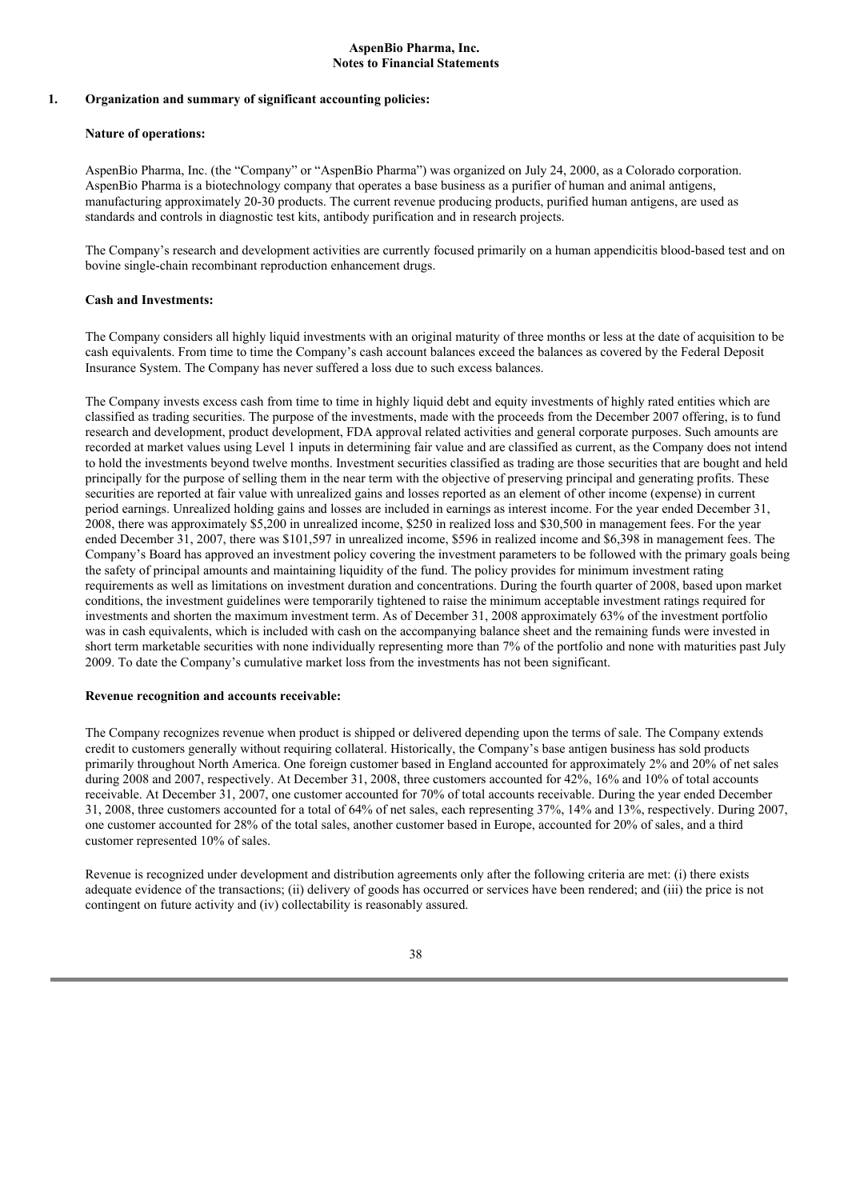**AspenBio Pharma, Inc.**
**Notes to Financial Statements**

## 1. Organization and summary of significant accounting policies:

### Nature of operations:

AspenBio Pharma, Inc. (the "Company" or "AspenBio Pharma") was organized on July 24, 2000, as a Colorado corporation. AspenBio Pharma is a biotechnology company that operates a base business as a purifier of human and animal antigens, manufacturing approximately 20-30 products. The current revenue producing products, purified human antigens, are used as standards and controls in diagnostic test kits, antibody purification and in research projects.

The Company's research and development activities are currently focused primarily on a human appendicitis blood-based test and on bovine single-chain recombinant reproduction enhancement drugs.

### Cash and Investments:

The Company considers all highly liquid investments with an original maturity of three months or less at the date of acquisition to be cash equivalents. From time to time the Company's cash account balances exceed the balances as covered by the Federal Deposit Insurance System. The Company has never suffered a loss due to such excess balances.

The Company invests excess cash from time to time in highly liquid debt and equity investments of highly rated entities which are classified as trading securities. The purpose of the investments, made with the proceeds from the December 2007 offering, is to fund research and development, product development, FDA approval related activities and general corporate purposes. Such amounts are recorded at market values using Level 1 inputs in determining fair value and are classified as current, as the Company does not intend to hold the investments beyond twelve months. Investment securities classified as trading are those securities that are bought and held principally for the purpose of selling them in the near term with the objective of preserving principal and generating profits. These securities are reported at fair value with unrealized gains and losses reported as an element of other income (expense) in current period earnings. Unrealized holding gains and losses are included in earnings as interest income. For the year ended December 31, 2008, there was approximately $5,200 in unrealized income, $250 in realized loss and $30,500 in management fees. For the year ended December 31, 2007, there was $101,597 in unrealized income, $596 in realized income and $6,398 in management fees. The Company's Board has approved an investment policy covering the investment parameters to be followed with the primary goals being the safety of principal amounts and maintaining liquidity of the fund. The policy provides for minimum investment rating requirements as well as limitations on investment duration and concentrations. During the fourth quarter of 2008, based upon market conditions, the investment guidelines were temporarily tightened to raise the minimum acceptable investment ratings required for investments and shorten the maximum investment term. As of December 31, 2008 approximately 63% of the investment portfolio was in cash equivalents, which is included with cash on the accompanying balance sheet and the remaining funds were invested in short term marketable securities with none individually representing more than 7% of the portfolio and none with maturities past July 2009. To date the Company's cumulative market loss from the investments has not been significant.

### Revenue recognition and accounts receivable:

The Company recognizes revenue when product is shipped or delivered depending upon the terms of sale. The Company extends credit to customers generally without requiring collateral. Historically, the Company's base antigen business has sold products primarily throughout North America. One foreign customer based in England accounted for approximately 2% and 20% of net sales during 2008 and 2007, respectively. At December 31, 2008, three customers accounted for 42%, 16% and 10% of total accounts receivable. At December 31, 2007, one customer accounted for 70% of total accounts receivable. During the year ended December 31, 2008, three customers accounted for a total of 64% of net sales, each representing 37%, 14% and 13%, respectively. During 2007, one customer accounted for 28% of the total sales, another customer based in Europe, accounted for 20% of sales, and a third customer represented 10% of sales.

Revenue is recognized under development and distribution agreements only after the following criteria are met: (i) there exists adequate evidence of the transactions; (ii) delivery of goods has occurred or services have been rendered; and (iii) the price is not contingent on future activity and (iv) collectability is reasonably assured.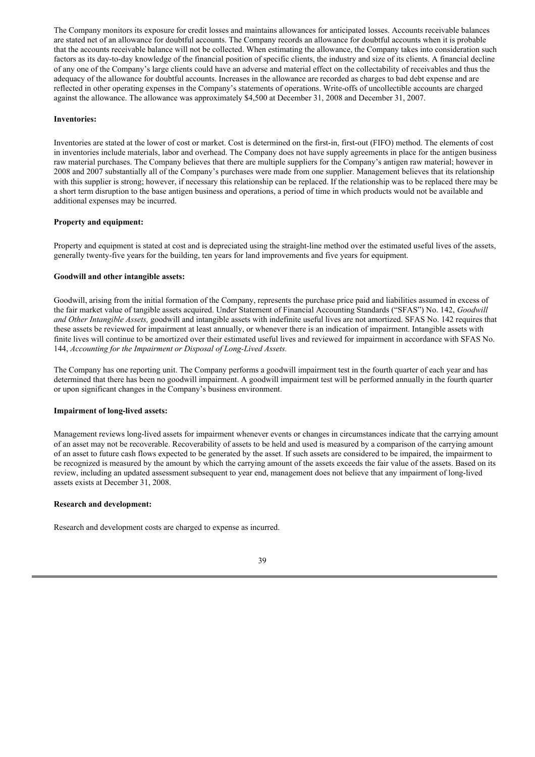The Company monitors its exposure for credit losses and maintains allowances for anticipated losses. Accounts receivable balances are stated net of an allowance for doubtful accounts. The Company records an allowance for doubtful accounts when it is probable that the accounts receivable balance will not be collected. When estimating the allowance, the Company takes into consideration such factors as its day-to-day knowledge of the financial position of specific clients, the industry and size of its clients. A financial decline of any one of the Company's large clients could have an adverse and material effect on the collectability of receivables and thus the adequacy of the allowance for doubtful accounts. Increases in the allowance are recorded as charges to bad debt expense and are reflected in other operating expenses in the Company's statements of operations. Write-offs of uncollectible accounts are charged against the allowance. The allowance was approximately $4,500 at December 31, 2008 and December 31, 2007.

**Inventories:**

Inventories are stated at the lower of cost or market. Cost is determined on the first-in, first-out (FIFO) method. The elements of cost in inventories include materials, labor and overhead. The Company does not have supply agreements in place for the antigen business raw material purchases. The Company believes that there are multiple suppliers for the Company's antigen raw material; however in 2008 and 2007 substantially all of the Company's purchases were made from one supplier. Management believes that its relationship with this supplier is strong; however, if necessary this relationship can be replaced. If the relationship was to be replaced there may be a short term disruption to the base antigen business and operations, a period of time in which products would not be available and additional expenses may be incurred.

**Property and equipment:**

Property and equipment is stated at cost and is depreciated using the straight-line method over the estimated useful lives of the assets, generally twenty-five years for the building, ten years for land improvements and five years for equipment.

**Goodwill and other intangible assets:**

Goodwill, arising from the initial formation of the Company, represents the purchase price paid and liabilities assumed in excess of the fair market value of tangible assets acquired. Under Statement of Financial Accounting Standards ("SFAS") No. 142, *Goodwill and Other Intangible Assets,* goodwill and intangible assets with indefinite useful lives are not amortized. SFAS No. 142 requires that these assets be reviewed for impairment at least annually, or whenever there is an indication of impairment. Intangible assets with finite lives will continue to be amortized over their estimated useful lives and reviewed for impairment in accordance with SFAS No. 144, *Accounting for the Impairment or Disposal of Long-Lived Assets.*

The Company has one reporting unit. The Company performs a goodwill impairment test in the fourth quarter of each year and has determined that there has been no goodwill impairment. A goodwill impairment test will be performed annually in the fourth quarter or upon significant changes in the Company's business environment.

**Impairment of long-lived assets:**

Management reviews long-lived assets for impairment whenever events or changes in circumstances indicate that the carrying amount of an asset may not be recoverable. Recoverability of assets to be held and used is measured by a comparison of the carrying amount of an asset to future cash flows expected to be generated by the asset. If such assets are considered to be impaired, the impairment to be recognized is measured by the amount by which the carrying amount of the assets exceeds the fair value of the assets. Based on its review, including an updated assessment subsequent to year end, management does not believe that any impairment of long-lived assets exists at December 31, 2008.

**Research and development:**

Research and development costs are charged to expense as incurred.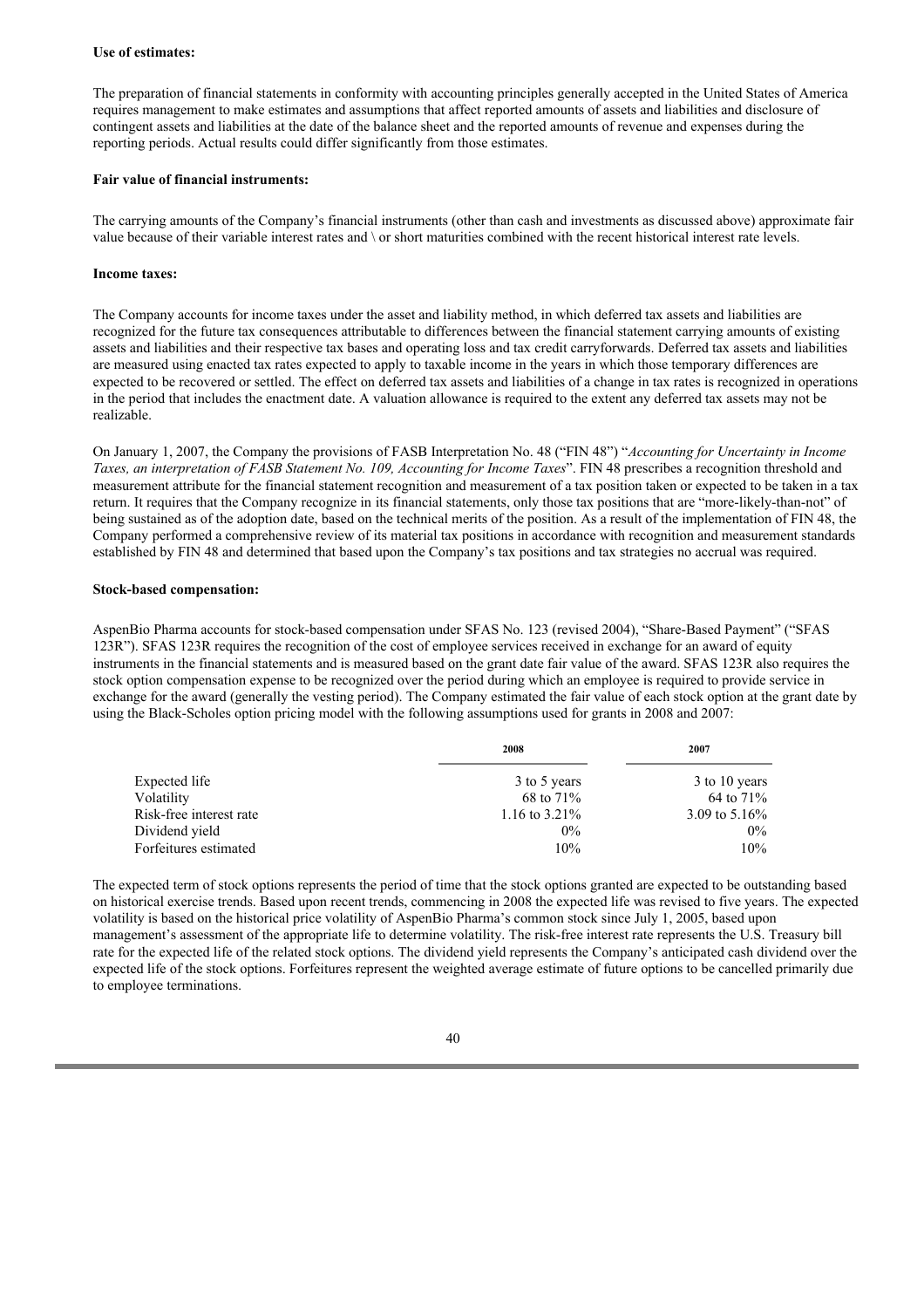**Use of estimates:**

The preparation of financial statements in conformity with accounting principles generally accepted in the United States of America requires management to make estimates and assumptions that affect reported amounts of assets and liabilities and disclosure of contingent assets and liabilities at the date of the balance sheet and the reported amounts of revenue and expenses during the reporting periods. Actual results could differ significantly from those estimates.

**Fair value of financial instruments:**

The carrying amounts of the Company's financial instruments (other than cash and investments as discussed above) approximate fair value because of their variable interest rates and \ or short maturities combined with the recent historical interest rate levels.

**Income taxes:**

The Company accounts for income taxes under the asset and liability method, in which deferred tax assets and liabilities are recognized for the future tax consequences attributable to differences between the financial statement carrying amounts of existing assets and liabilities and their respective tax bases and operating loss and tax credit carryforwards. Deferred tax assets and liabilities are measured using enacted tax rates expected to apply to taxable income in the years in which those temporary differences are expected to be recovered or settled. The effect on deferred tax assets and liabilities of a change in tax rates is recognized in operations in the period that includes the enactment date. A valuation allowance is required to the extent any deferred tax assets may not be realizable.

On January 1, 2007, the Company the provisions of FASB Interpretation No. 48 ("FIN 48") "*Accounting for Uncertainty in Income Taxes, an interpretation of FASB Statement No. 109, Accounting for Income Taxes*". FIN 48 prescribes a recognition threshold and measurement attribute for the financial statement recognition and measurement of a tax position taken or expected to be taken in a tax return. It requires that the Company recognize in its financial statements, only those tax positions that are "more-likely-than-not" of being sustained as of the adoption date, based on the technical merits of the position. As a result of the implementation of FIN 48, the Company performed a comprehensive review of its material tax positions in accordance with recognition and measurement standards established by FIN 48 and determined that based upon the Company's tax positions and tax strategies no accrual was required.

**Stock-based compensation:**

AspenBio Pharma accounts for stock-based compensation under SFAS No. 123 (revised 2004), "Share-Based Payment" ("SFAS 123R"). SFAS 123R requires the recognition of the cost of employee services received in exchange for an award of equity instruments in the financial statements and is measured based on the grant date fair value of the award. SFAS 123R also requires the stock option compensation expense to be recognized over the period during which an employee is required to provide service in exchange for the award (generally the vesting period). The Company estimated the fair value of each stock option at the grant date by using the Black-Scholes option pricing model with the following assumptions used for grants in 2008 and 2007:

| | 2008 | 2007 |
|---|---|---|
| Expected life | 3 to 5 years | 3 to 10 years |
| Volatility | 68 to 71% | 64 to 71% |
| Risk-free interest rate | 1.16 to 3.21% | 3.09 to 5.16% |
| Dividend yield | 0% | 0% |
| Forfeitures estimated | 10% | 10% |

The expected term of stock options represents the period of time that the stock options granted are expected to be outstanding based on historical exercise trends. Based upon recent trends, commencing in 2008 the expected life was revised to five years. The expected volatility is based on the historical price volatility of AspenBio Pharma's common stock since July 1, 2005, based upon management's assessment of the appropriate life to determine volatility. The risk-free interest rate represents the U.S. Treasury bill rate for the expected life of the related stock options. The dividend yield represents the Company's anticipated cash dividend over the expected life of the stock options. Forfeitures represent the weighted average estimate of future options to be cancelled primarily due to employee terminations.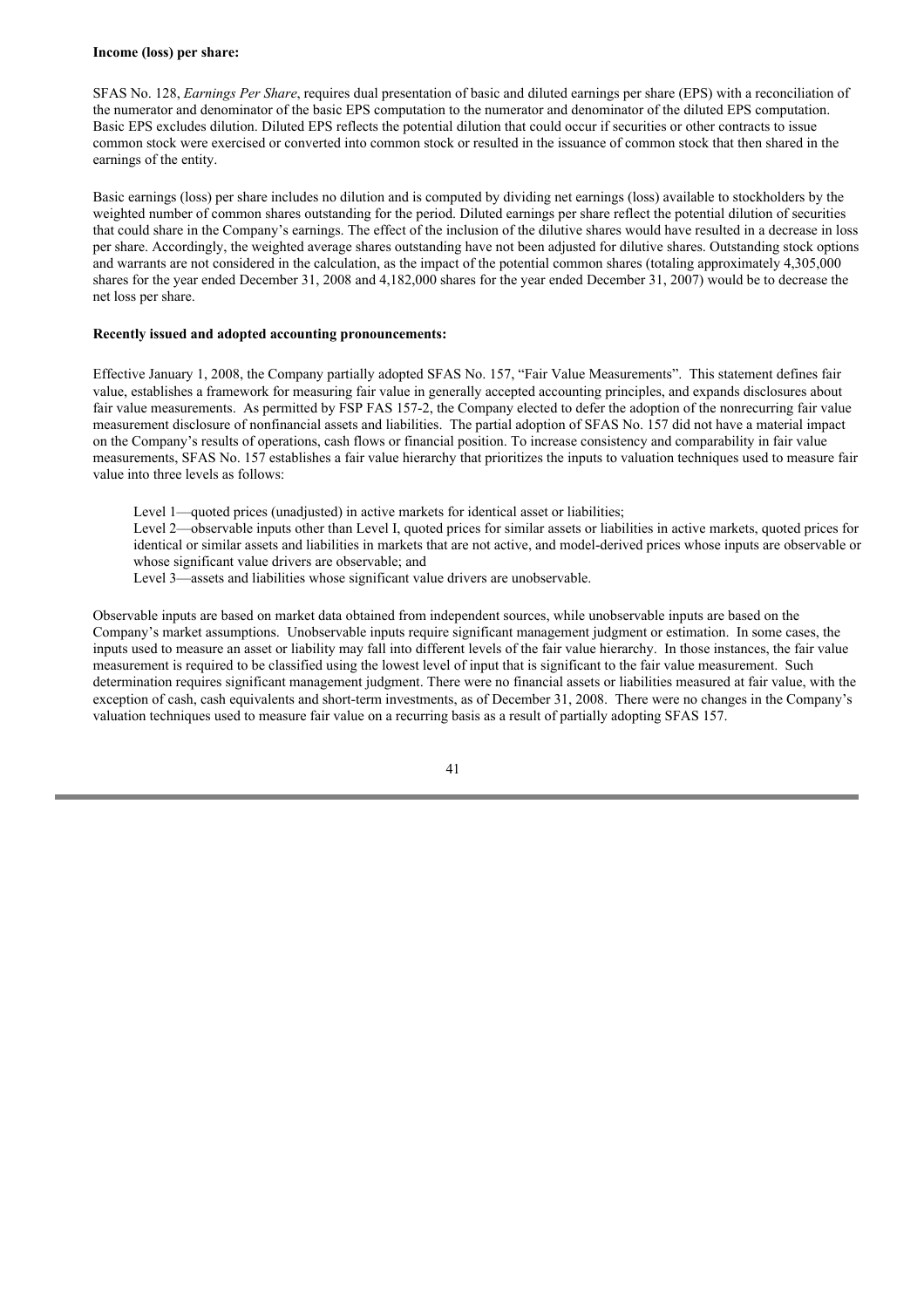**Income (loss) per share:**

SFAS No. 128, *Earnings Per Share*, requires dual presentation of basic and diluted earnings per share (EPS) with a reconciliation of the numerator and denominator of the basic EPS computation to the numerator and denominator of the diluted EPS computation. Basic EPS excludes dilution. Diluted EPS reflects the potential dilution that could occur if securities or other contracts to issue common stock were exercised or converted into common stock or resulted in the issuance of common stock that then shared in the earnings of the entity.

Basic earnings (loss) per share includes no dilution and is computed by dividing net earnings (loss) available to stockholders by the weighted number of common shares outstanding for the period. Diluted earnings per share reflect the potential dilution of securities that could share in the Company's earnings. The effect of the inclusion of the dilutive shares would have resulted in a decrease in loss per share. Accordingly, the weighted average shares outstanding have not been adjusted for dilutive shares. Outstanding stock options and warrants are not considered in the calculation, as the impact of the potential common shares (totaling approximately 4,305,000 shares for the year ended December 31, 2008 and 4,182,000 shares for the year ended December 31, 2007) would be to decrease the net loss per share.

**Recently issued and adopted accounting pronouncements:**

Effective January 1, 2008, the Company partially adopted SFAS No. 157, "Fair Value Measurements". This statement defines fair value, establishes a framework for measuring fair value in generally accepted accounting principles, and expands disclosures about fair value measurements. As permitted by FSP FAS 157-2, the Company elected to defer the adoption of the nonrecurring fair value measurement disclosure of nonfinancial assets and liabilities. The partial adoption of SFAS No. 157 did not have a material impact on the Company's results of operations, cash flows or financial position. To increase consistency and comparability in fair value measurements, SFAS No. 157 establishes a fair value hierarchy that prioritizes the inputs to valuation techniques used to measure fair value into three levels as follows:

Level 1—quoted prices (unadjusted) in active markets for identical asset or liabilities;
Level 2—observable inputs other than Level I, quoted prices for similar assets or liabilities in active markets, quoted prices for identical or similar assets and liabilities in markets that are not active, and model-derived prices whose inputs are observable or whose significant value drivers are observable; and
Level 3—assets and liabilities whose significant value drivers are unobservable.

Observable inputs are based on market data obtained from independent sources, while unobservable inputs are based on the Company's market assumptions. Unobservable inputs require significant management judgment or estimation. In some cases, the inputs used to measure an asset or liability may fall into different levels of the fair value hierarchy. In those instances, the fair value measurement is required to be classified using the lowest level of input that is significant to the fair value measurement. Such determination requires significant management judgment. There were no financial assets or liabilities measured at fair value, with the exception of cash, cash equivalents and short-term investments, as of December 31, 2008. There were no changes in the Company's valuation techniques used to measure fair value on a recurring basis as a result of partially adopting SFAS 157.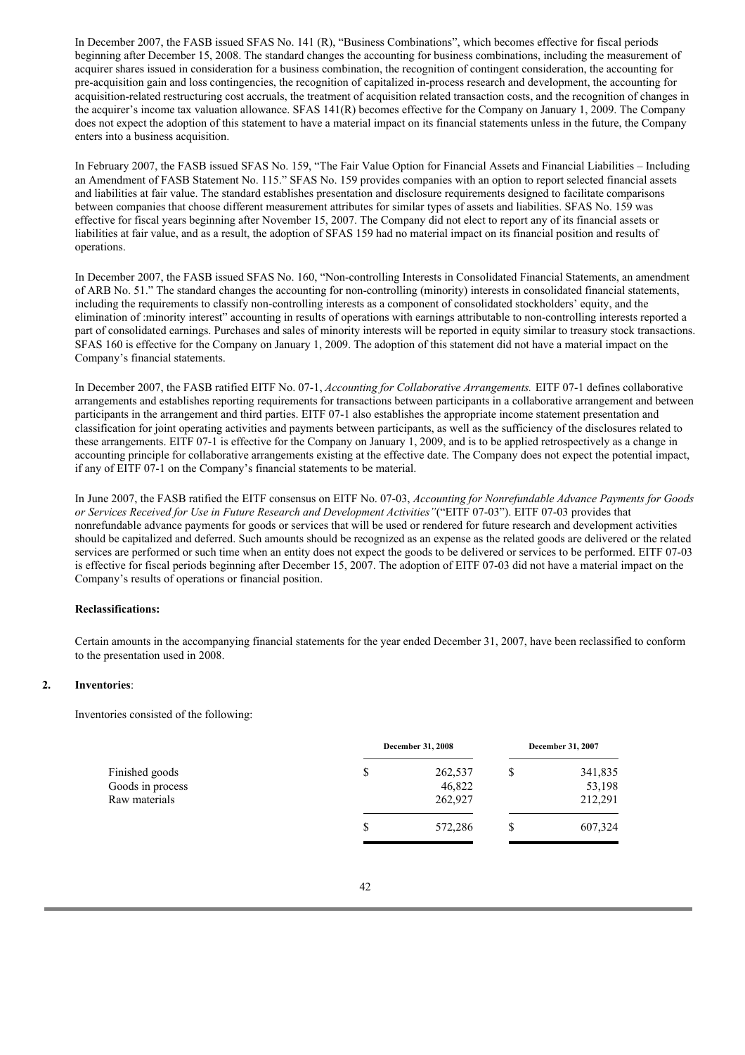In December 2007, the FASB issued SFAS No. 141 (R), "Business Combinations", which becomes effective for fiscal periods beginning after December 15, 2008. The standard changes the accounting for business combinations, including the measurement of acquirer shares issued in consideration for a business combination, the recognition of contingent consideration, the accounting for pre-acquisition gain and loss contingencies, the recognition of capitalized in-process research and development, the accounting for acquisition-related restructuring cost accruals, the treatment of acquisition related transaction costs, and the recognition of changes in the acquirer's income tax valuation allowance. SFAS 141(R) becomes effective for the Company on January 1, 2009. The Company does not expect the adoption of this statement to have a material impact on its financial statements unless in the future, the Company enters into a business acquisition.

In February 2007, the FASB issued SFAS No. 159, "The Fair Value Option for Financial Assets and Financial Liabilities – Including an Amendment of FASB Statement No. 115." SFAS No. 159 provides companies with an option to report selected financial assets and liabilities at fair value. The standard establishes presentation and disclosure requirements designed to facilitate comparisons between companies that choose different measurement attributes for similar types of assets and liabilities. SFAS No. 159 was effective for fiscal years beginning after November 15, 2007. The Company did not elect to report any of its financial assets or liabilities at fair value, and as a result, the adoption of SFAS 159 had no material impact on its financial position and results of operations.

In December 2007, the FASB issued SFAS No. 160, "Non-controlling Interests in Consolidated Financial Statements, an amendment of ARB No. 51." The standard changes the accounting for non-controlling (minority) interests in consolidated financial statements, including the requirements to classify non-controlling interests as a component of consolidated stockholders' equity, and the elimination of :minority interest" accounting in results of operations with earnings attributable to non-controlling interests reported a part of consolidated earnings. Purchases and sales of minority interests will be reported in equity similar to treasury stock transactions. SFAS 160 is effective for the Company on January 1, 2009. The adoption of this statement did not have a material impact on the Company's financial statements.

In December 2007, the FASB ratified EITF No. 07-1, *Accounting for Collaborative Arrangements.* EITF 07-1 defines collaborative arrangements and establishes reporting requirements for transactions between participants in a collaborative arrangement and between participants in the arrangement and third parties. EITF 07-1 also establishes the appropriate income statement presentation and classification for joint operating activities and payments between participants, as well as the sufficiency of the disclosures related to these arrangements. EITF 07-1 is effective for the Company on January 1, 2009, and is to be applied retrospectively as a change in accounting principle for collaborative arrangements existing at the effective date. The Company does not expect the potential impact, if any of EITF 07-1 on the Company's financial statements to be material.

In June 2007, the FASB ratified the EITF consensus on EITF No. 07-03, *Accounting for Nonrefundable Advance Payments for Goods or Services Received for Use in Future Research and Development Activities"*("EITF 07-03"). EITF 07-03 provides that nonrefundable advance payments for goods or services that will be used or rendered for future research and development activities should be capitalized and deferred. Such amounts should be recognized as an expense as the related goods are delivered or the related services are performed or such time when an entity does not expect the goods to be delivered or services to be performed. EITF 07-03 is effective for fiscal periods beginning after December 15, 2007. The adoption of EITF 07-03 did not have a material impact on the Company's results of operations or financial position.

**Reclassifications:**

Certain amounts in the accompanying financial statements for the year ended December 31, 2007, have been reclassified to conform to the presentation used in 2008.

**2. Inventories**:

Inventories consisted of the following:

| | December 31, 2008 | December 31, 2007 |
|---|---|---|
| Finished goods | $ 262,537 | $ 341,835 |
| Goods in process | 46,822 | 53,198 |
| Raw materials | 262,927 | 212,291 |
| | $ 572,286 | $ 607,324 |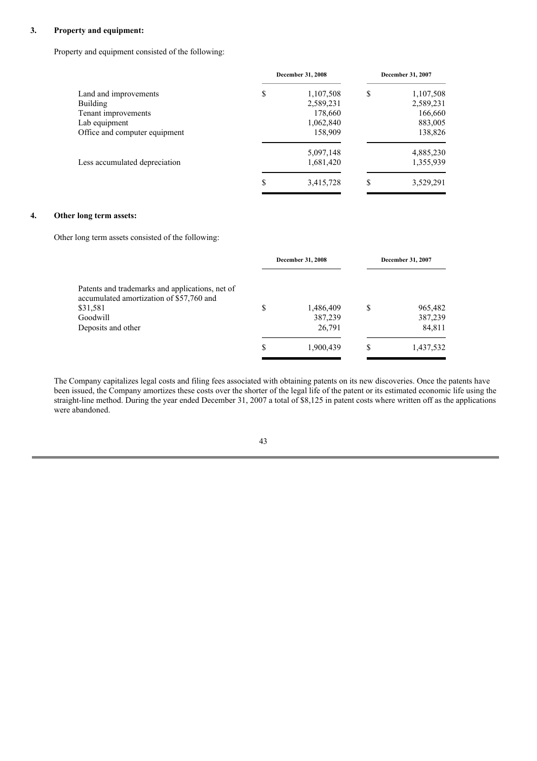### 3. Property and equipment:

Property and equipment consisted of the following:

| | December 31, 2008 | December 31, 2007 |
|---|---|---|
| Land and improvements | $ 1,107,508 | $ 1,107,508 |
| Building | 2,589,231 | 2,589,231 |
| Tenant improvements | 178,660 | 166,660 |
| Lab equipment | 1,062,840 | 883,005 |
| Office and computer equipment | 158,909 | 138,826 |
| | 5,097,148 | 4,885,230 |
| Less accumulated depreciation | 1,681,420 | 1,355,939 |
| | $ 3,415,728 | $ 3,529,291 |

### 4. Other long term assets:

Other long term assets consisted of the following:

| | December 31, 2008 | December 31, 2007 |
|---|---|---|
| Patents and trademarks and applications, net of accumulated amortization of $57,760 and $31,581 | $ 1,486,409 | $ 965,482 |
| Goodwill | 387,239 | 387,239 |
| Deposits and other | 26,791 | 84,811 |
| | $ 1,900,439 | $ 1,437,532 |

The Company capitalizes legal costs and filing fees associated with obtaining patents on its new discoveries. Once the patents have been issued, the Company amortizes these costs over the shorter of the legal life of the patent or its estimated economic life using the straight-line method. During the year ended December 31, 2007 a total of $8,125 in patent costs where written off as the applications were abandoned.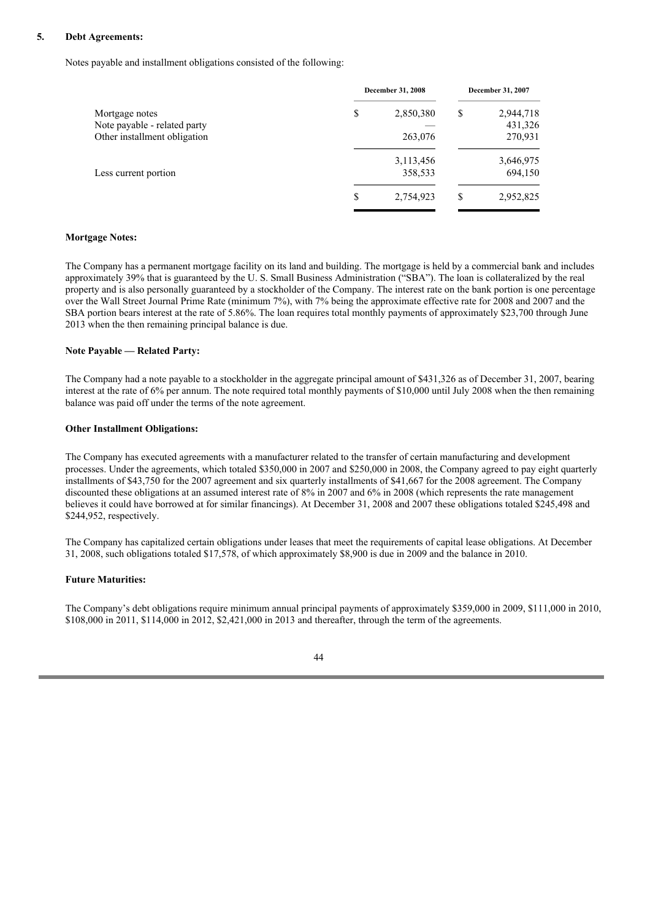## 5. Debt Agreements:

Notes payable and installment obligations consisted of the following:

| | December 31, 2008 | December 31, 2007 |
|---|---|---|
| Mortgage notes | $ 2,850,380 | $ 2,944,718 |
| Note payable - related party | — | 431,326 |
| Other installment obligation | 263,076 | 270,931 |
| | 3,113,456 | 3,646,975 |
| Less current portion | 358,533 | 694,150 |
| | $ 2,754,923 | $ 2,952,825 |

**Mortgage Notes:**

The Company has a permanent mortgage facility on its land and building. The mortgage is held by a commercial bank and includes approximately 39% that is guaranteed by the U. S. Small Business Administration ("SBA"). The loan is collateralized by the real property and is also personally guaranteed by a stockholder of the Company. The interest rate on the bank portion is one percentage over the Wall Street Journal Prime Rate (minimum 7%), with 7% being the approximate effective rate for 2008 and 2007 and the SBA portion bears interest at the rate of 5.86%. The loan requires total monthly payments of approximately $23,700 through June 2013 when the then remaining principal balance is due.

**Note Payable — Related Party:**

The Company had a note payable to a stockholder in the aggregate principal amount of $431,326 as of December 31, 2007, bearing interest at the rate of 6% per annum. The note required total monthly payments of $10,000 until July 2008 when the then remaining balance was paid off under the terms of the note agreement.

**Other Installment Obligations:**

The Company has executed agreements with a manufacturer related to the transfer of certain manufacturing and development processes. Under the agreements, which totaled $350,000 in 2007 and $250,000 in 2008, the Company agreed to pay eight quarterly installments of $43,750 for the 2007 agreement and six quarterly installments of $41,667 for the 2008 agreement. The Company discounted these obligations at an assumed interest rate of 8% in 2007 and 6% in 2008 (which represents the rate management believes it could have borrowed at for similar financings). At December 31, 2008 and 2007 these obligations totaled $245,498 and $244,952, respectively.

The Company has capitalized certain obligations under leases that meet the requirements of capital lease obligations. At December 31, 2008, such obligations totaled $17,578, of which approximately $8,900 is due in 2009 and the balance in 2010.

**Future Maturities:**

The Company's debt obligations require minimum annual principal payments of approximately $359,000 in 2009, $111,000 in 2010, $108,000 in 2011, $114,000 in 2012, $2,421,000 in 2013 and thereafter, through the term of the agreements.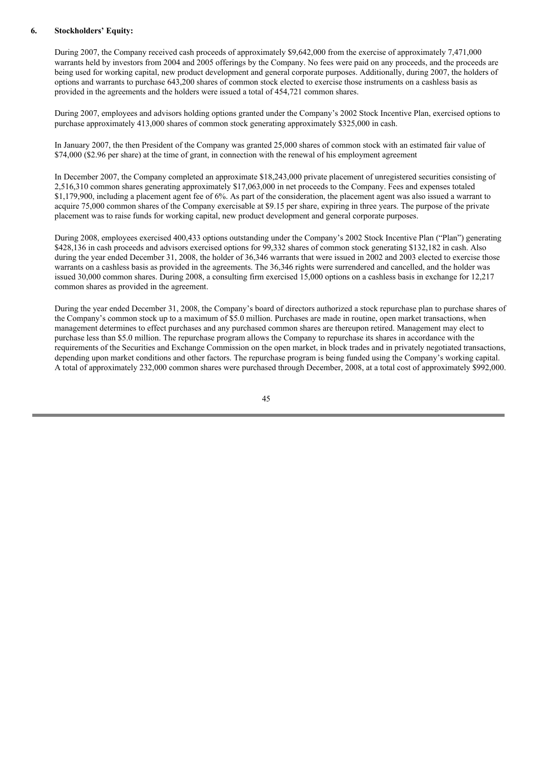**6. Stockholders' Equity:**

During 2007, the Company received cash proceeds of approximately $9,642,000 from the exercise of approximately 7,471,000 warrants held by investors from 2004 and 2005 offerings by the Company. No fees were paid on any proceeds, and the proceeds are being used for working capital, new product development and general corporate purposes. Additionally, during 2007, the holders of options and warrants to purchase 643,200 shares of common stock elected to exercise those instruments on a cashless basis as provided in the agreements and the holders were issued a total of 454,721 common shares.

During 2007, employees and advisors holding options granted under the Company's 2002 Stock Incentive Plan, exercised options to purchase approximately 413,000 shares of common stock generating approximately $325,000 in cash.

In January 2007, the then President of the Company was granted 25,000 shares of common stock with an estimated fair value of $74,000 ($2.96 per share) at the time of grant, in connection with the renewal of his employment agreement

In December 2007, the Company completed an approximate $18,243,000 private placement of unregistered securities consisting of 2,516,310 common shares generating approximately $17,063,000 in net proceeds to the Company. Fees and expenses totaled $1,179,900, including a placement agent fee of 6%. As part of the consideration, the placement agent was also issued a warrant to acquire 75,000 common shares of the Company exercisable at $9.15 per share, expiring in three years. The purpose of the private placement was to raise funds for working capital, new product development and general corporate purposes.

During 2008, employees exercised 400,433 options outstanding under the Company's 2002 Stock Incentive Plan ("Plan") generating $428,136 in cash proceeds and advisors exercised options for 99,332 shares of common stock generating $132,182 in cash. Also during the year ended December 31, 2008, the holder of 36,346 warrants that were issued in 2002 and 2003 elected to exercise those warrants on a cashless basis as provided in the agreements. The 36,346 rights were surrendered and cancelled, and the holder was issued 30,000 common shares. During 2008, a consulting firm exercised 15,000 options on a cashless basis in exchange for 12,217 common shares as provided in the agreement.

During the year ended December 31, 2008, the Company's board of directors authorized a stock repurchase plan to purchase shares of the Company's common stock up to a maximum of $5.0 million. Purchases are made in routine, open market transactions, when management determines to effect purchases and any purchased common shares are thereupon retired. Management may elect to purchase less than $5.0 million. The repurchase program allows the Company to repurchase its shares in accordance with the requirements of the Securities and Exchange Commission on the open market, in block trades and in privately negotiated transactions, depending upon market conditions and other factors. The repurchase program is being funded using the Company's working capital. A total of approximately 232,000 common shares were purchased through December, 2008, at a total cost of approximately $992,000.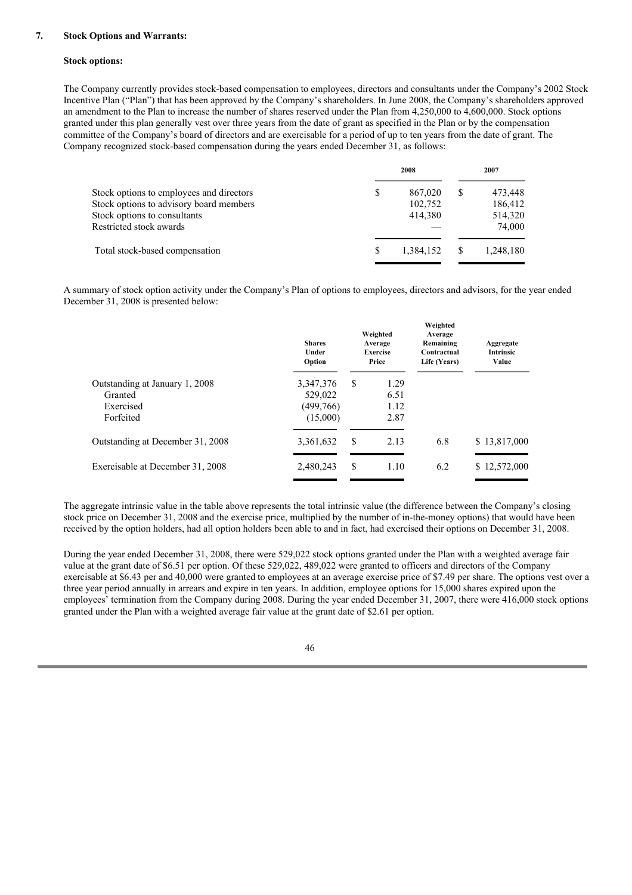## 7. Stock Options and Warrants:

### Stock options:

The Company currently provides stock-based compensation to employees, directors and consultants under the Company's 2002 Stock Incentive Plan ("Plan") that has been approved by the Company's shareholders. In June 2008, the Company's shareholders approved an amendment to the Plan to increase the number of shares reserved under the Plan from 4,250,000 to 4,600,000. Stock options granted under this plan generally vest over three years from the date of grant as specified in the Plan or by the compensation committee of the Company's board of directors and are exercisable for a period of up to ten years from the date of grant. The Company recognized stock-based compensation during the years ended December 31, as follows:

| | 2008 | 2007 |
|---|---|---|
| Stock options to employees and directors | $ 867,020 | $ 473,448 |
| Stock options to advisory board members | 102,752 | 186,412 |
| Stock options to consultants | 414,380 | 514,320 |
| Restricted stock awards | — | 74,000 |
| Total stock-based compensation | $ 1,384,152 | $ 1,248,180 |

A summary of stock option activity under the Company's Plan of options to employees, directors and advisors, for the year ended December 31, 2008 is presented below:

| | Shares Under Option | Weighted Average Exercise Price | Weighted Average Remaining Contractual Life (Years) | Aggregate Intrinsic Value |
|---|---|---|---|---|
| Outstanding at January 1, 2008 | 3,347,376 | $ 1.29 | | |
| Granted | 529,022 | 6.51 | | |
| Exercised | (499,766) | 1.12 | | |
| Forfeited | (15,000) | 2.87 | | |
| Outstanding at December 31, 2008 | 3,361,632 | $ 2.13 | 6.8 | $ 13,817,000 |
| Exercisable at December 31, 2008 | 2,480,243 | $ 1.10 | 6.2 | $ 12,572,000 |

The aggregate intrinsic value in the table above represents the total intrinsic value (the difference between the Company's closing stock price on December 31, 2008 and the exercise price, multiplied by the number of in-the-money options) that would have been received by the option holders, had all option holders been able to and in fact, had exercised their options on December 31, 2008.

During the year ended December 31, 2008, there were 529,022 stock options granted under the Plan with a weighted average fair value at the grant date of $6.51 per option. Of these 529,022, 489,022 were granted to officers and directors of the Company exercisable at $6.43 per and 40,000 were granted to employees at an average exercise price of $7.49 per share. The options vest over a three year period annually in arrears and expire in ten years. In addition, employee options for 15,000 shares expired upon the employees' termination from the Company during 2008. During the year ended December 31, 2007, there were 416,000 stock options granted under the Plan with a weighted average fair value at the grant date of $2.61 per option.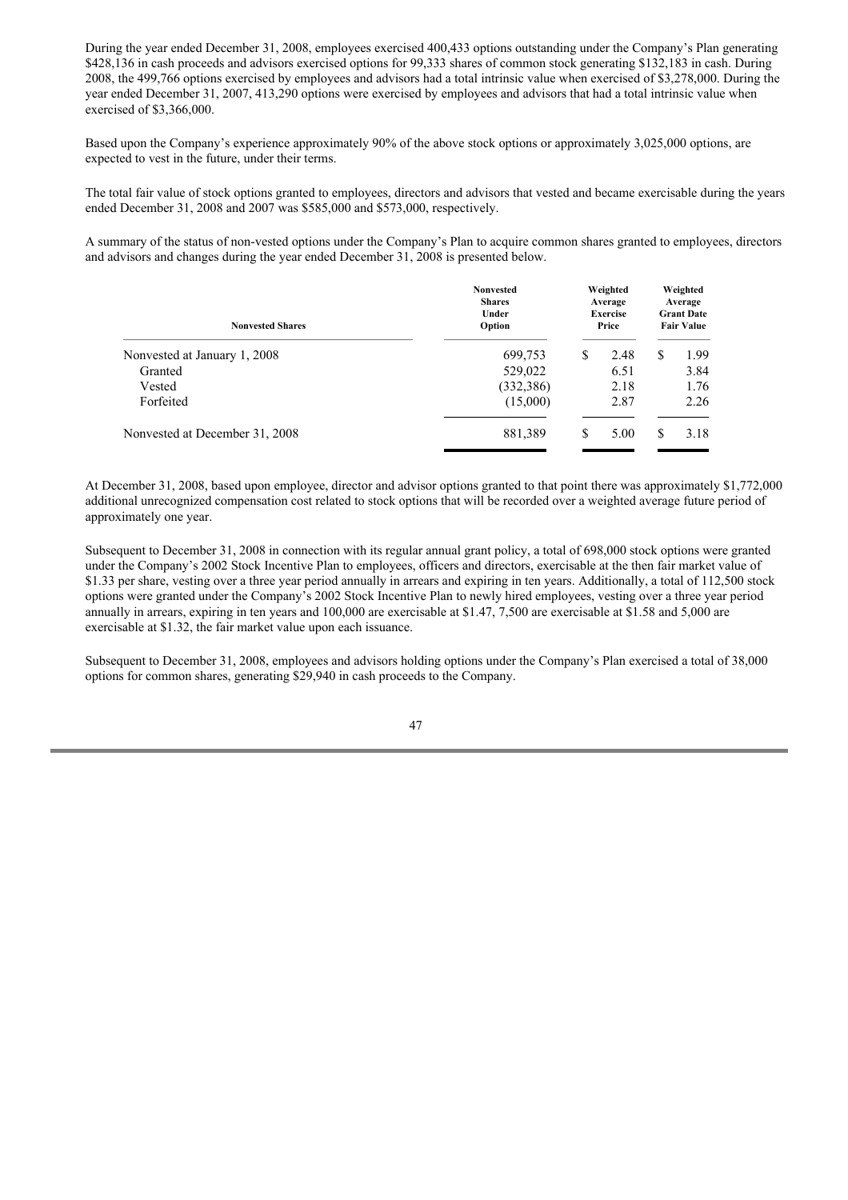During the year ended December 31, 2008, employees exercised 400,433 options outstanding under the Company's Plan generating $428,136 in cash proceeds and advisors exercised options for 99,333 shares of common stock generating $132,183 in cash. During 2008, the 499,766 options exercised by employees and advisors had a total intrinsic value when exercised of $3,278,000. During the year ended December 31, 2007, 413,290 options were exercised by employees and advisors that had a total intrinsic value when exercised of $3,366,000.

Based upon the Company's experience approximately 90% of the above stock options or approximately 3,025,000 options, are expected to vest in the future, under their terms.

The total fair value of stock options granted to employees, directors and advisors that vested and became exercisable during the years ended December 31, 2008 and 2007 was $585,000 and $573,000, respectively.

A summary of the status of non-vested options under the Company's Plan to acquire common shares granted to employees, directors and advisors and changes during the year ended December 31, 2008 is presented below.

| Nonvested Shares | Nonvested Shares Under Option | Weighted Average Exercise Price | Weighted Average Grant Date Fair Value |
|---|---|---|---|
| Nonvested at January 1, 2008 | 699,753 | $ 2.48 | $ 1.99 |
| Granted | 529,022 | 6.51 | 3.84 |
| Vested | (332,386) | 2.18 | 1.76 |
| Forfeited | (15,000) | 2.87 | 2.26 |
| Nonvested at December 31, 2008 | 881,389 | $ 5.00 | $ 3.18 |

At December 31, 2008, based upon employee, director and advisor options granted to that point there was approximately $1,772,000 additional unrecognized compensation cost related to stock options that will be recorded over a weighted average future period of approximately one year.

Subsequent to December 31, 2008 in connection with its regular annual grant policy, a total of 698,000 stock options were granted under the Company's 2002 Stock Incentive Plan to employees, officers and directors, exercisable at the then fair market value of $1.33 per share, vesting over a three year period annually in arrears and expiring in ten years. Additionally, a total of 112,500 stock options were granted under the Company's 2002 Stock Incentive Plan to newly hired employees, vesting over a three year period annually in arrears, expiring in ten years and 100,000 are exercisable at $1.47, 7,500 are exercisable at $1.58 and 5,000 are exercisable at $1.32, the fair market value upon each issuance.

Subsequent to December 31, 2008, employees and advisors holding options under the Company's Plan exercised a total of 38,000 options for common shares, generating $29,940 in cash proceeds to the Company.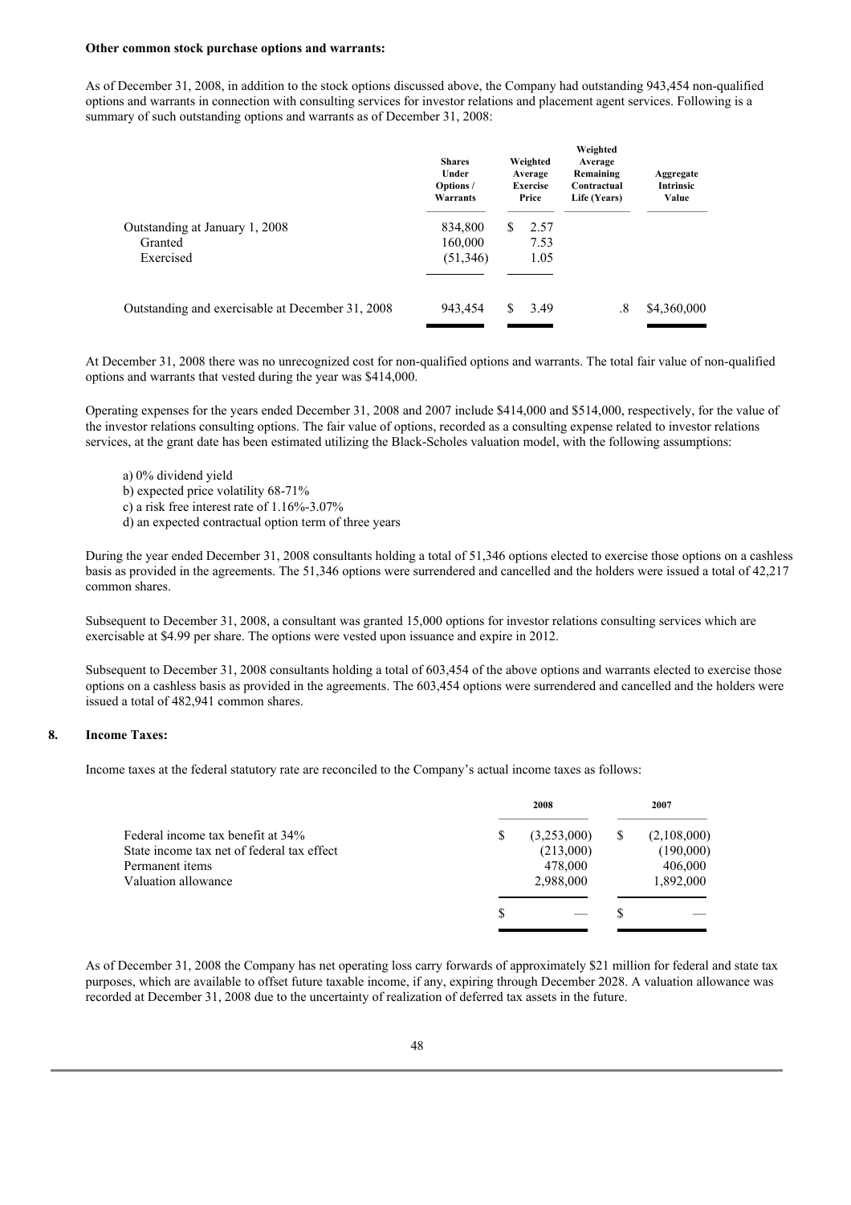**Other common stock purchase options and warrants:**

As of December 31, 2008, in addition to the stock options discussed above, the Company had outstanding 943,454 non-qualified options and warrants in connection with consulting services for investor relations and placement agent services. Following is a summary of such outstanding options and warrants as of December 31, 2008:

| | Shares Under Options / Warrants | Weighted Average Exercise Price | Weighted Average Remaining Contractual Life (Years) | Aggregate Intrinsic Value |
|---|---|---|---|---|
| Outstanding at January 1, 2008 | 834,800 | $ 2.57 | | |
| Granted | 160,000 | 7.53 | | |
| Exercised | (51,346) | 1.05 | | |
| Outstanding and exercisable at December 31, 2008 | 943,454 | $ 3.49 | .8 | $4,360,000 |

At December 31, 2008 there was no unrecognized cost for non-qualified options and warrants. The total fair value of non-qualified options and warrants that vested during the year was $414,000.

Operating expenses for the years ended December 31, 2008 and 2007 include $414,000 and $514,000, respectively, for the value of the investor relations consulting options. The fair value of options, recorded as a consulting expense related to investor relations services, at the grant date has been estimated utilizing the Black-Scholes valuation model, with the following assumptions:

a) 0% dividend yield
b) expected price volatility 68-71%
c) a risk free interest rate of 1.16%-3.07%
d) an expected contractual option term of three years

During the year ended December 31, 2008 consultants holding a total of 51,346 options elected to exercise those options on a cashless basis as provided in the agreements. The 51,346 options were surrendered and cancelled and the holders were issued a total of 42,217 common shares.

Subsequent to December 31, 2008, a consultant was granted 15,000 options for investor relations consulting services which are exercisable at $4.99 per share. The options were vested upon issuance and expire in 2012.

Subsequent to December 31, 2008 consultants holding a total of 603,454 of the above options and warrants elected to exercise those options on a cashless basis as provided in the agreements. The 603,454 options were surrendered and cancelled and the holders were issued a total of 482,941 common shares.

## 8. Income Taxes:

Income taxes at the federal statutory rate are reconciled to the Company's actual income taxes as follows:

| | 2008 | 2007 |
|---|---|---|
| Federal income tax benefit at 34% | $ (3,253,000) | $ (2,108,000) |
| State income tax net of federal tax effect | (213,000) | (190,000) |
| Permanent items | 478,000 | 406,000 |
| Valuation allowance | 2,988,000 | 1,892,000 |
| | $ — | $ — |

As of December 31, 2008 the Company has net operating loss carry forwards of approximately $21 million for federal and state tax purposes, which are available to offset future taxable income, if any, expiring through December 2028. A valuation allowance was recorded at December 31, 2008 due to the uncertainty of realization of deferred tax assets in the future.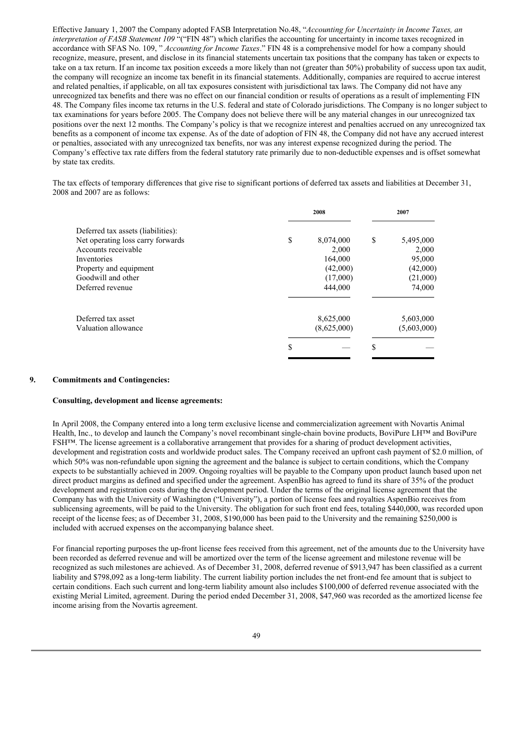Effective January 1, 2007 the Company adopted FASB Interpretation No.48, "*Accounting for Uncertainty in Income Taxes, an interpretation of FASB Statement 109* "("FIN 48") which clarifies the accounting for uncertainty in income taxes recognized in accordance with SFAS No. 109, " *Accounting for Income Taxes*." FIN 48 is a comprehensive model for how a company should recognize, measure, present, and disclose in its financial statements uncertain tax positions that the company has taken or expects to take on a tax return. If an income tax position exceeds a more likely than not (greater than 50%) probability of success upon tax audit, the company will recognize an income tax benefit in its financial statements. Additionally, companies are required to accrue interest and related penalties, if applicable, on all tax exposures consistent with jurisdictional tax laws. The Company did not have any unrecognized tax benefits and there was no effect on our financial condition or results of operations as a result of implementing FIN 48. The Company files income tax returns in the U.S. federal and state of Colorado jurisdictions. The Company is no longer subject to tax examinations for years before 2005. The Company does not believe there will be any material changes in our unrecognized tax positions over the next 12 months. The Company's policy is that we recognize interest and penalties accrued on any unrecognized tax benefits as a component of income tax expense. As of the date of adoption of FIN 48, the Company did not have any accrued interest or penalties, associated with any unrecognized tax benefits, nor was any interest expense recognized during the period. The Company's effective tax rate differs from the federal statutory rate primarily due to non-deductible expenses and is offset somewhat by state tax credits.

The tax effects of temporary differences that give rise to significant portions of deferred tax assets and liabilities at December 31, 2008 and 2007 are as follows:

| | 2008 | 2007 |
|---|---|---|
| Deferred tax assets (liabilities): | | |
| Net operating loss carry forwards | $ 8,074,000 | $ 5,495,000 |
| Accounts receivable | 2,000 | 2,000 |
| Inventories | 164,000 | 95,000 |
| Property and equipment | (42,000) | (42,000) |
| Goodwill and other | (17,000) | (21,000) |
| Deferred revenue | 444,000 | 74,000 |
| Deferred tax asset | 8,625,000 | 5,603,000 |
| Valuation allowance | (8,625,000) | (5,603,000) |
| | $ — | $ — |

## 9. Commitments and Contingencies:

**Consulting, development and license agreements:**

In April 2008, the Company entered into a long term exclusive license and commercialization agreement with Novartis Animal Health, Inc., to develop and launch the Company's novel recombinant single-chain bovine products, BoviPure LH™ and BoviPure FSH™. The license agreement is a collaborative arrangement that provides for a sharing of product development activities, development and registration costs and worldwide product sales. The Company received an upfront cash payment of $2.0 million, of which 50% was non-refundable upon signing the agreement and the balance is subject to certain conditions, which the Company expects to be substantially achieved in 2009. Ongoing royalties will be payable to the Company upon product launch based upon net direct product margins as defined and specified under the agreement. AspenBio has agreed to fund its share of 35% of the product development and registration costs during the development period. Under the terms of the original license agreement that the Company has with the University of Washington ("University"), a portion of license fees and royalties AspenBio receives from sublicensing agreements, will be paid to the University. The obligation for such front end fees, totaling $440,000, was recorded upon receipt of the license fees; as of December 31, 2008, $190,000 has been paid to the University and the remaining $250,000 is included with accrued expenses on the accompanying balance sheet.

For financial reporting purposes the up-front license fees received from this agreement, net of the amounts due to the University have been recorded as deferred revenue and will be amortized over the term of the license agreement and milestone revenue will be recognized as such milestones are achieved. As of December 31, 2008, deferred revenue of $913,947 has been classified as a current liability and $798,092 as a long-term liability. The current liability portion includes the net front-end fee amount that is subject to certain conditions. Each such current and long-term liability amount also includes $100,000 of deferred revenue associated with the existing Merial Limited, agreement. During the period ended December 31, 2008, $47,960 was recorded as the amortized license fee income arising from the Novartis agreement.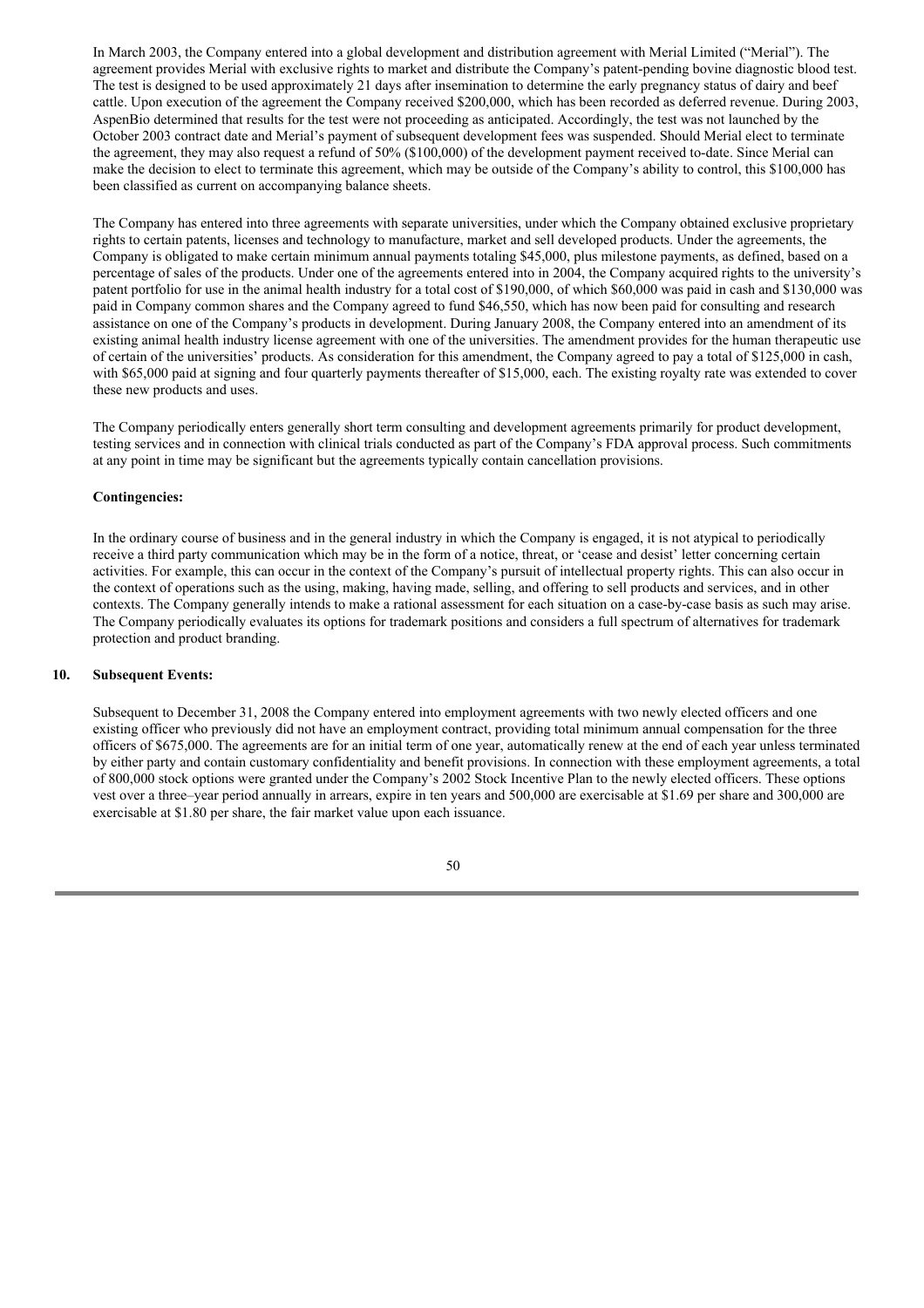In March 2003, the Company entered into a global development and distribution agreement with Merial Limited ("Merial"). The agreement provides Merial with exclusive rights to market and distribute the Company's patent-pending bovine diagnostic blood test. The test is designed to be used approximately 21 days after insemination to determine the early pregnancy status of dairy and beef cattle. Upon execution of the agreement the Company received $200,000, which has been recorded as deferred revenue. During 2003, AspenBio determined that results for the test were not proceeding as anticipated. Accordingly, the test was not launched by the October 2003 contract date and Merial's payment of subsequent development fees was suspended. Should Merial elect to terminate the agreement, they may also request a refund of 50% ($100,000) of the development payment received to-date. Since Merial can make the decision to elect to terminate this agreement, which may be outside of the Company's ability to control, this $100,000 has been classified as current on accompanying balance sheets.

The Company has entered into three agreements with separate universities, under which the Company obtained exclusive proprietary rights to certain patents, licenses and technology to manufacture, market and sell developed products. Under the agreements, the Company is obligated to make certain minimum annual payments totaling $45,000, plus milestone payments, as defined, based on a percentage of sales of the products. Under one of the agreements entered into in 2004, the Company acquired rights to the university's patent portfolio for use in the animal health industry for a total cost of $190,000, of which $60,000 was paid in cash and $130,000 was paid in Company common shares and the Company agreed to fund $46,550, which has now been paid for consulting and research assistance on one of the Company's products in development. During January 2008, the Company entered into an amendment of its existing animal health industry license agreement with one of the universities. The amendment provides for the human therapeutic use of certain of the universities' products. As consideration for this amendment, the Company agreed to pay a total of $125,000 in cash, with $65,000 paid at signing and four quarterly payments thereafter of $15,000, each. The existing royalty rate was extended to cover these new products and uses.

The Company periodically enters generally short term consulting and development agreements primarily for product development, testing services and in connection with clinical trials conducted as part of the Company's FDA approval process. Such commitments at any point in time may be significant but the agreements typically contain cancellation provisions.

**Contingencies:**

In the ordinary course of business and in the general industry in which the Company is engaged, it is not atypical to periodically receive a third party communication which may be in the form of a notice, threat, or 'cease and desist' letter concerning certain activities. For example, this can occur in the context of the Company's pursuit of intellectual property rights. This can also occur in the context of operations such as the using, making, having made, selling, and offering to sell products and services, and in other contexts. The Company generally intends to make a rational assessment for each situation on a case-by-case basis as such may arise. The Company periodically evaluates its options for trademark positions and considers a full spectrum of alternatives for trademark protection and product branding.

## 10. Subsequent Events:

Subsequent to December 31, 2008 the Company entered into employment agreements with two newly elected officers and one existing officer who previously did not have an employment contract, providing total minimum annual compensation for the three officers of $675,000. The agreements are for an initial term of one year, automatically renew at the end of each year unless terminated by either party and contain customary confidentiality and benefit provisions. In connection with these employment agreements, a total of 800,000 stock options were granted under the Company's 2002 Stock Incentive Plan to the newly elected officers. These options vest over a three–year period annually in arrears, expire in ten years and 500,000 are exercisable at $1.69 per share and 300,000 are exercisable at $1.80 per share, the fair market value upon each issuance.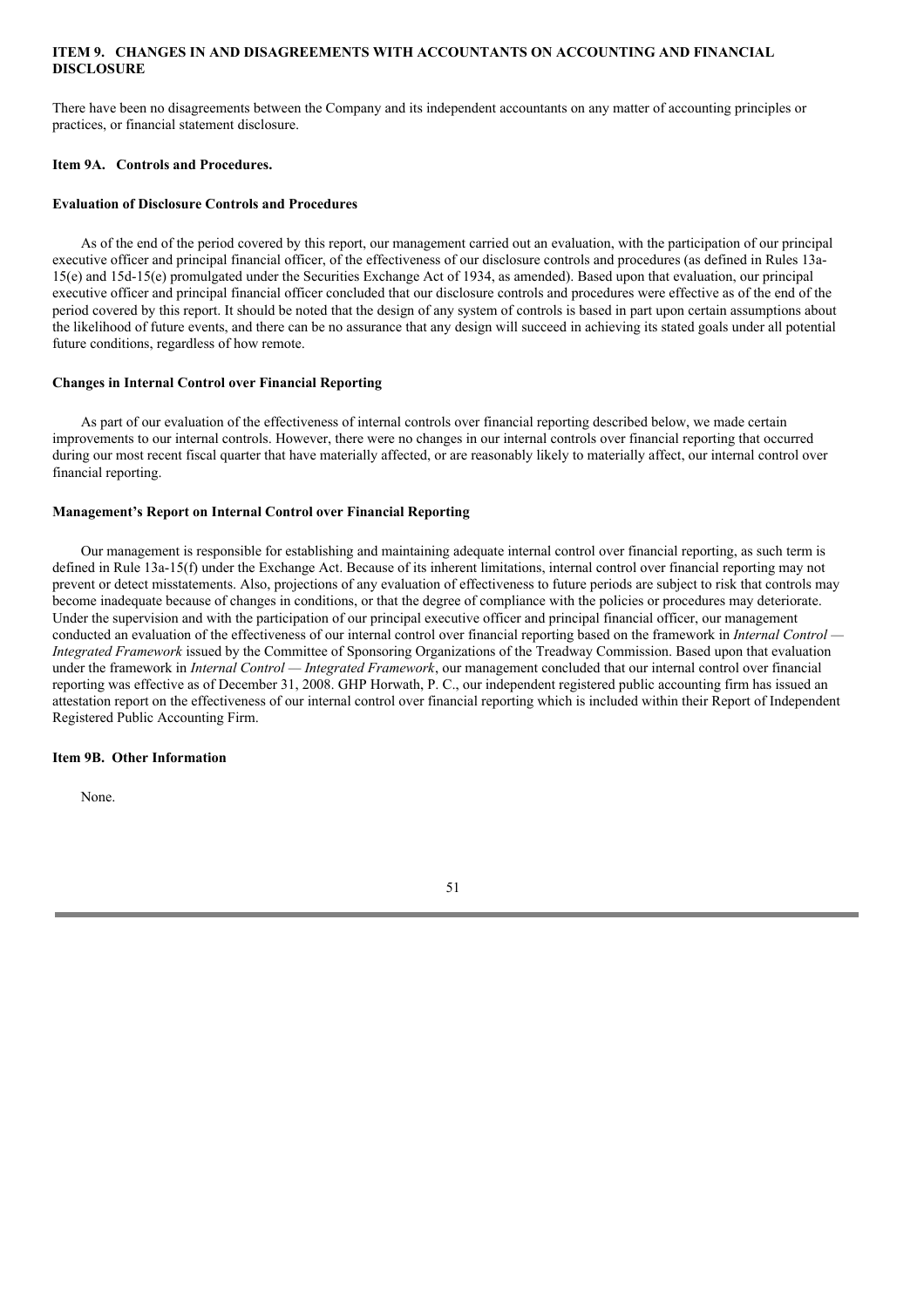## ITEM 9. CHANGES IN AND DISAGREEMENTS WITH ACCOUNTANTS ON ACCOUNTING AND FINANCIAL DISCLOSURE

There have been no disagreements between the Company and its independent accountants on any matter of accounting principles or practices, or financial statement disclosure.

## Item 9A. Controls and Procedures.

### Evaluation of Disclosure Controls and Procedures

As of the end of the period covered by this report, our management carried out an evaluation, with the participation of our principal executive officer and principal financial officer, of the effectiveness of our disclosure controls and procedures (as defined in Rules 13a-15(e) and 15d-15(e) promulgated under the Securities Exchange Act of 1934, as amended). Based upon that evaluation, our principal executive officer and principal financial officer concluded that our disclosure controls and procedures were effective as of the end of the period covered by this report. It should be noted that the design of any system of controls is based in part upon certain assumptions about the likelihood of future events, and there can be no assurance that any design will succeed in achieving its stated goals under all potential future conditions, regardless of how remote.

### Changes in Internal Control over Financial Reporting

As part of our evaluation of the effectiveness of internal controls over financial reporting described below, we made certain improvements to our internal controls. However, there were no changes in our internal controls over financial reporting that occurred during our most recent fiscal quarter that have materially affected, or are reasonably likely to materially affect, our internal control over financial reporting.

### Management's Report on Internal Control over Financial Reporting

Our management is responsible for establishing and maintaining adequate internal control over financial reporting, as such term is defined in Rule 13a-15(f) under the Exchange Act. Because of its inherent limitations, internal control over financial reporting may not prevent or detect misstatements. Also, projections of any evaluation of effectiveness to future periods are subject to risk that controls may become inadequate because of changes in conditions, or that the degree of compliance with the policies or procedures may deteriorate. Under the supervision and with the participation of our principal executive officer and principal financial officer, our management conducted an evaluation of the effectiveness of our internal control over financial reporting based on the framework in *Internal Control — Integrated Framework* issued by the Committee of Sponsoring Organizations of the Treadway Commission. Based upon that evaluation under the framework in *Internal Control — Integrated Framework*, our management concluded that our internal control over financial reporting was effective as of December 31, 2008. GHP Horwath, P. C., our independent registered public accounting firm has issued an attestation report on the effectiveness of our internal control over financial reporting which is included within their Report of Independent Registered Public Accounting Firm.

## Item 9B. Other Information

None.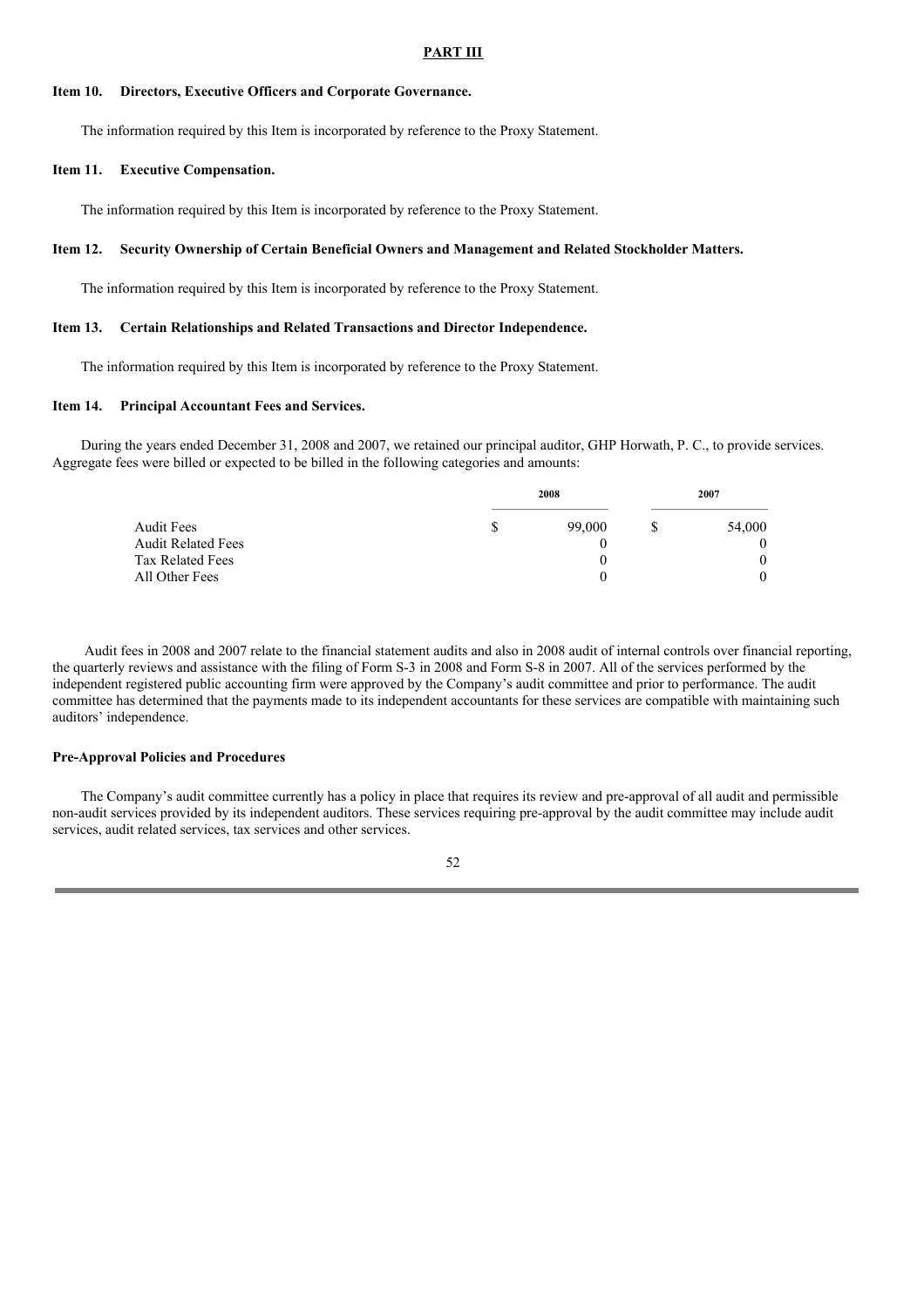## PART III

### Item 10. Directors, Executive Officers and Corporate Governance.

The information required by this Item is incorporated by reference to the Proxy Statement.

### Item 11. Executive Compensation.

The information required by this Item is incorporated by reference to the Proxy Statement.

### Item 12. Security Ownership of Certain Beneficial Owners and Management and Related Stockholder Matters.

The information required by this Item is incorporated by reference to the Proxy Statement.

### Item 13. Certain Relationships and Related Transactions and Director Independence.

The information required by this Item is incorporated by reference to the Proxy Statement.

### Item 14. Principal Accountant Fees and Services.

During the years ended December 31, 2008 and 2007, we retained our principal auditor, GHP Horwath, P. C., to provide services. Aggregate fees were billed or expected to be billed in the following categories and amounts:

| | 2008 | 2007 |
|---|---|---|
| Audit Fees | $ 99,000 | $ 54,000 |
| Audit Related Fees | 0 | 0 |
| Tax Related Fees | 0 | 0 |
| All Other Fees | 0 | 0 |

Audit fees in 2008 and 2007 relate to the financial statement audits and also in 2008 audit of internal controls over financial reporting, the quarterly reviews and assistance with the filing of Form S-3 in 2008 and Form S-8 in 2007. All of the services performed by the independent registered public accounting firm were approved by the Company's audit committee and prior to performance. The audit committee has determined that the payments made to its independent accountants for these services are compatible with maintaining such auditors' independence.

**Pre-Approval Policies and Procedures**

The Company's audit committee currently has a policy in place that requires its review and pre-approval of all audit and permissible non-audit services provided by its independent auditors. These services requiring pre-approval by the audit committee may include audit services, audit related services, tax services and other services.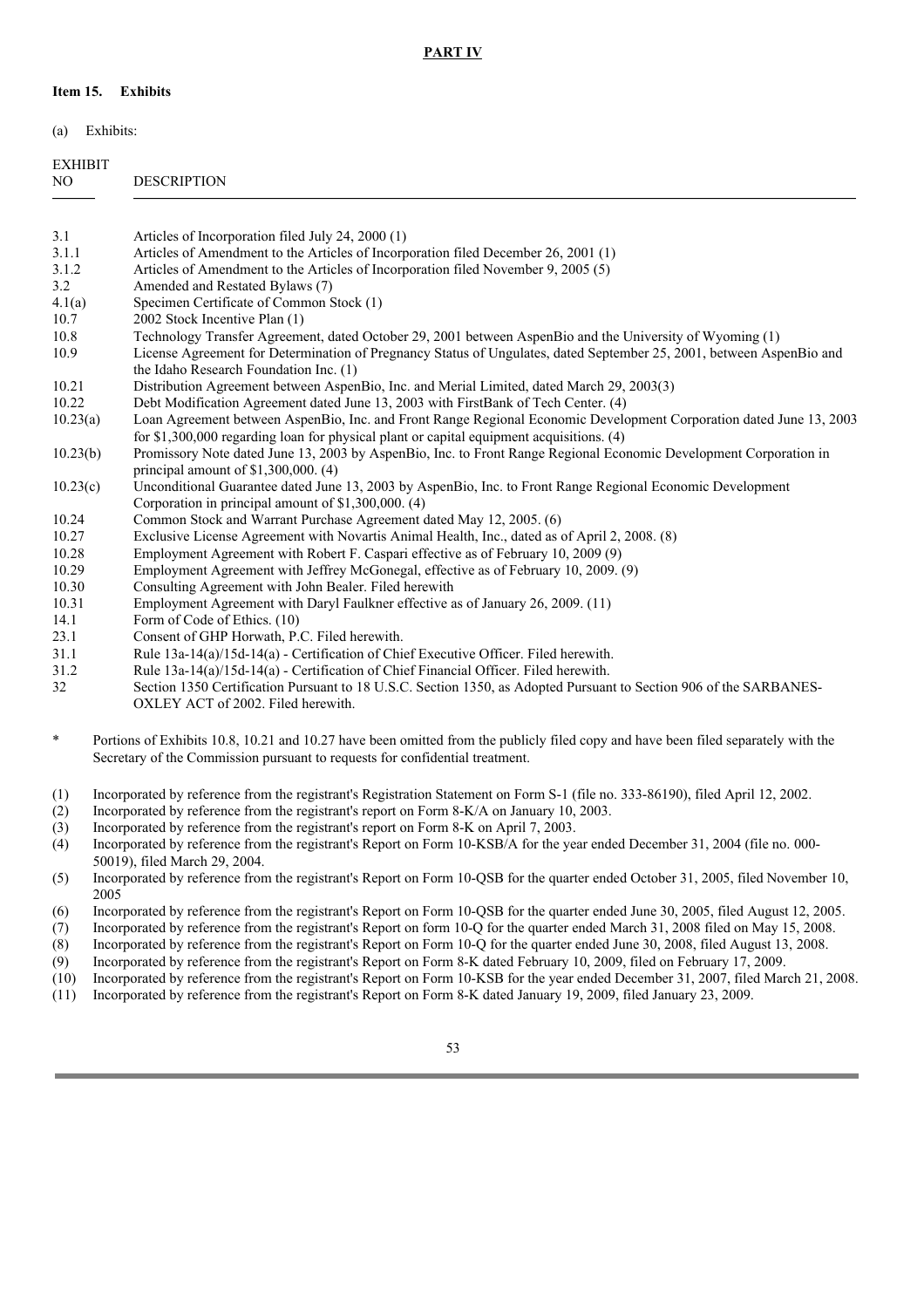## PART IV

**Item 15. Exhibits**

(a) Exhibits:

| EXHIBIT NO | DESCRIPTION |
|---|---|
| 3.1 | Articles of Incorporation filed July 24, 2000 (1) |
| 3.1.1 | Articles of Amendment to the Articles of Incorporation filed December 26, 2001 (1) |
| 3.1.2 | Articles of Amendment to the Articles of Incorporation filed November 9, 2005 (5) |
| 3.2 | Amended and Restated Bylaws (7) |
| 4.1(a) | Specimen Certificate of Common Stock (1) |
| 10.7 | 2002 Stock Incentive Plan (1) |
| 10.8 | Technology Transfer Agreement, dated October 29, 2001 between AspenBio and the University of Wyoming (1) |
| 10.9 | License Agreement for Determination of Pregnancy Status of Ungulates, dated September 25, 2001, between AspenBio and the Idaho Research Foundation Inc. (1) |
| 10.21 | Distribution Agreement between AspenBio, Inc. and Merial Limited, dated March 29, 2003(3) |
| 10.22 | Debt Modification Agreement dated June 13, 2003 with FirstBank of Tech Center. (4) |
| 10.23(a) | Loan Agreement between AspenBio, Inc. and Front Range Regional Economic Development Corporation dated June 13, 2003 for $1,300,000 regarding loan for physical plant or capital equipment acquisitions. (4) |
| 10.23(b) | Promissory Note dated June 13, 2003 by AspenBio, Inc. to Front Range Regional Economic Development Corporation in principal amount of $1,300,000. (4) |
| 10.23(c) | Unconditional Guarantee dated June 13, 2003 by AspenBio, Inc. to Front Range Regional Economic Development Corporation in principal amount of $1,300,000. (4) |
| 10.24 | Common Stock and Warrant Purchase Agreement dated May 12, 2005. (6) |
| 10.27 | Exclusive License Agreement with Novartis Animal Health, Inc., dated as of April 2, 2008. (8) |
| 10.28 | Employment Agreement with Robert F. Caspari effective as of February 10, 2009 (9) |
| 10.29 | Employment Agreement with Jeffrey McGonegal, effective as of February 10, 2009. (9) |
| 10.30 | Consulting Agreement with John Bealer. Filed herewith |
| 10.31 | Employment Agreement with Daryl Faulkner effective as of January 26, 2009. (11) |
| 14.1 | Form of Code of Ethics. (10) |
| 23.1 | Consent of GHP Horwath, P.C. Filed herewith. |
| 31.1 | Rule 13a-14(a)/15d-14(a) - Certification of Chief Executive Officer. Filed herewith. |
| 31.2 | Rule 13a-14(a)/15d-14(a) - Certification of Chief Financial Officer. Filed herewith. |
| 32 | Section 1350 Certification Pursuant to 18 U.S.C. Section 1350, as Adopted Pursuant to Section 906 of the SARBANES-OXLEY ACT of 2002. Filed herewith. |

\* Portions of Exhibits 10.8, 10.21 and 10.27 have been omitted from the publicly filed copy and have been filed separately with the Secretary of the Commission pursuant to requests for confidential treatment.

(1) Incorporated by reference from the registrant's Registration Statement on Form S-1 (file no. 333-86190), filed April 12, 2002.
(2) Incorporated by reference from the registrant's report on Form 8-K/A on January 10, 2003.
(3) Incorporated by reference from the registrant's report on Form 8-K on April 7, 2003.
(4) Incorporated by reference from the registrant's Report on Form 10-KSB/A for the year ended December 31, 2004 (file no. 000-50019), filed March 29, 2004.
(5) Incorporated by reference from the registrant's Report on Form 10-QSB for the quarter ended October 31, 2005, filed November 10, 2005
(6) Incorporated by reference from the registrant's Report on Form 10-QSB for the quarter ended June 30, 2005, filed August 12, 2005.
(7) Incorporated by reference from the registrant's Report on form 10-Q for the quarter ended March 31, 2008 filed on May 15, 2008.
(8) Incorporated by reference from the registrant's Report on Form 10-Q for the quarter ended June 30, 2008, filed August 13, 2008.
(9) Incorporated by reference from the registrant's Report on Form 8-K dated February 10, 2009, filed on February 17, 2009.
(10) Incorporated by reference from the registrant's Report on Form 10-KSB for the year ended December 31, 2007, filed March 21, 2008.
(11) Incorporated by reference from the registrant's Report on Form 8-K dated January 19, 2009, filed January 23, 2009.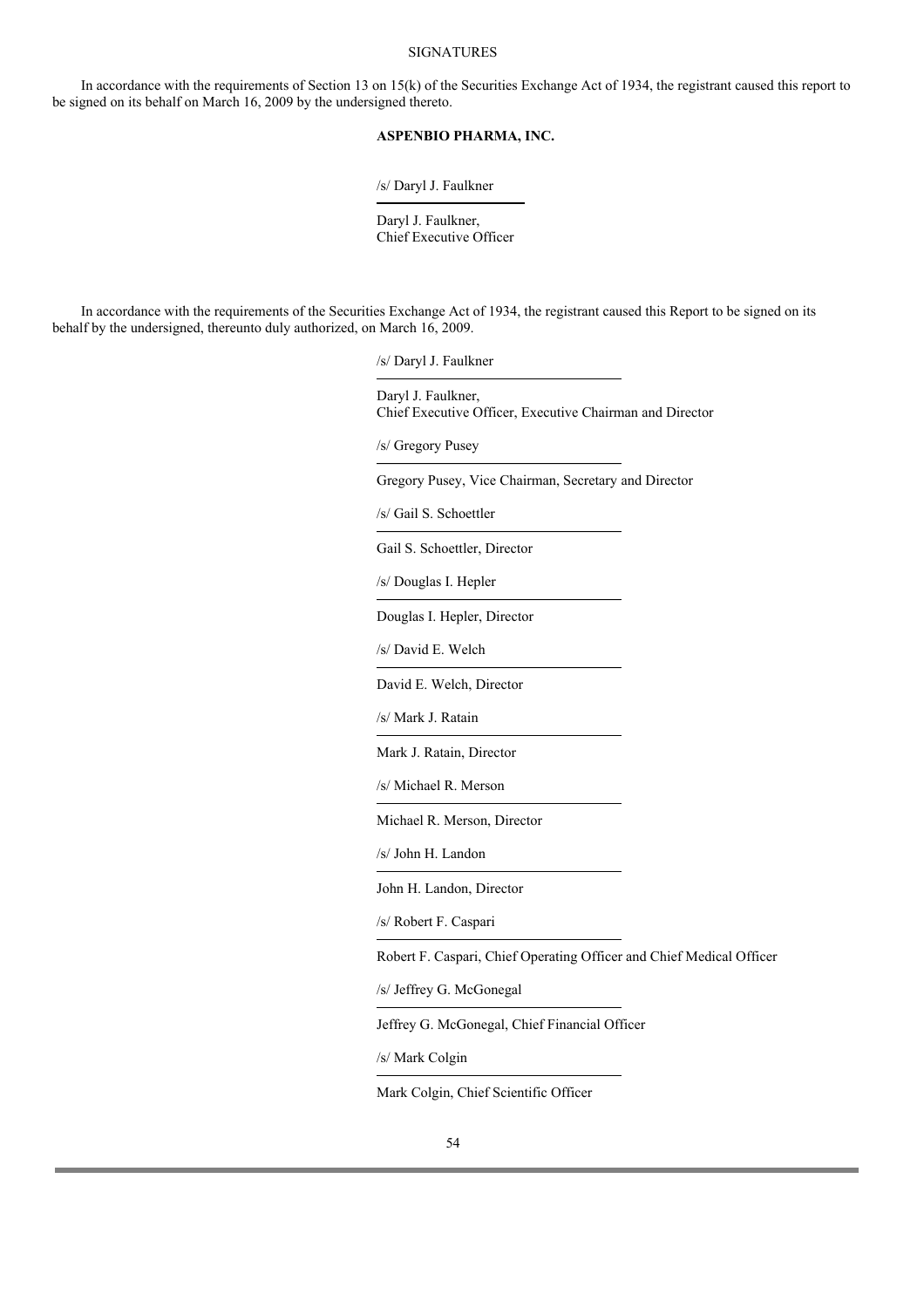# SIGNATURES

In accordance with the requirements of Section 13 on 15(k) of the Securities Exchange Act of 1934, the registrant caused this report to be signed on its behalf on March 16, 2009 by the undersigned thereto.

**ASPENBIO PHARMA, INC.**

/s/ Daryl J. Faulkner

Daryl J. Faulkner,
Chief Executive Officer

In accordance with the requirements of the Securities Exchange Act of 1934, the registrant caused this Report to be signed on its behalf by the undersigned, thereunto duly authorized, on March 16, 2009.

/s/ Daryl J. Faulkner

Daryl J. Faulkner,
Chief Executive Officer, Executive Chairman and Director

/s/ Gregory Pusey

Gregory Pusey, Vice Chairman, Secretary and Director

/s/ Gail S. Schoettler

Gail S. Schoettler, Director

/s/ Douglas I. Hepler

Douglas I. Hepler, Director

/s/ David E. Welch

David E. Welch, Director

/s/ Mark J. Ratain

Mark J. Ratain, Director

/s/ Michael R. Merson

Michael R. Merson, Director

/s/ John H. Landon

John H. Landon, Director

/s/ Robert F. Caspari

Robert F. Caspari, Chief Operating Officer and Chief Medical Officer

/s/ Jeffrey G. McGonegal

Jeffrey G. McGonegal, Chief Financial Officer

/s/ Mark Colgin

Mark Colgin, Chief Scientific Officer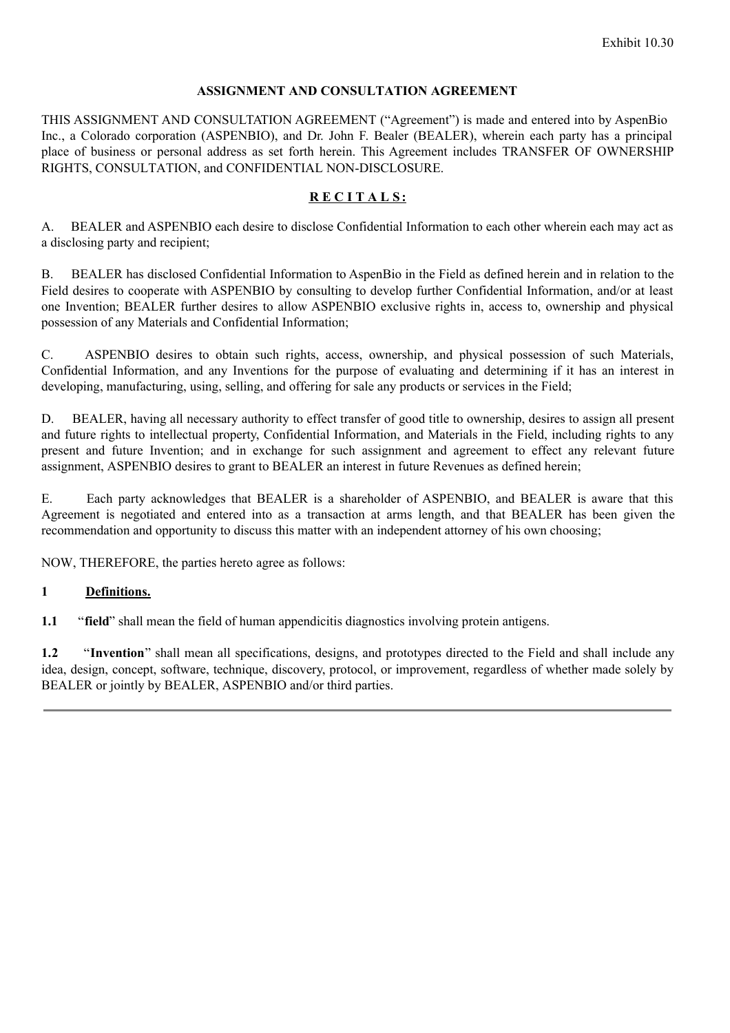Exhibit 10.30

**ASSIGNMENT AND CONSULTATION AGREEMENT**

THIS ASSIGNMENT AND CONSULTATION AGREEMENT ("Agreement") is made and entered into by AspenBio Inc., a Colorado corporation (ASPENBIO), and Dr. John F. Bealer (BEALER), wherein each party has a principal place of business or personal address as set forth herein. This Agreement includes TRANSFER OF OWNERSHIP RIGHTS, CONSULTATION, and CONFIDENTIAL NON-DISCLOSURE.

**R E C I T A L S:**

A. BEALER and ASPENBIO each desire to disclose Confidential Information to each other wherein each may act as a disclosing party and recipient;

B. BEALER has disclosed Confidential Information to AspenBio in the Field as defined herein and in relation to the Field desires to cooperate with ASPENBIO by consulting to develop further Confidential Information, and/or at least one Invention; BEALER further desires to allow ASPENBIO exclusive rights in, access to, ownership and physical possession of any Materials and Confidential Information;

C. ASPENBIO desires to obtain such rights, access, ownership, and physical possession of such Materials, Confidential Information, and any Inventions for the purpose of evaluating and determining if it has an interest in developing, manufacturing, using, selling, and offering for sale any products or services in the Field;

D. BEALER, having all necessary authority to effect transfer of good title to ownership, desires to assign all present and future rights to intellectual property, Confidential Information, and Materials in the Field, including rights to any present and future Invention; and in exchange for such assignment and agreement to effect any relevant future assignment, ASPENBIO desires to grant to BEALER an interest in future Revenues as defined herein;

E. Each party acknowledges that BEALER is a shareholder of ASPENBIO, and BEALER is aware that this Agreement is negotiated and entered into as a transaction at arms length, and that BEALER has been given the recommendation and opportunity to discuss this matter with an independent attorney of his own choosing;

NOW, THEREFORE, the parties hereto agree as follows:

**1 Definitions.**

**1.1** "**field**" shall mean the field of human appendicitis diagnostics involving protein antigens.

**1.2** "**Invention**" shall mean all specifications, designs, and prototypes directed to the Field and shall include any idea, design, concept, software, technique, discovery, protocol, or improvement, regardless of whether made solely by BEALER or jointly by BEALER, ASPENBIO and/or third parties.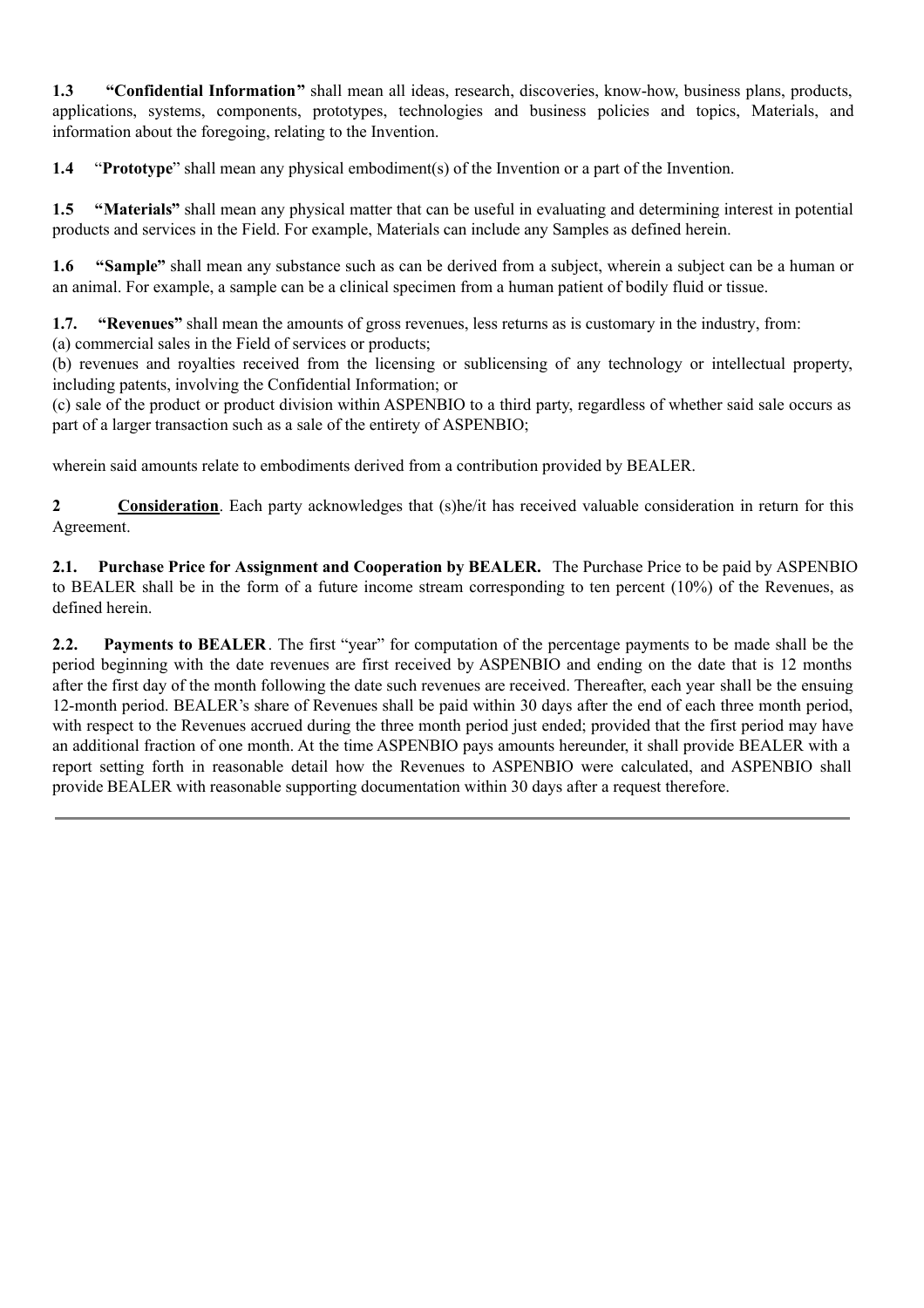**1.3 "Confidential Information"** shall mean all ideas, research, discoveries, know-how, business plans, products, applications, systems, components, prototypes, technologies and business policies and topics, Materials, and information about the foregoing, relating to the Invention.

**1.4** "**Prototype**" shall mean any physical embodiment(s) of the Invention or a part of the Invention.

**1.5 "Materials"** shall mean any physical matter that can be useful in evaluating and determining interest in potential products and services in the Field. For example, Materials can include any Samples as defined herein.

**1.6 "Sample"** shall mean any substance such as can be derived from a subject, wherein a subject can be a human or an animal. For example, a sample can be a clinical specimen from a human patient of bodily fluid or tissue.

**1.7. "Revenues"** shall mean the amounts of gross revenues, less returns as is customary in the industry, from:
(a) commercial sales in the Field of services or products;
(b) revenues and royalties received from the licensing or sublicensing of any technology or intellectual property, including patents, involving the Confidential Information; or
(c) sale of the product or product division within ASPENBIO to a third party, regardless of whether said sale occurs as part of a larger transaction such as a sale of the entirety of ASPENBIO;

wherein said amounts relate to embodiments derived from a contribution provided by BEALER.

**2** **<u>Consideration</u>**. Each party acknowledges that (s)he/it has received valuable consideration in return for this Agreement.

**2.1. Purchase Price for Assignment and Cooperation by BEALER.** The Purchase Price to be paid by ASPENBIO to BEALER shall be in the form of a future income stream corresponding to ten percent (10%) of the Revenues, as defined herein.

**2.2. Payments to BEALER**. The first "year" for computation of the percentage payments to be made shall be the period beginning with the date revenues are first received by ASPENBIO and ending on the date that is 12 months after the first day of the month following the date such revenues are received. Thereafter, each year shall be the ensuing 12-month period. BEALER's share of Revenues shall be paid within 30 days after the end of each three month period, with respect to the Revenues accrued during the three month period just ended; provided that the first period may have an additional fraction of one month. At the time ASPENBIO pays amounts hereunder, it shall provide BEALER with a report setting forth in reasonable detail how the Revenues to ASPENBIO were calculated, and ASPENBIO shall provide BEALER with reasonable supporting documentation within 30 days after a request therefore.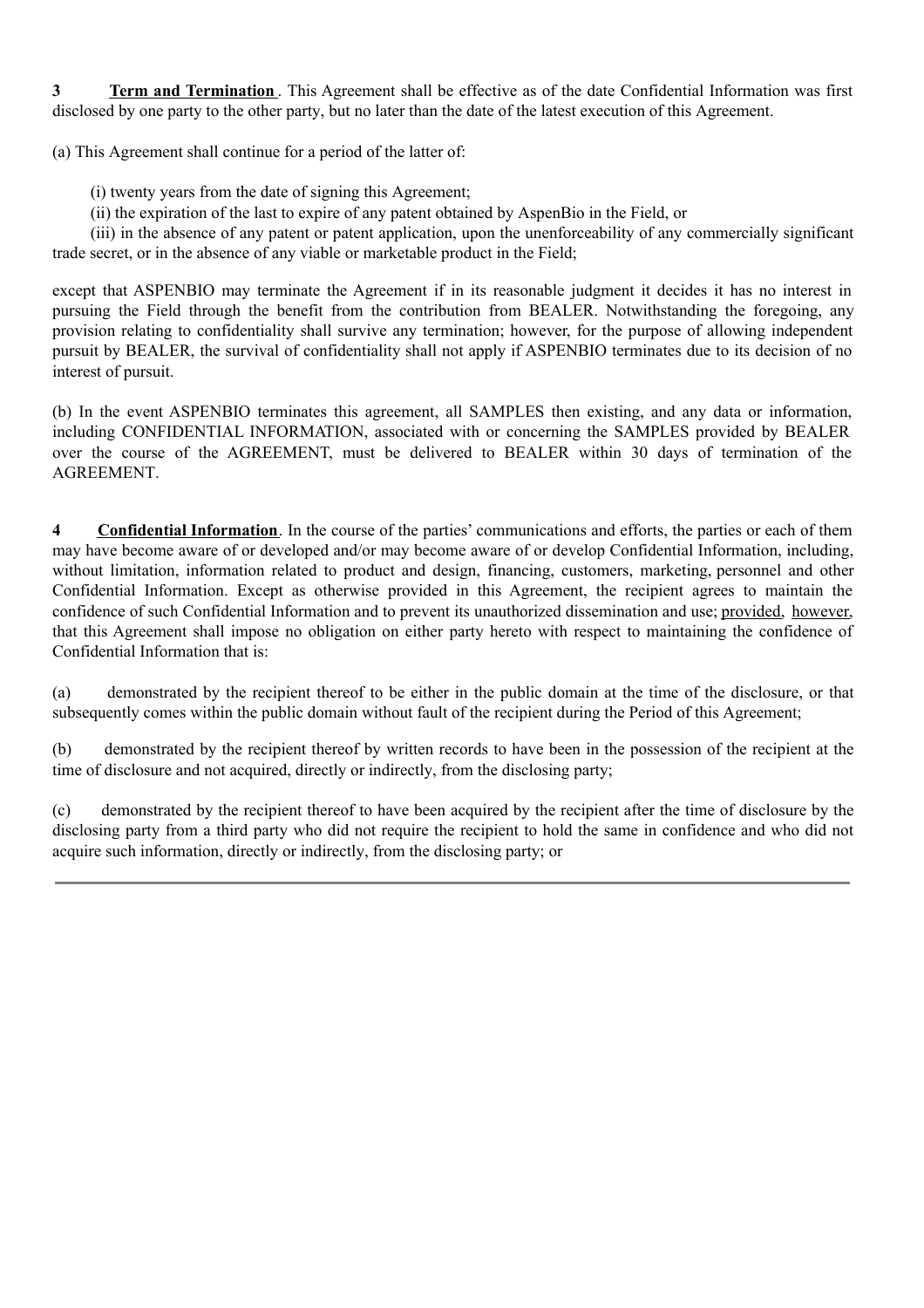**3 Term and Termination**. This Agreement shall be effective as of the date Confidential Information was first disclosed by one party to the other party, but no later than the date of the latest execution of this Agreement.

(a) This Agreement shall continue for a period of the latter of:

(i) twenty years from the date of signing this Agreement;
(ii) the expiration of the last to expire of any patent obtained by AspenBio in the Field, or
(iii) in the absence of any patent or patent application, upon the unenforceability of any commercially significant trade secret, or in the absence of any viable or marketable product in the Field;

except that ASPENBIO may terminate the Agreement if in its reasonable judgment it decides it has no interest in pursuing the Field through the benefit from the contribution from BEALER. Notwithstanding the foregoing, any provision relating to confidentiality shall survive any termination; however, for the purpose of allowing independent pursuit by BEALER, the survival of confidentiality shall not apply if ASPENBIO terminates due to its decision of no interest of pursuit.

(b) In the event ASPENBIO terminates this agreement, all SAMPLES then existing, and any data or information, including CONFIDENTIAL INFORMATION, associated with or concerning the SAMPLES provided by BEALER over the course of the AGREEMENT, must be delivered to BEALER within 30 days of termination of the AGREEMENT.

**4 Confidential Information**. In the course of the parties' communications and efforts, the parties or each of them may have become aware of or developed and/or may become aware of or develop Confidential Information, including, without limitation, information related to product and design, financing, customers, marketing, personnel and other Confidential Information. Except as otherwise provided in this Agreement, the recipient agrees to maintain the confidence of such Confidential Information and to prevent its unauthorized dissemination and use; provided, however, that this Agreement shall impose no obligation on either party hereto with respect to maintaining the confidence of Confidential Information that is:

(a) demonstrated by the recipient thereof to be either in the public domain at the time of the disclosure, or that subsequently comes within the public domain without fault of the recipient during the Period of this Agreement;

(b) demonstrated by the recipient thereof by written records to have been in the possession of the recipient at the time of disclosure and not acquired, directly or indirectly, from the disclosing party;

(c) demonstrated by the recipient thereof to have been acquired by the recipient after the time of disclosure by the disclosing party from a third party who did not require the recipient to hold the same in confidence and who did not acquire such information, directly or indirectly, from the disclosing party; or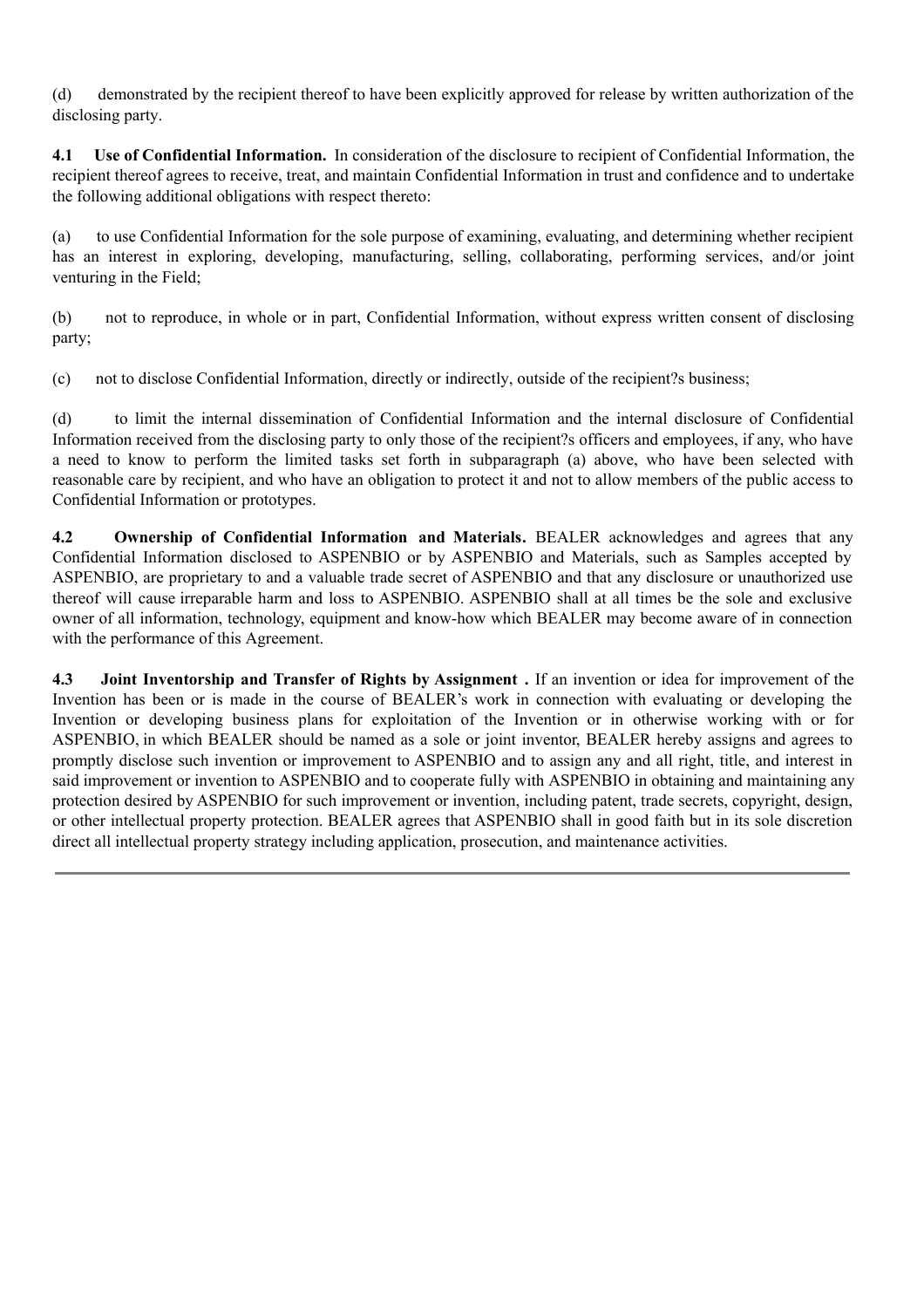(d) demonstrated by the recipient thereof to have been explicitly approved for release by written authorization of the disclosing party.

**4.1 Use of Confidential Information.** In consideration of the disclosure to recipient of Confidential Information, the recipient thereof agrees to receive, treat, and maintain Confidential Information in trust and confidence and to undertake the following additional obligations with respect thereto:

(a) to use Confidential Information for the sole purpose of examining, evaluating, and determining whether recipient has an interest in exploring, developing, manufacturing, selling, collaborating, performing services, and/or joint venturing in the Field;

(b) not to reproduce, in whole or in part, Confidential Information, without express written consent of disclosing party;

(c) not to disclose Confidential Information, directly or indirectly, outside of the recipient?s business;

(d) to limit the internal dissemination of Confidential Information and the internal disclosure of Confidential Information received from the disclosing party to only those of the recipient?s officers and employees, if any, who have a need to know to perform the limited tasks set forth in subparagraph (a) above, who have been selected with reasonable care by recipient, and who have an obligation to protect it and not to allow members of the public access to Confidential Information or prototypes.

**4.2 Ownership of Confidential Information and Materials.** BEALER acknowledges and agrees that any Confidential Information disclosed to ASPENBIO or by ASPENBIO and Materials, such as Samples accepted by ASPENBIO, are proprietary to and a valuable trade secret of ASPENBIO and that any disclosure or unauthorized use thereof will cause irreparable harm and loss to ASPENBIO. ASPENBIO shall at all times be the sole and exclusive owner of all information, technology, equipment and know-how which BEALER may become aware of in connection with the performance of this Agreement.

**4.3 Joint Inventorship and Transfer of Rights by Assignment .** If an invention or idea for improvement of the Invention has been or is made in the course of BEALER's work in connection with evaluating or developing the Invention or developing business plans for exploitation of the Invention or in otherwise working with or for ASPENBIO, in which BEALER should be named as a sole or joint inventor, BEALER hereby assigns and agrees to promptly disclose such invention or improvement to ASPENBIO and to assign any and all right, title, and interest in said improvement or invention to ASPENBIO and to cooperate fully with ASPENBIO in obtaining and maintaining any protection desired by ASPENBIO for such improvement or invention, including patent, trade secrets, copyright, design, or other intellectual property protection. BEALER agrees that ASPENBIO shall in good faith but in its sole discretion direct all intellectual property strategy including application, prosecution, and maintenance activities.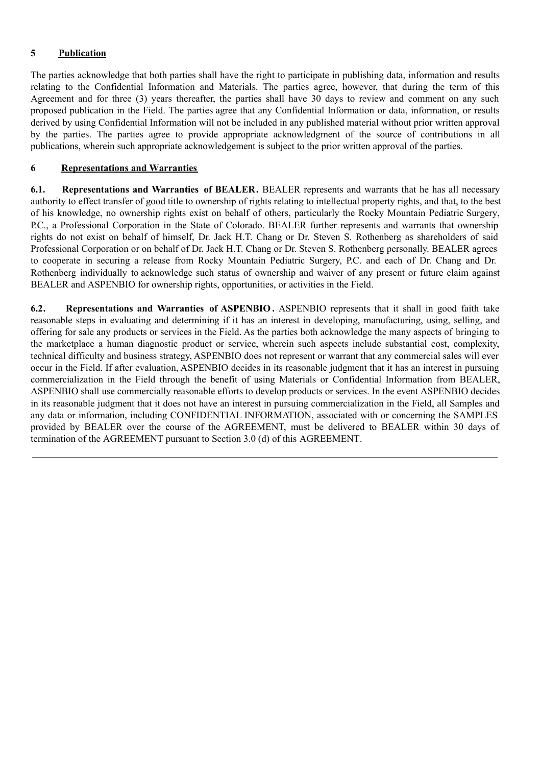## 5 Publication

The parties acknowledge that both parties shall have the right to participate in publishing data, information and results relating to the Confidential Information and Materials. The parties agree, however, that during the term of this Agreement and for three (3) years thereafter, the parties shall have 30 days to review and comment on any such proposed publication in the Field. The parties agree that any Confidential Information or data, information, or results derived by using Confidential Information will not be included in any published material without prior written approval by the parties. The parties agree to provide appropriate acknowledgment of the source of contributions in all publications, wherein such appropriate acknowledgement is subject to the prior written approval of the parties.

## 6 Representations and Warranties

**6.1. Representations and Warranties of BEALER.** BEALER represents and warrants that he has all necessary authority to effect transfer of good title to ownership of rights relating to intellectual property rights, and that, to the best of his knowledge, no ownership rights exist on behalf of others, particularly the Rocky Mountain Pediatric Surgery, P.C., a Professional Corporation in the State of Colorado. BEALER further represents and warrants that ownership rights do not exist on behalf of himself, Dr. Jack H.T. Chang or Dr. Steven S. Rothenberg as shareholders of said Professional Corporation or on behalf of Dr. Jack H.T. Chang or Dr. Steven S. Rothenberg personally. BEALER agrees to cooperate in securing a release from Rocky Mountain Pediatric Surgery, P.C. and each of Dr. Chang and Dr. Rothenberg individually to acknowledge such status of ownership and waiver of any present or future claim against BEALER and ASPENBIO for ownership rights, opportunities, or activities in the Field.

**6.2. Representations and Warranties of ASPENBIO.** ASPENBIO represents that it shall in good faith take reasonable steps in evaluating and determining if it has an interest in developing, manufacturing, using, selling, and offering for sale any products or services in the Field. As the parties both acknowledge the many aspects of bringing to the marketplace a human diagnostic product or service, wherein such aspects include substantial cost, complexity, technical difficulty and business strategy, ASPENBIO does not represent or warrant that any commercial sales will ever occur in the Field. If after evaluation, ASPENBIO decides in its reasonable judgment that it has an interest in pursuing commercialization in the Field through the benefit of using Materials or Confidential Information from BEALER, ASPENBIO shall use commercially reasonable efforts to develop products or services. In the event ASPENBIO decides in its reasonable judgment that it does not have an interest in pursuing commercialization in the Field, all Samples and any data or information, including CONFIDENTIAL INFORMATION, associated with or concerning the SAMPLES provided by BEALER over the course of the AGREEMENT, must be delivered to BEALER within 30 days of termination of the AGREEMENT pursuant to Section 3.0 (d) of this AGREEMENT.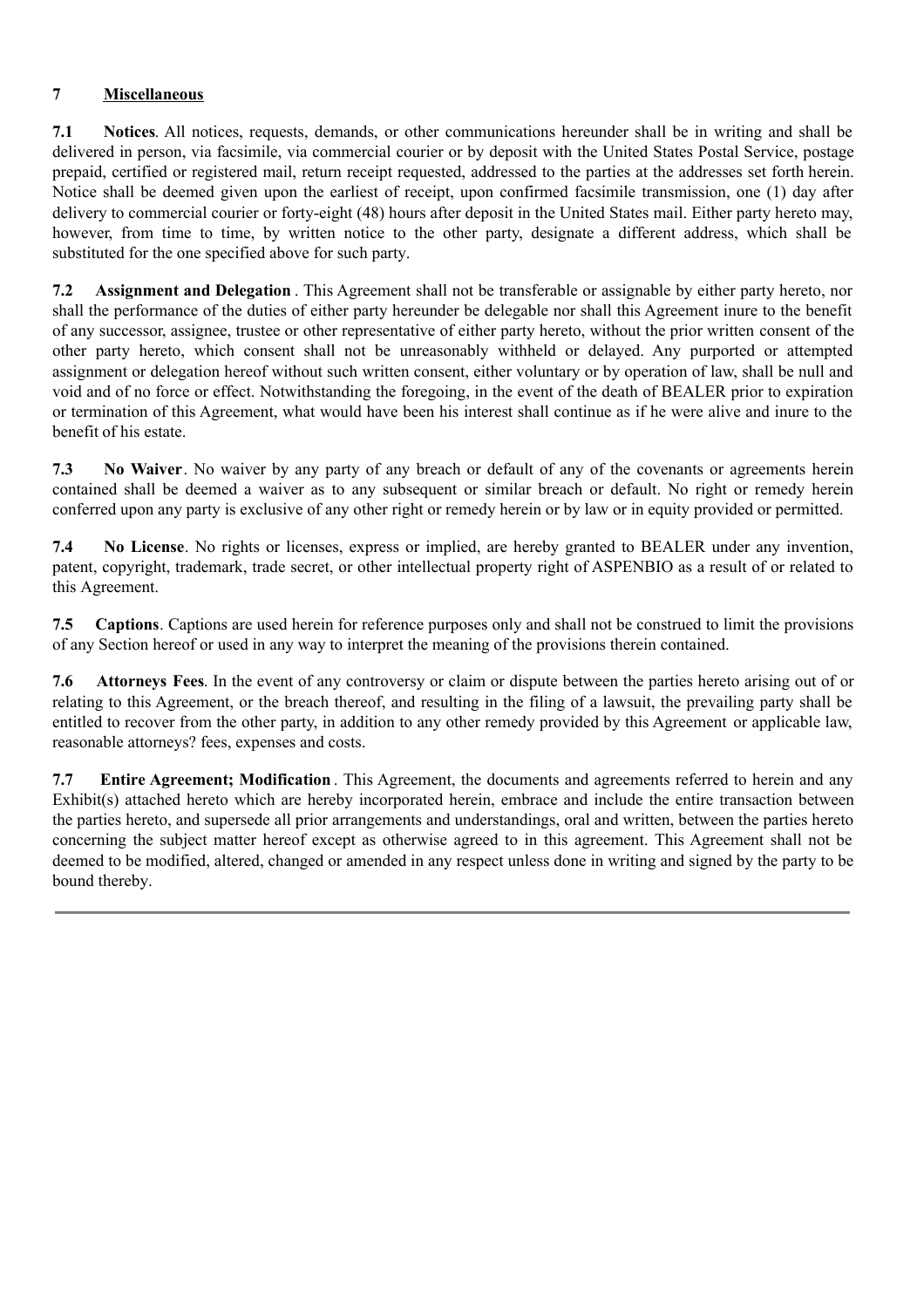**7 Miscellaneous**

**7.1 Notices**. All notices, requests, demands, or other communications hereunder shall be in writing and shall be delivered in person, via facsimile, via commercial courier or by deposit with the United States Postal Service, postage prepaid, certified or registered mail, return receipt requested, addressed to the parties at the addresses set forth herein. Notice shall be deemed given upon the earliest of receipt, upon confirmed facsimile transmission, one (1) day after delivery to commercial courier or forty-eight (48) hours after deposit in the United States mail. Either party hereto may, however, from time to time, by written notice to the other party, designate a different address, which shall be substituted for the one specified above for such party.

**7.2 Assignment and Delegation**. This Agreement shall not be transferable or assignable by either party hereto, nor shall the performance of the duties of either party hereunder be delegable nor shall this Agreement inure to the benefit of any successor, assignee, trustee or other representative of either party hereto, without the prior written consent of the other party hereto, which consent shall not be unreasonably withheld or delayed. Any purported or attempted assignment or delegation hereof without such written consent, either voluntary or by operation of law, shall be null and void and of no force or effect. Notwithstanding the foregoing, in the event of the death of BEALER prior to expiration or termination of this Agreement, what would have been his interest shall continue as if he were alive and inure to the benefit of his estate.

**7.3 No Waiver**. No waiver by any party of any breach or default of any of the covenants or agreements herein contained shall be deemed a waiver as to any subsequent or similar breach or default. No right or remedy herein conferred upon any party is exclusive of any other right or remedy herein or by law or in equity provided or permitted.

**7.4 No License**. No rights or licenses, express or implied, are hereby granted to BEALER under any invention, patent, copyright, trademark, trade secret, or other intellectual property right of ASPENBIO as a result of or related to this Agreement.

**7.5 Captions**. Captions are used herein for reference purposes only and shall not be construed to limit the provisions of any Section hereof or used in any way to interpret the meaning of the provisions therein contained.

**7.6 Attorneys Fees**. In the event of any controversy or claim or dispute between the parties hereto arising out of or relating to this Agreement, or the breach thereof, and resulting in the filing of a lawsuit, the prevailing party shall be entitled to recover from the other party, in addition to any other remedy provided by this Agreement or applicable law, reasonable attorneys? fees, expenses and costs.

**7.7 Entire Agreement; Modification**. This Agreement, the documents and agreements referred to herein and any Exhibit(s) attached hereto which are hereby incorporated herein, embrace and include the entire transaction between the parties hereto, and supersede all prior arrangements and understandings, oral and written, between the parties hereto concerning the subject matter hereof except as otherwise agreed to in this agreement. This Agreement shall not be deemed to be modified, altered, changed or amended in any respect unless done in writing and signed by the party to be bound thereby.

---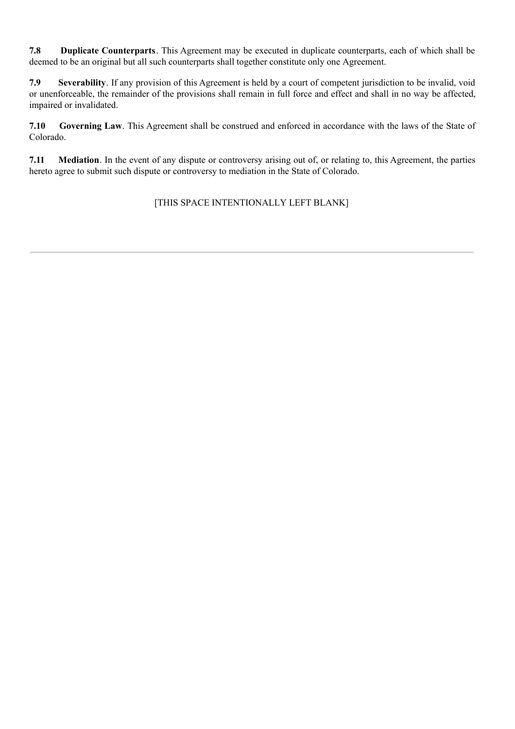**7.8 Duplicate Counterparts**. This Agreement may be executed in duplicate counterparts, each of which shall be deemed to be an original but all such counterparts shall together constitute only one Agreement.

**7.9 Severability**. If any provision of this Agreement is held by a court of competent jurisdiction to be invalid, void or unenforceable, the remainder of the provisions shall remain in full force and effect and shall in no way be affected, impaired or invalidated.

**7.10 Governing Law**. This Agreement shall be construed and enforced in accordance with the laws of the State of Colorado.

**7.11 Mediation**. In the event of any dispute or controversy arising out of, or relating to, this Agreement, the parties hereto agree to submit such dispute or controversy to mediation in the State of Colorado.

[THIS SPACE INTENTIONALLY LEFT BLANK]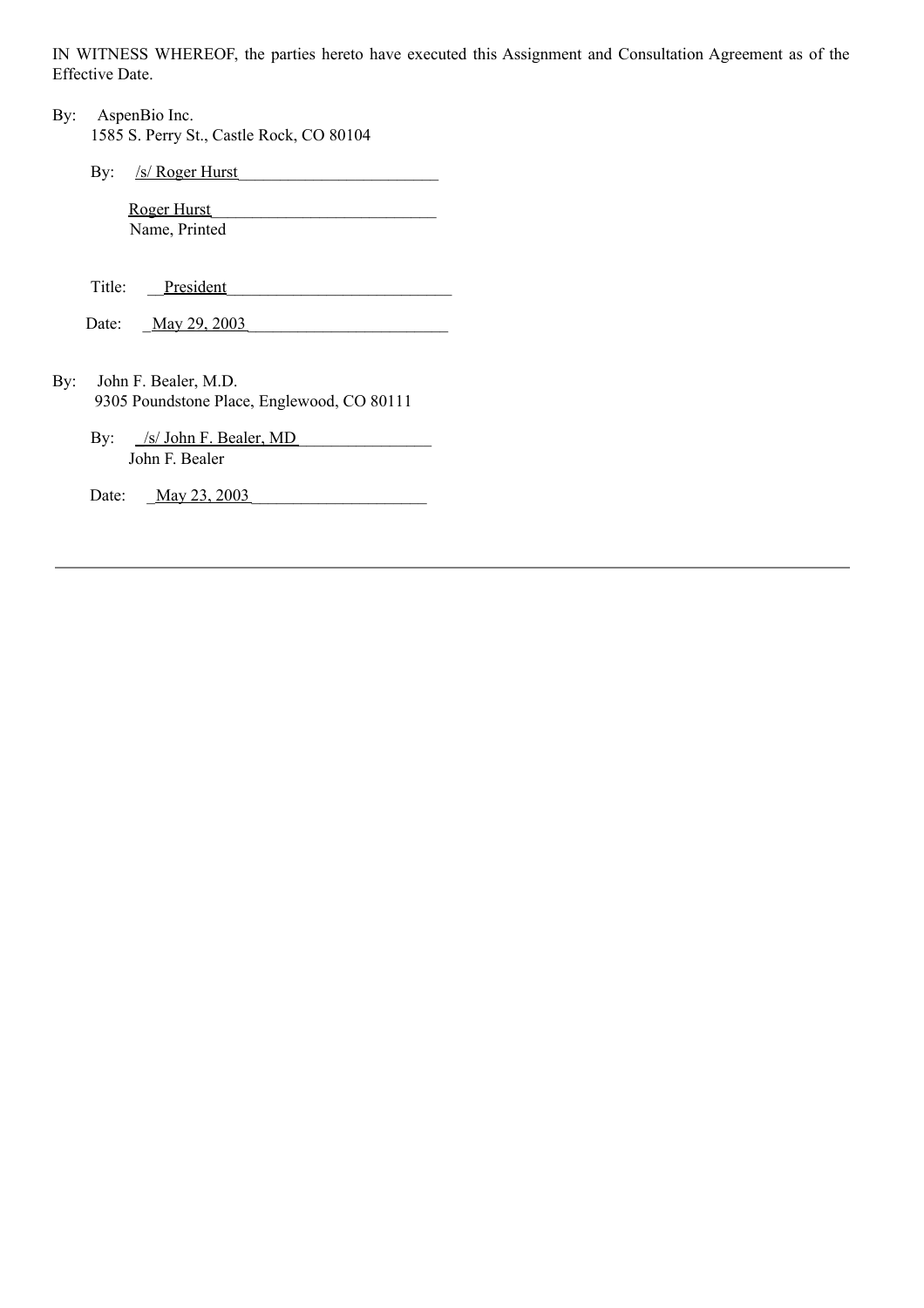IN WITNESS WHEREOF, the parties hereto have executed this Assignment and Consultation Agreement as of the Effective Date.

By: AspenBio Inc.
1585 S. Perry St., Castle Rock, CO 80104

By: /s/ Roger Hurst

Roger Hurst
Name, Printed

Title: President

Date: May 29, 2003

By: John F. Bealer, M.D.
9305 Poundstone Place, Englewood, CO 80111

By: /s/ John F. Bealer, MD
John F. Bealer

Date: May 23, 2003

---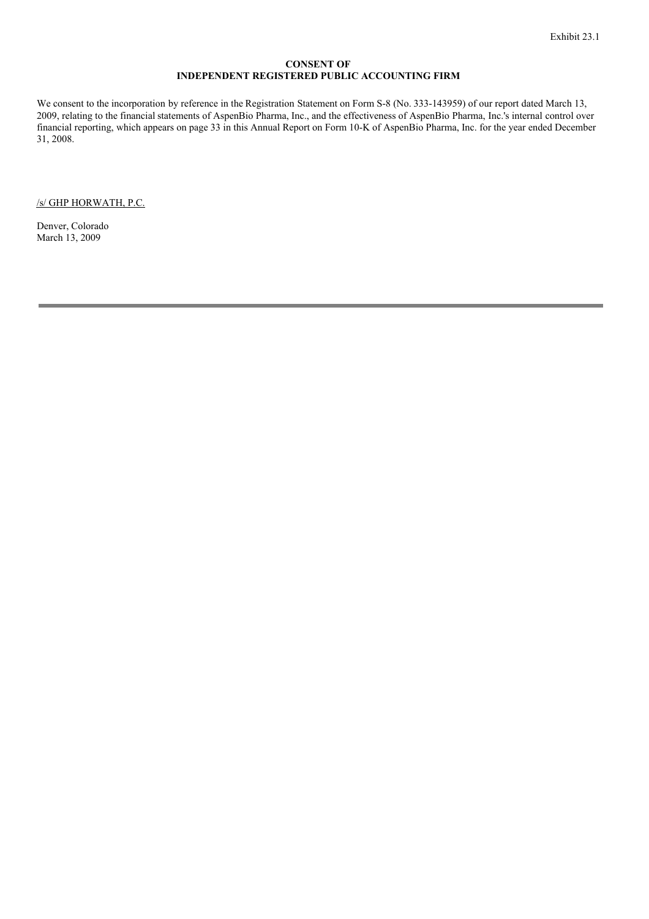Exhibit 23.1

**CONSENT OF**
**INDEPENDENT REGISTERED PUBLIC ACCOUNTING FIRM**

We consent to the incorporation by reference in the Registration Statement on Form S-8 (No. 333-143959) of our report dated March 13, 2009, relating to the financial statements of AspenBio Pharma, Inc., and the effectiveness of AspenBio Pharma, Inc.'s internal control over financial reporting, which appears on page 33 in this Annual Report on Form 10-K of AspenBio Pharma, Inc. for the year ended December 31, 2008.

/s/ GHP HORWATH, P.C.

Denver, Colorado
March 13, 2009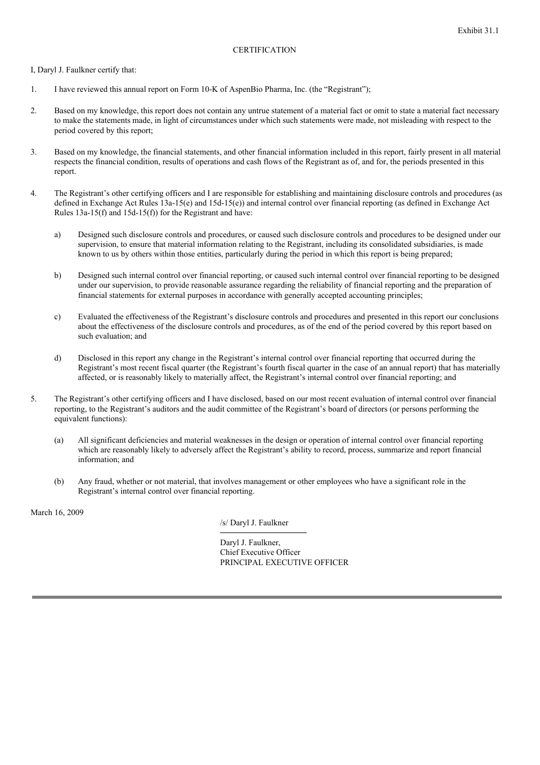Exhibit 31.1

CERTIFICATION

I, Daryl J. Faulkner certify that:

1. I have reviewed this annual report on Form 10-K of AspenBio Pharma, Inc. (the "Registrant");

2. Based on my knowledge, this report does not contain any untrue statement of a material fact or omit to state a material fact necessary to make the statements made, in light of circumstances under which such statements were made, not misleading with respect to the period covered by this report;

3. Based on my knowledge, the financial statements, and other financial information included in this report, fairly present in all material respects the financial condition, results of operations and cash flows of the Registrant as of, and for, the periods presented in this report.

4. The Registrant's other certifying officers and I are responsible for establishing and maintaining disclosure controls and procedures (as defined in Exchange Act Rules 13a-15(e) and 15d-15(e)) and internal control over financial reporting (as defined in Exchange Act Rules 13a-15(f) and 15d-15(f)) for the Registrant and have:

   a) Designed such disclosure controls and procedures, or caused such disclosure controls and procedures to be designed under our supervision, to ensure that material information relating to the Registrant, including its consolidated subsidiaries, is made known to us by others within those entities, particularly during the period in which this report is being prepared;

   b) Designed such internal control over financial reporting, or caused such internal control over financial reporting to be designed under our supervision, to provide reasonable assurance regarding the reliability of financial reporting and the preparation of financial statements for external purposes in accordance with generally accepted accounting principles;

   c) Evaluated the effectiveness of the Registrant's disclosure controls and procedures and presented in this report our conclusions about the effectiveness of the disclosure controls and procedures, as of the end of the period covered by this report based on such evaluation; and

   d) Disclosed in this report any change in the Registrant's internal control over financial reporting that occurred during the Registrant's most recent fiscal quarter (the Registrant's fourth fiscal quarter in the case of an annual report) that has materially affected, or is reasonably likely to materially affect, the Registrant's internal control over financial reporting; and

5. The Registrant's other certifying officers and I have disclosed, based on our most recent evaluation of internal control over financial reporting, to the Registrant's auditors and the audit committee of the Registrant's board of directors (or persons performing the equivalent functions):

   (a) All significant deficiencies and material weaknesses in the design or operation of internal control over financial reporting which are reasonably likely to adversely affect the Registrant's ability to record, process, summarize and report financial information; and

   (b) Any fraud, whether or not material, that involves management or other employees who have a significant role in the Registrant's internal control over financial reporting.

March 16, 2009

/s/ Daryl J. Faulkner

Daryl J. Faulkner,
Chief Executive Officer
PRINCIPAL EXECUTIVE OFFICER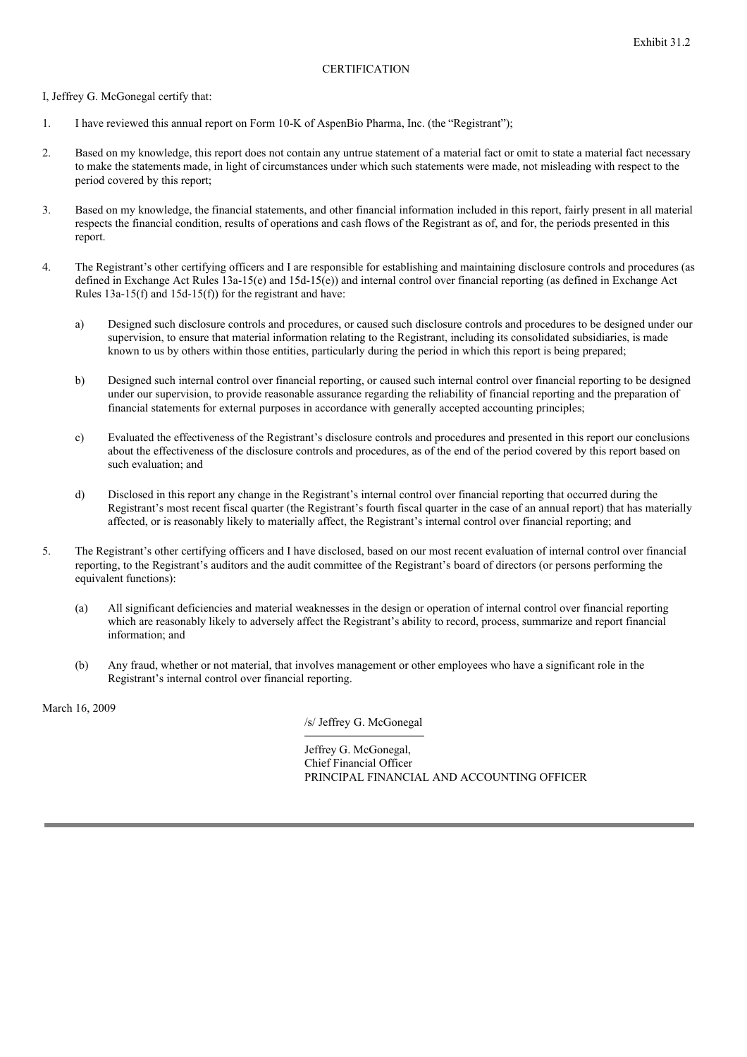Exhibit 31.2

# CERTIFICATION

I, Jeffrey G. McGonegal certify that:

1. I have reviewed this annual report on Form 10-K of AspenBio Pharma, Inc. (the "Registrant");

2. Based on my knowledge, this report does not contain any untrue statement of a material fact or omit to state a material fact necessary to make the statements made, in light of circumstances under which such statements were made, not misleading with respect to the period covered by this report;

3. Based on my knowledge, the financial statements, and other financial information included in this report, fairly present in all material respects the financial condition, results of operations and cash flows of the Registrant as of, and for, the periods presented in this report.

4. The Registrant's other certifying officers and I are responsible for establishing and maintaining disclosure controls and procedures (as defined in Exchange Act Rules 13a-15(e) and 15d-15(e)) and internal control over financial reporting (as defined in Exchange Act Rules 13a-15(f) and 15d-15(f)) for the registrant and have:

   a) Designed such disclosure controls and procedures, or caused such disclosure controls and procedures to be designed under our supervision, to ensure that material information relating to the Registrant, including its consolidated subsidiaries, is made known to us by others within those entities, particularly during the period in which this report is being prepared;

   b) Designed such internal control over financial reporting, or caused such internal control over financial reporting to be designed under our supervision, to provide reasonable assurance regarding the reliability of financial reporting and the preparation of financial statements for external purposes in accordance with generally accepted accounting principles;

   c) Evaluated the effectiveness of the Registrant's disclosure controls and procedures and presented in this report our conclusions about the effectiveness of the disclosure controls and procedures, as of the end of the period covered by this report based on such evaluation; and

   d) Disclosed in this report any change in the Registrant's internal control over financial reporting that occurred during the Registrant's most recent fiscal quarter (the Registrant's fourth fiscal quarter in the case of an annual report) that has materially affected, or is reasonably likely to materially affect, the Registrant's internal control over financial reporting; and

5. The Registrant's other certifying officers and I have disclosed, based on our most recent evaluation of internal control over financial reporting, to the Registrant's auditors and the audit committee of the Registrant's board of directors (or persons performing the equivalent functions):

   (a) All significant deficiencies and material weaknesses in the design or operation of internal control over financial reporting which are reasonably likely to adversely affect the Registrant's ability to record, process, summarize and report financial information; and

   (b) Any fraud, whether or not material, that involves management or other employees who have a significant role in the Registrant's internal control over financial reporting.

March 16, 2009

/s/ Jeffrey G. McGonegal

Jeffrey G. McGonegal,
Chief Financial Officer
PRINCIPAL FINANCIAL AND ACCOUNTING OFFICER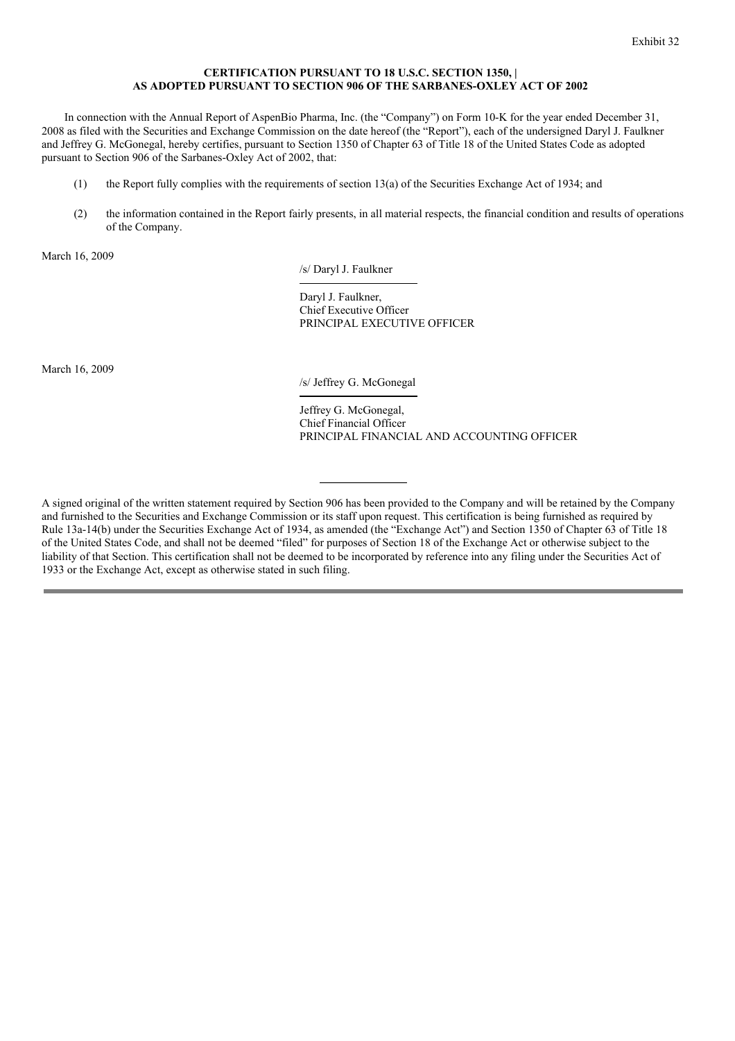Exhibit 32

**CERTIFICATION PURSUANT TO 18 U.S.C. SECTION 1350, |**
**AS ADOPTED PURSUANT TO SECTION 906 OF THE SARBANES-OXLEY ACT OF 2002**

In connection with the Annual Report of AspenBio Pharma, Inc. (the "Company") on Form 10-K for the year ended December 31, 2008 as filed with the Securities and Exchange Commission on the date hereof (the "Report"), each of the undersigned Daryl J. Faulkner and Jeffrey G. McGonegal, hereby certifies, pursuant to Section 1350 of Chapter 63 of Title 18 of the United States Code as adopted pursuant to Section 906 of the Sarbanes-Oxley Act of 2002, that:

(1) the Report fully complies with the requirements of section 13(a) of the Securities Exchange Act of 1934; and

(2) the information contained in the Report fairly presents, in all material respects, the financial condition and results of operations of the Company.

March 16, 2009

/s/ Daryl J. Faulkner

Daryl J. Faulkner,
Chief Executive Officer
PRINCIPAL EXECUTIVE OFFICER

March 16, 2009

/s/ Jeffrey G. McGonegal

Jeffrey G. McGonegal,
Chief Financial Officer
PRINCIPAL FINANCIAL AND ACCOUNTING OFFICER

---

A signed original of the written statement required by Section 906 has been provided to the Company and will be retained by the Company and furnished to the Securities and Exchange Commission or its staff upon request. This certification is being furnished as required by Rule 13a-14(b) under the Securities Exchange Act of 1934, as amended (the "Exchange Act") and Section 1350 of Chapter 63 of Title 18 of the United States Code, and shall not be deemed "filed" for purposes of Section 18 of the Exchange Act or otherwise subject to the liability of that Section. This certification shall not be deemed to be incorporated by reference into any filing under the Securities Act of 1933 or the Exchange Act, except as otherwise stated in such filing.